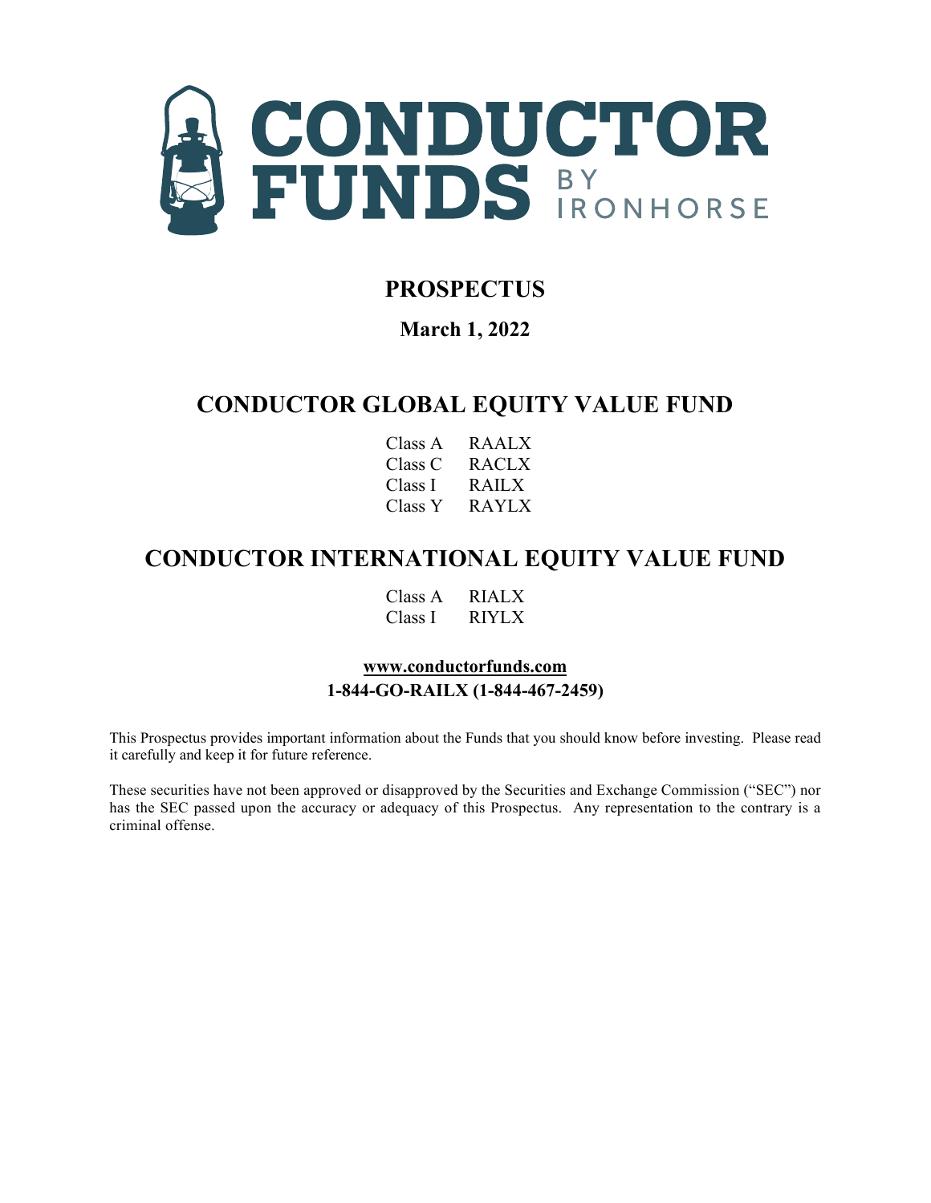# CONDUCTOR FUNDS BY IRONHORSE

## PROSPECTUS

**March 1, 2022**

## CONDUCTOR GLOBAL EQUITY VALUE FUND

| | |
|---|---|
| Class A | RAALX |
| Class C | RACLX |
| Class I | RAILX |
| Class Y | RAYLX |

## CONDUCTOR INTERNATIONAL EQUITY VALUE FUND

| | |
|---|---|
| Class A | RIALX |
| Class I | RIYLX |

**www.conductorfunds.com**
**1-844-GO-RAILX (1-844-467-2459)**

This Prospectus provides important information about the Funds that you should know before investing. Please read it carefully and keep it for future reference.

These securities have not been approved or disapproved by the Securities and Exchange Commission ("SEC") nor has the SEC passed upon the accuracy or adequacy of this Prospectus. Any representation to the contrary is a criminal offense.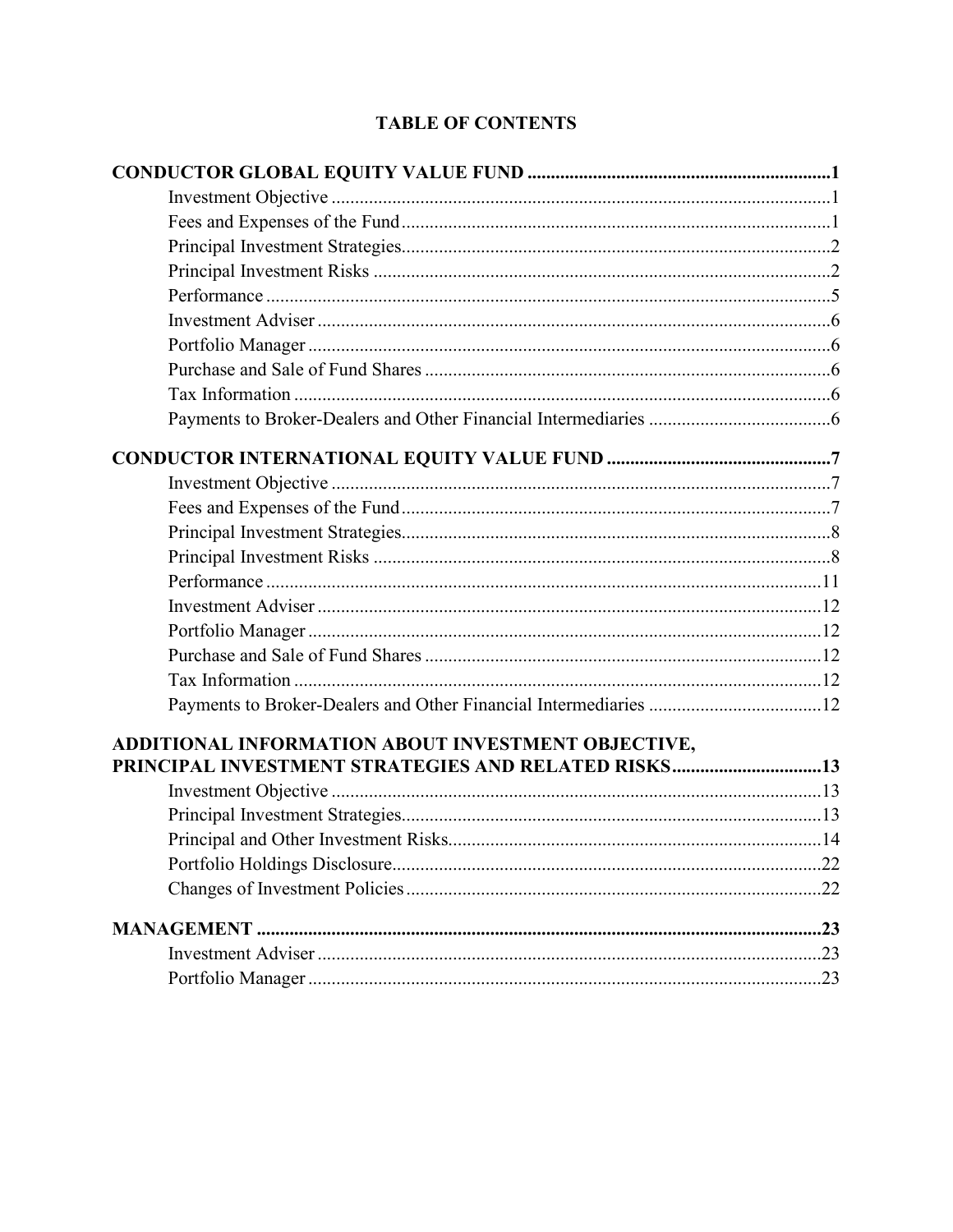# TABLE OF CONTENTS

| | |
|---|---|
| **CONDUCTOR GLOBAL EQUITY VALUE FUND** | **1** |
| Investment Objective | 1 |
| Fees and Expenses of the Fund | 1 |
| Principal Investment Strategies | 2 |
| Principal Investment Risks | 2 |
| Performance | 5 |
| Investment Adviser | 6 |
| Portfolio Manager | 6 |
| Purchase and Sale of Fund Shares | 6 |
| Tax Information | 6 |
| Payments to Broker-Dealers and Other Financial Intermediaries | 6 |
| **CONDUCTOR INTERNATIONAL EQUITY VALUE FUND** | **7** |
| Investment Objective | 7 |
| Fees and Expenses of the Fund | 7 |
| Principal Investment Strategies | 8 |
| Principal Investment Risks | 8 |
| Performance | 11 |
| Investment Adviser | 12 |
| Portfolio Manager | 12 |
| Purchase and Sale of Fund Shares | 12 |
| Tax Information | 12 |
| Payments to Broker-Dealers and Other Financial Intermediaries | 12 |
| **ADDITIONAL INFORMATION ABOUT INVESTMENT OBJECTIVE, PRINCIPAL INVESTMENT STRATEGIES AND RELATED RISKS** | **13** |
| Investment Objective | 13 |
| Principal Investment Strategies | 13 |
| Principal and Other Investment Risks | 14 |
| Portfolio Holdings Disclosure | 22 |
| Changes of Investment Policies | 22 |
| **MANAGEMENT** | **23** |
| Investment Adviser | 23 |
| Portfolio Manager | 23 |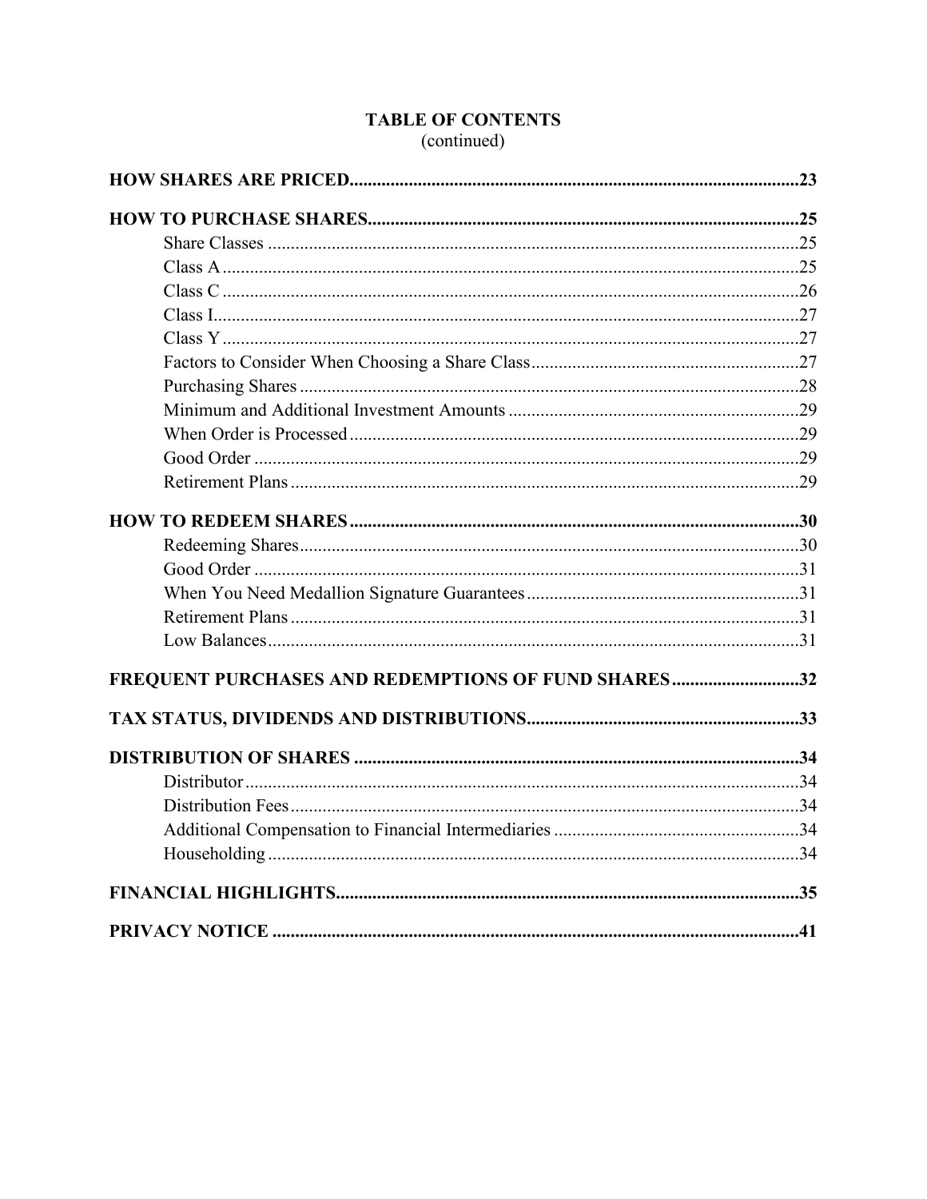**TABLE OF CONTENTS**
(continued)

| | |
|---|---|
| **HOW SHARES ARE PRICED** | **23** |
| **HOW TO PURCHASE SHARES** | **25** |
| Share Classes | 25 |
| Class A | 25 |
| Class C | 26 |
| Class I | 27 |
| Class Y | 27 |
| Factors to Consider When Choosing a Share Class | 27 |
| Purchasing Shares | 28 |
| Minimum and Additional Investment Amounts | 29 |
| When Order is Processed | 29 |
| Good Order | 29 |
| Retirement Plans | 29 |
| **HOW TO REDEEM SHARES** | **30** |
| Redeeming Shares | 30 |
| Good Order | 31 |
| When You Need Medallion Signature Guarantees | 31 |
| Retirement Plans | 31 |
| Low Balances | 31 |
| **FREQUENT PURCHASES AND REDEMPTIONS OF FUND SHARES** | **32** |
| **TAX STATUS, DIVIDENDS AND DISTRIBUTIONS** | **33** |
| **DISTRIBUTION OF SHARES** | **34** |
| Distributor | 34 |
| Distribution Fees | 34 |
| Additional Compensation to Financial Intermediaries | 34 |
| Householding | 34 |
| **FINANCIAL HIGHLIGHTS** | **35** |
| **PRIVACY NOTICE** | **41** |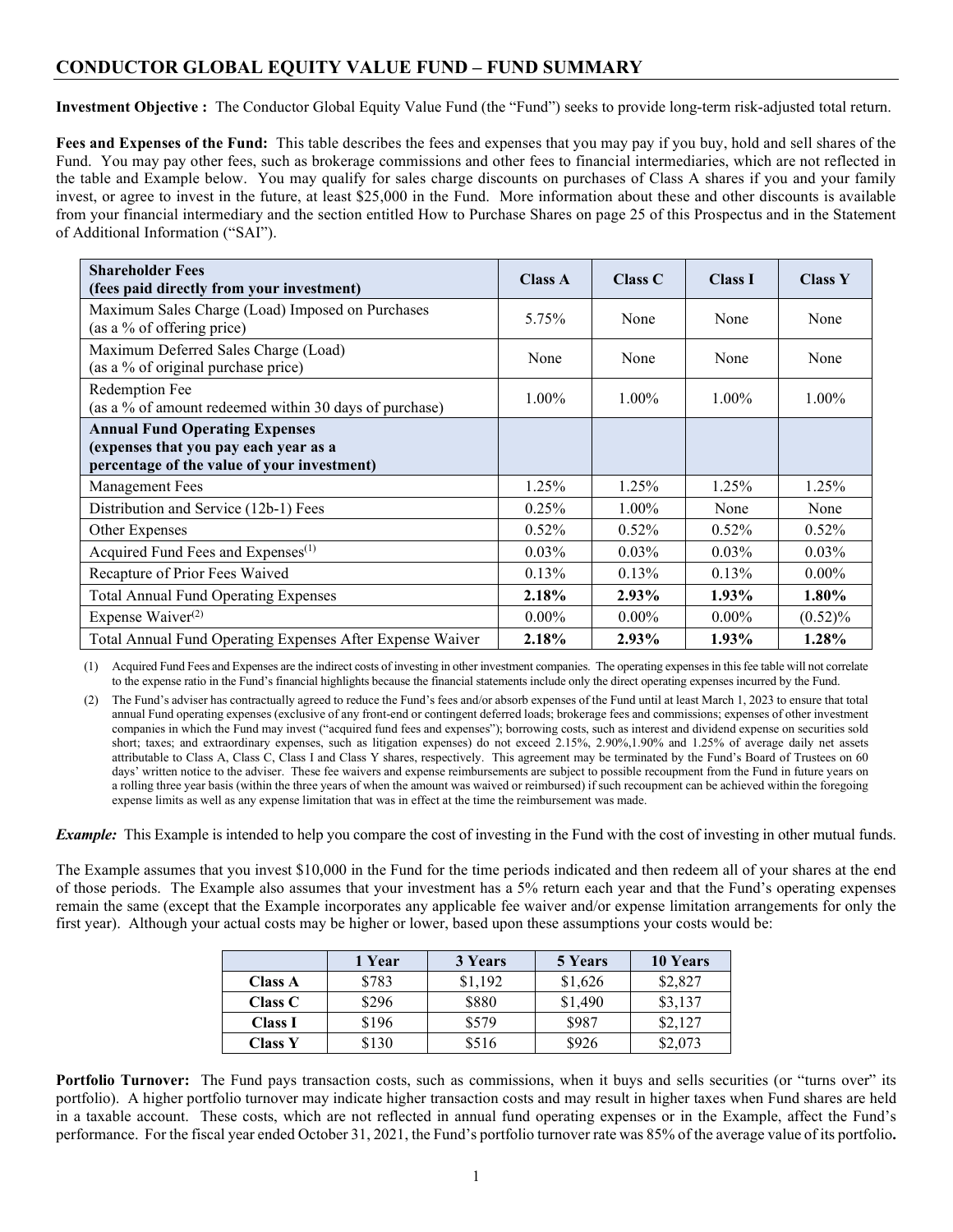## CONDUCTOR GLOBAL EQUITY VALUE FUND – FUND SUMMARY

**Investment Objective :** The Conductor Global Equity Value Fund (the "Fund") seeks to provide long-term risk-adjusted total return.

**Fees and Expenses of the Fund:** This table describes the fees and expenses that you may pay if you buy, hold and sell shares of the Fund. You may pay other fees, such as brokerage commissions and other fees to financial intermediaries, which are not reflected in the table and Example below. You may qualify for sales charge discounts on purchases of Class A shares if you and your family invest, or agree to invest in the future, at least $25,000 in the Fund. More information about these and other discounts is available from your financial intermediary and the section entitled How to Purchase Shares on page 25 of this Prospectus and in the Statement of Additional Information ("SAI").

| **Shareholder Fees (fees paid directly from your investment)** | **Class A** | **Class C** | **Class I** | **Class Y** |
|---|---|---|---|---|
| Maximum Sales Charge (Load) Imposed on Purchases (as a % of offering price) | 5.75% | None | None | None |
| Maximum Deferred Sales Charge (Load) (as a % of original purchase price) | None | None | None | None |
| Redemption Fee (as a % of amount redeemed within 30 days of purchase) | 1.00% | 1.00% | 1.00% | 1.00% |
| **Annual Fund Operating Expenses (expenses that you pay each year as a percentage of the value of your investment)** | | | | |
| Management Fees | 1.25% | 1.25% | 1.25% | 1.25% |
| Distribution and Service (12b-1) Fees | 0.25% | 1.00% | None | None |
| Other Expenses | 0.52% | 0.52% | 0.52% | 0.52% |
| Acquired Fund Fees and Expenses[(1)] | 0.03% | 0.03% | 0.03% | 0.03% |
| Recapture of Prior Fees Waived | 0.13% | 0.13% | 0.13% | 0.00% |
| Total Annual Fund Operating Expenses | **2.18%** | **2.93%** | **1.93%** | **1.80%** |
| Expense Waiver[(2)] | 0.00% | 0.00% | 0.00% | (0.52)% |
| Total Annual Fund Operating Expenses After Expense Waiver | **2.18%** | **2.93%** | **1.93%** | **1.28%** |

(1) Acquired Fund Fees and Expenses are the indirect costs of investing in other investment companies. The operating expenses in this fee table will not correlate to the expense ratio in the Fund's financial highlights because the financial statements include only the direct operating expenses incurred by the Fund.

(2) The Fund's adviser has contractually agreed to reduce the Fund's fees and/or absorb expenses of the Fund until at least March 1, 2023 to ensure that total annual Fund operating expenses (exclusive of any front-end or contingent deferred loads; brokerage fees and commissions; expenses of other investment companies in which the Fund may invest ("acquired fund fees and expenses"); borrowing costs, such as interest and dividend expense on securities sold short; taxes; and extraordinary expenses, such as litigation expenses) do not exceed 2.15%, 2.90%,1.90% and 1.25% of average daily net assets attributable to Class A, Class C, Class I and Class Y shares, respectively. This agreement may be terminated by the Fund's Board of Trustees on 60 days' written notice to the adviser. These fee waivers and expense reimbursements are subject to possible recoupment from the Fund in future years on a rolling three year basis (within the three years of when the amount was waived or reimbursed) if such recoupment can be achieved within the foregoing expense limits as well as any expense limitation that was in effect at the time the reimbursement was made.

***Example:*** This Example is intended to help you compare the cost of investing in the Fund with the cost of investing in other mutual funds.

The Example assumes that you invest $10,000 in the Fund for the time periods indicated and then redeem all of your shares at the end of those periods. The Example also assumes that your investment has a 5% return each year and that the Fund's operating expenses remain the same (except that the Example incorporates any applicable fee waiver and/or expense limitation arrangements for only the first year). Although your actual costs may be higher or lower, based upon these assumptions your costs would be:

| | **1 Year** | **3 Years** | **5 Years** | **10 Years** |
|---|---|---|---|---|
| **Class A** | $783 | $1,192 | $1,626 | $2,827 |
| **Class C** | $296 | $880 | $1,490 | $3,137 |
| **Class I** | $196 | $579 | $987 | $2,127 |
| **Class Y** | $130 | $516 | $926 | $2,073 |

**Portfolio Turnover:** The Fund pays transaction costs, such as commissions, when it buys and sells securities (or "turns over" its portfolio). A higher portfolio turnover may indicate higher transaction costs and may result in higher taxes when Fund shares are held in a taxable account. These costs, which are not reflected in annual fund operating expenses or in the Example, affect the Fund's performance. For the fiscal year ended October 31, 2021, the Fund's portfolio turnover rate was 85% of the average value of its portfolio**.**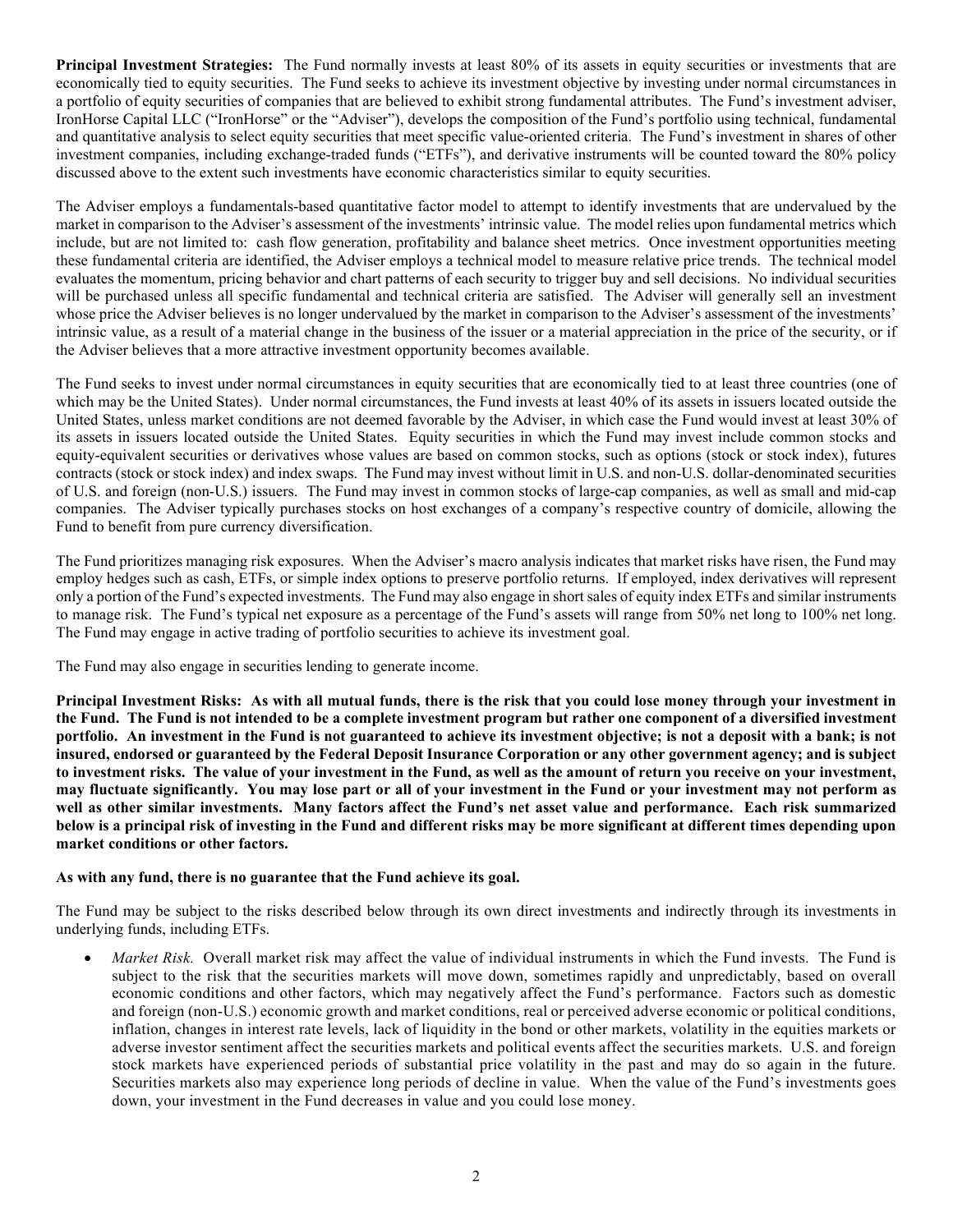**Principal Investment Strategies:** The Fund normally invests at least 80% of its assets in equity securities or investments that are economically tied to equity securities. The Fund seeks to achieve its investment objective by investing under normal circumstances in a portfolio of equity securities of companies that are believed to exhibit strong fundamental attributes. The Fund's investment adviser, IronHorse Capital LLC ("IronHorse" or the "Adviser"), develops the composition of the Fund's portfolio using technical, fundamental and quantitative analysis to select equity securities that meet specific value-oriented criteria. The Fund's investment in shares of other investment companies, including exchange-traded funds ("ETFs"), and derivative instruments will be counted toward the 80% policy discussed above to the extent such investments have economic characteristics similar to equity securities.

The Adviser employs a fundamentals-based quantitative factor model to attempt to identify investments that are undervalued by the market in comparison to the Adviser's assessment of the investments' intrinsic value. The model relies upon fundamental metrics which include, but are not limited to: cash flow generation, profitability and balance sheet metrics. Once investment opportunities meeting these fundamental criteria are identified, the Adviser employs a technical model to measure relative price trends. The technical model evaluates the momentum, pricing behavior and chart patterns of each security to trigger buy and sell decisions. No individual securities will be purchased unless all specific fundamental and technical criteria are satisfied. The Adviser will generally sell an investment whose price the Adviser believes is no longer undervalued by the market in comparison to the Adviser's assessment of the investments' intrinsic value, as a result of a material change in the business of the issuer or a material appreciation in the price of the security, or if the Adviser believes that a more attractive investment opportunity becomes available.

The Fund seeks to invest under normal circumstances in equity securities that are economically tied to at least three countries (one of which may be the United States). Under normal circumstances, the Fund invests at least 40% of its assets in issuers located outside the United States, unless market conditions are not deemed favorable by the Adviser, in which case the Fund would invest at least 30% of its assets in issuers located outside the United States. Equity securities in which the Fund may invest include common stocks and equity-equivalent securities or derivatives whose values are based on common stocks, such as options (stock or stock index), futures contracts (stock or stock index) and index swaps. The Fund may invest without limit in U.S. and non-U.S. dollar-denominated securities of U.S. and foreign (non-U.S.) issuers. The Fund may invest in common stocks of large-cap companies, as well as small and mid-cap companies. The Adviser typically purchases stocks on host exchanges of a company's respective country of domicile, allowing the Fund to benefit from pure currency diversification.

The Fund prioritizes managing risk exposures. When the Adviser's macro analysis indicates that market risks have risen, the Fund may employ hedges such as cash, ETFs, or simple index options to preserve portfolio returns. If employed, index derivatives will represent only a portion of the Fund's expected investments. The Fund may also engage in short sales of equity index ETFs and similar instruments to manage risk. The Fund's typical net exposure as a percentage of the Fund's assets will range from 50% net long to 100% net long. The Fund may engage in active trading of portfolio securities to achieve its investment goal.

The Fund may also engage in securities lending to generate income.

**Principal Investment Risks: As with all mutual funds, there is the risk that you could lose money through your investment in the Fund. The Fund is not intended to be a complete investment program but rather one component of a diversified investment portfolio. An investment in the Fund is not guaranteed to achieve its investment objective; is not a deposit with a bank; is not insured, endorsed or guaranteed by the Federal Deposit Insurance Corporation or any other government agency; and is subject to investment risks. The value of your investment in the Fund, as well as the amount of return you receive on your investment, may fluctuate significantly. You may lose part or all of your investment in the Fund or your investment may not perform as well as other similar investments. Many factors affect the Fund's net asset value and performance. Each risk summarized below is a principal risk of investing in the Fund and different risks may be more significant at different times depending upon market conditions or other factors.**

**As with any fund, there is no guarantee that the Fund achieve its goal.**

The Fund may be subject to the risks described below through its own direct investments and indirectly through its investments in underlying funds, including ETFs.

- *Market Risk.* Overall market risk may affect the value of individual instruments in which the Fund invests. The Fund is subject to the risk that the securities markets will move down, sometimes rapidly and unpredictably, based on overall economic conditions and other factors, which may negatively affect the Fund's performance. Factors such as domestic and foreign (non-U.S.) economic growth and market conditions, real or perceived adverse economic or political conditions, inflation, changes in interest rate levels, lack of liquidity in the bond or other markets, volatility in the equities markets or adverse investor sentiment affect the securities markets and political events affect the securities markets. U.S. and foreign stock markets have experienced periods of substantial price volatility in the past and may do so again in the future. Securities markets also may experience long periods of decline in value. When the value of the Fund's investments goes down, your investment in the Fund decreases in value and you could lose money.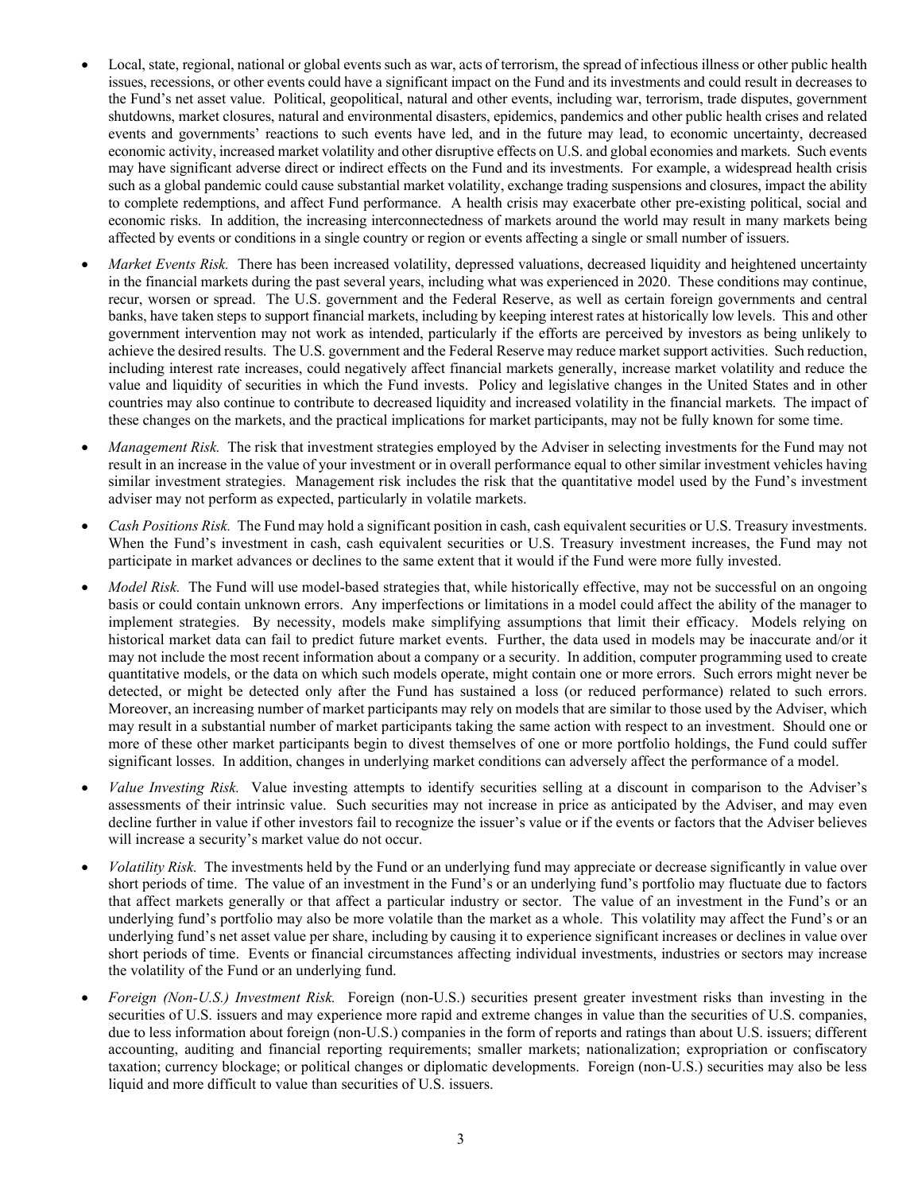- Local, state, regional, national or global events such as war, acts of terrorism, the spread of infectious illness or other public health issues, recessions, or other events could have a significant impact on the Fund and its investments and could result in decreases to the Fund's net asset value. Political, geopolitical, natural and other events, including war, terrorism, trade disputes, government shutdowns, market closures, natural and environmental disasters, epidemics, pandemics and other public health crises and related events and governments' reactions to such events have led, and in the future may lead, to economic uncertainty, decreased economic activity, increased market volatility and other disruptive effects on U.S. and global economies and markets. Such events may have significant adverse direct or indirect effects on the Fund and its investments. For example, a widespread health crisis such as a global pandemic could cause substantial market volatility, exchange trading suspensions and closures, impact the ability to complete redemptions, and affect Fund performance. A health crisis may exacerbate other pre-existing political, social and economic risks. In addition, the increasing interconnectedness of markets around the world may result in many markets being affected by events or conditions in a single country or region or events affecting a single or small number of issuers.

- *Market Events Risk.* There has been increased volatility, depressed valuations, decreased liquidity and heightened uncertainty in the financial markets during the past several years, including what was experienced in 2020. These conditions may continue, recur, worsen or spread. The U.S. government and the Federal Reserve, as well as certain foreign governments and central banks, have taken steps to support financial markets, including by keeping interest rates at historically low levels. This and other government intervention may not work as intended, particularly if the efforts are perceived by investors as being unlikely to achieve the desired results. The U.S. government and the Federal Reserve may reduce market support activities. Such reduction, including interest rate increases, could negatively affect financial markets generally, increase market volatility and reduce the value and liquidity of securities in which the Fund invests. Policy and legislative changes in the United States and in other countries may also continue to contribute to decreased liquidity and increased volatility in the financial markets. The impact of these changes on the markets, and the practical implications for market participants, may not be fully known for some time.

- *Management Risk.* The risk that investment strategies employed by the Adviser in selecting investments for the Fund may not result in an increase in the value of your investment or in overall performance equal to other similar investment vehicles having similar investment strategies. Management risk includes the risk that the quantitative model used by the Fund's investment adviser may not perform as expected, particularly in volatile markets.

- *Cash Positions Risk.* The Fund may hold a significant position in cash, cash equivalent securities or U.S. Treasury investments. When the Fund's investment in cash, cash equivalent securities or U.S. Treasury investment increases, the Fund may not participate in market advances or declines to the same extent that it would if the Fund were more fully invested.

- *Model Risk.* The Fund will use model-based strategies that, while historically effective, may not be successful on an ongoing basis or could contain unknown errors. Any imperfections or limitations in a model could affect the ability of the manager to implement strategies. By necessity, models make simplifying assumptions that limit their efficacy. Models relying on historical market data can fail to predict future market events. Further, the data used in models may be inaccurate and/or it may not include the most recent information about a company or a security. In addition, computer programming used to create quantitative models, or the data on which such models operate, might contain one or more errors. Such errors might never be detected, or might be detected only after the Fund has sustained a loss (or reduced performance) related to such errors. Moreover, an increasing number of market participants may rely on models that are similar to those used by the Adviser, which may result in a substantial number of market participants taking the same action with respect to an investment. Should one or more of these other market participants begin to divest themselves of one or more portfolio holdings, the Fund could suffer significant losses. In addition, changes in underlying market conditions can adversely affect the performance of a model.

- *Value Investing Risk.* Value investing attempts to identify securities selling at a discount in comparison to the Adviser's assessments of their intrinsic value. Such securities may not increase in price as anticipated by the Adviser, and may even decline further in value if other investors fail to recognize the issuer's value or if the events or factors that the Adviser believes will increase a security's market value do not occur.

- *Volatility Risk.* The investments held by the Fund or an underlying fund may appreciate or decrease significantly in value over short periods of time. The value of an investment in the Fund's or an underlying fund's portfolio may fluctuate due to factors that affect markets generally or that affect a particular industry or sector. The value of an investment in the Fund's or an underlying fund's portfolio may also be more volatile than the market as a whole. This volatility may affect the Fund's or an underlying fund's net asset value per share, including by causing it to experience significant increases or declines in value over short periods of time. Events or financial circumstances affecting individual investments, industries or sectors may increase the volatility of the Fund or an underlying fund.

- *Foreign (Non-U.S.) Investment Risk.* Foreign (non-U.S.) securities present greater investment risks than investing in the securities of U.S. issuers and may experience more rapid and extreme changes in value than the securities of U.S. companies, due to less information about foreign (non-U.S.) companies in the form of reports and ratings than about U.S. issuers; different accounting, auditing and financial reporting requirements; smaller markets; nationalization; expropriation or confiscatory taxation; currency blockage; or political changes or diplomatic developments. Foreign (non-U.S.) securities may also be less liquid and more difficult to value than securities of U.S. issuers.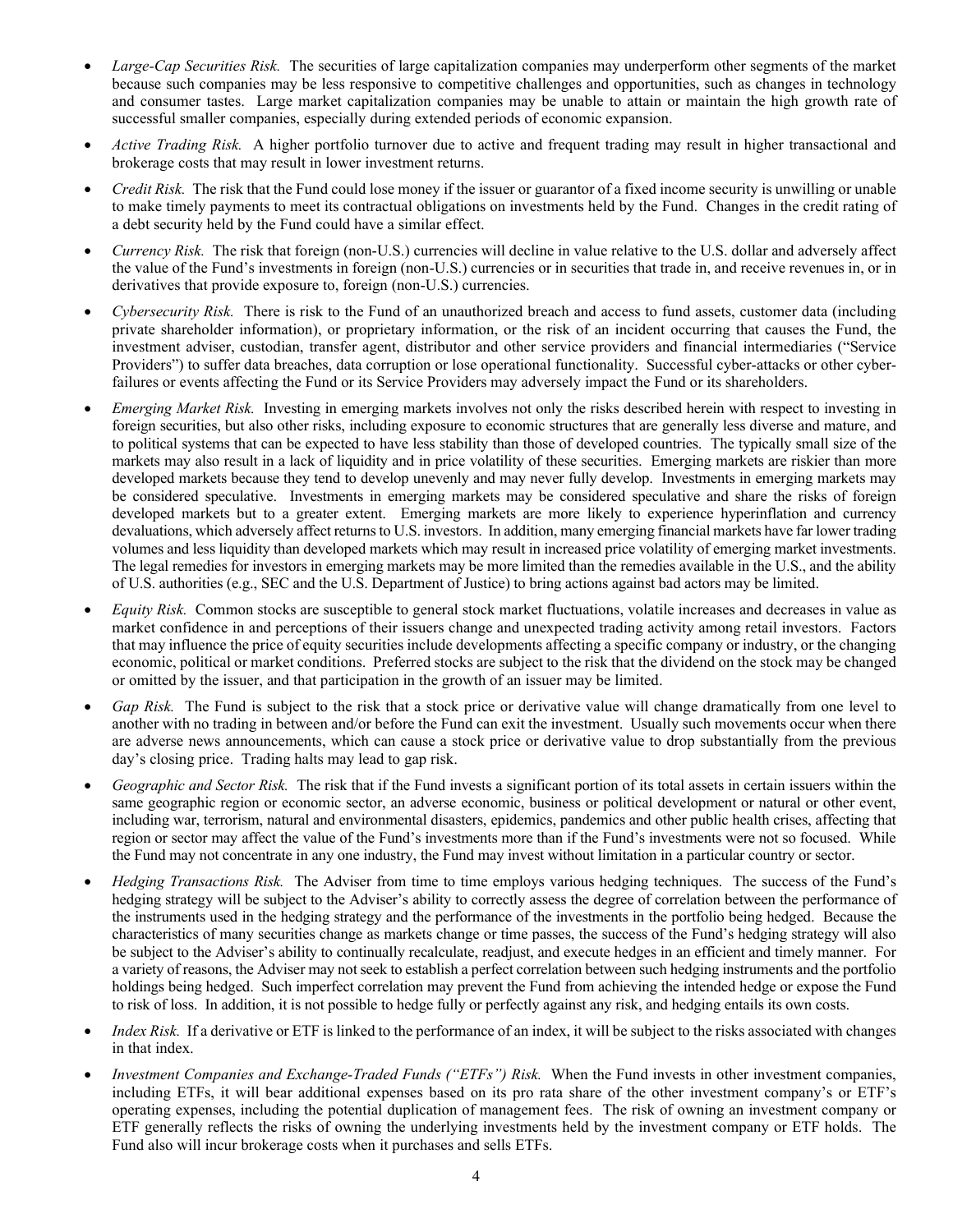- *Large-Cap Securities Risk.* The securities of large capitalization companies may underperform other segments of the market because such companies may be less responsive to competitive challenges and opportunities, such as changes in technology and consumer tastes. Large market capitalization companies may be unable to attain or maintain the high growth rate of successful smaller companies, especially during extended periods of economic expansion.

- *Active Trading Risk.* A higher portfolio turnover due to active and frequent trading may result in higher transactional and brokerage costs that may result in lower investment returns.

- *Credit Risk.* The risk that the Fund could lose money if the issuer or guarantor of a fixed income security is unwilling or unable to make timely payments to meet its contractual obligations on investments held by the Fund. Changes in the credit rating of a debt security held by the Fund could have a similar effect.

- *Currency Risk.* The risk that foreign (non-U.S.) currencies will decline in value relative to the U.S. dollar and adversely affect the value of the Fund's investments in foreign (non-U.S.) currencies or in securities that trade in, and receive revenues in, or in derivatives that provide exposure to, foreign (non-U.S.) currencies.

- *Cybersecurity Risk.* There is risk to the Fund of an unauthorized breach and access to fund assets, customer data (including private shareholder information), or proprietary information, or the risk of an incident occurring that causes the Fund, the investment adviser, custodian, transfer agent, distributor and other service providers and financial intermediaries ("Service Providers") to suffer data breaches, data corruption or lose operational functionality. Successful cyber-attacks or other cyber-failures or events affecting the Fund or its Service Providers may adversely impact the Fund or its shareholders.

- *Emerging Market Risk.* Investing in emerging markets involves not only the risks described herein with respect to investing in foreign securities, but also other risks, including exposure to economic structures that are generally less diverse and mature, and to political systems that can be expected to have less stability than those of developed countries. The typically small size of the markets may also result in a lack of liquidity and in price volatility of these securities. Emerging markets are riskier than more developed markets because they tend to develop unevenly and may never fully develop. Investments in emerging markets may be considered speculative. Investments in emerging markets may be considered speculative and share the risks of foreign developed markets but to a greater extent. Emerging markets are more likely to experience hyperinflation and currency devaluations, which adversely affect returns to U.S. investors. In addition, many emerging financial markets have far lower trading volumes and less liquidity than developed markets which may result in increased price volatility of emerging market investments. The legal remedies for investors in emerging markets may be more limited than the remedies available in the U.S., and the ability of U.S. authorities (e.g., SEC and the U.S. Department of Justice) to bring actions against bad actors may be limited.

- *Equity Risk.* Common stocks are susceptible to general stock market fluctuations, volatile increases and decreases in value as market confidence in and perceptions of their issuers change and unexpected trading activity among retail investors. Factors that may influence the price of equity securities include developments affecting a specific company or industry, or the changing economic, political or market conditions. Preferred stocks are subject to the risk that the dividend on the stock may be changed or omitted by the issuer, and that participation in the growth of an issuer may be limited.

- *Gap Risk.* The Fund is subject to the risk that a stock price or derivative value will change dramatically from one level to another with no trading in between and/or before the Fund can exit the investment. Usually such movements occur when there are adverse news announcements, which can cause a stock price or derivative value to drop substantially from the previous day's closing price. Trading halts may lead to gap risk.

- *Geographic and Sector Risk.* The risk that if the Fund invests a significant portion of its total assets in certain issuers within the same geographic region or economic sector, an adverse economic, business or political development or natural or other event, including war, terrorism, natural and environmental disasters, epidemics, pandemics and other public health crises, affecting that region or sector may affect the value of the Fund's investments more than if the Fund's investments were not so focused. While the Fund may not concentrate in any one industry, the Fund may invest without limitation in a particular country or sector.

- *Hedging Transactions Risk.* The Adviser from time to time employs various hedging techniques. The success of the Fund's hedging strategy will be subject to the Adviser's ability to correctly assess the degree of correlation between the performance of the instruments used in the hedging strategy and the performance of the investments in the portfolio being hedged. Because the characteristics of many securities change as markets change or time passes, the success of the Fund's hedging strategy will also be subject to the Adviser's ability to continually recalculate, readjust, and execute hedges in an efficient and timely manner. For a variety of reasons, the Adviser may not seek to establish a perfect correlation between such hedging instruments and the portfolio holdings being hedged. Such imperfect correlation may prevent the Fund from achieving the intended hedge or expose the Fund to risk of loss. In addition, it is not possible to hedge fully or perfectly against any risk, and hedging entails its own costs.

- *Index Risk.* If a derivative or ETF is linked to the performance of an index, it will be subject to the risks associated with changes in that index.

- *Investment Companies and Exchange-Traded Funds ("ETFs") Risk.* When the Fund invests in other investment companies, including ETFs, it will bear additional expenses based on its pro rata share of the other investment company's or ETF's operating expenses, including the potential duplication of management fees. The risk of owning an investment company or ETF generally reflects the risks of owning the underlying investments held by the investment company or ETF holds. The Fund also will incur brokerage costs when it purchases and sells ETFs.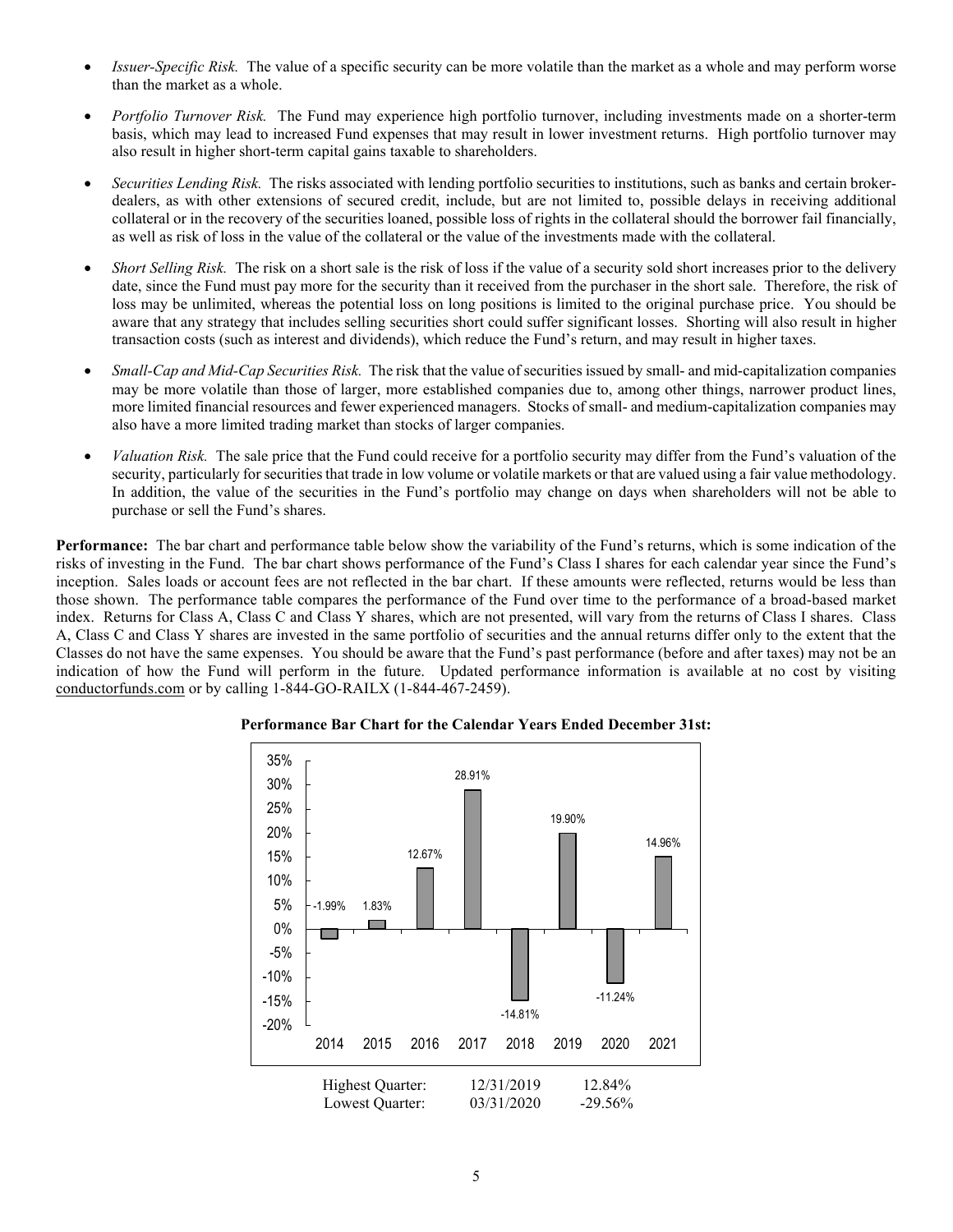- *Issuer-Specific Risk.* The value of a specific security can be more volatile than the market as a whole and may perform worse than the market as a whole.

- *Portfolio Turnover Risk.* The Fund may experience high portfolio turnover, including investments made on a shorter-term basis, which may lead to increased Fund expenses that may result in lower investment returns. High portfolio turnover may also result in higher short-term capital gains taxable to shareholders.

- *Securities Lending Risk.* The risks associated with lending portfolio securities to institutions, such as banks and certain broker-dealers, as with other extensions of secured credit, include, but are not limited to, possible delays in receiving additional collateral or in the recovery of the securities loaned, possible loss of rights in the collateral should the borrower fail financially, as well as risk of loss in the value of the collateral or the value of the investments made with the collateral.

- *Short Selling Risk.* The risk on a short sale is the risk of loss if the value of a security sold short increases prior to the delivery date, since the Fund must pay more for the security than it received from the purchaser in the short sale. Therefore, the risk of loss may be unlimited, whereas the potential loss on long positions is limited to the original purchase price. You should be aware that any strategy that includes selling securities short could suffer significant losses. Shorting will also result in higher transaction costs (such as interest and dividends), which reduce the Fund's return, and may result in higher taxes.

- *Small-Cap and Mid-Cap Securities Risk.* The risk that the value of securities issued by small- and mid-capitalization companies may be more volatile than those of larger, more established companies due to, among other things, narrower product lines, more limited financial resources and fewer experienced managers. Stocks of small- and medium-capitalization companies may also have a more limited trading market than stocks of larger companies.

- *Valuation Risk.* The sale price that the Fund could receive for a portfolio security may differ from the Fund's valuation of the security, particularly for securities that trade in low volume or volatile markets or that are valued using a fair value methodology. In addition, the value of the securities in the Fund's portfolio may change on days when shareholders will not be able to purchase or sell the Fund's shares.

**Performance:** The bar chart and performance table below show the variability of the Fund's returns, which is some indication of the risks of investing in the Fund. The bar chart shows performance of the Fund's Class I shares for each calendar year since the Fund's inception. Sales loads or account fees are not reflected in the bar chart. If these amounts were reflected, returns would be less than those shown. The performance table compares the performance of the Fund over time to the performance of a broad-based market index. Returns for Class A, Class C and Class Y shares, which are not presented, will vary from the returns of Class I shares. Class A, Class C and Class Y shares are invested in the same portfolio of securities and the annual returns differ only to the extent that the Classes do not have the same expenses. You should be aware that the Fund's past performance (before and after taxes) may not be an indication of how the Fund will perform in the future. Updated performance information is available at no cost by visiting conductorfunds.com or by calling 1-844-GO-RAILX (1-844-467-2459).

**Performance Bar Chart for the Calendar Years Ended December 31st:**

| Year | Return |
|---|---|
| 2014 | -1.99% |
| 2015 | 1.83% |
| 2016 | 12.67% |
| 2017 | 28.91% |
| 2018 | -14.81% |
| 2019 | 19.90% |
| 2020 | -11.24% |
| 2021 | 14.96% |

| | | |
|---|---|---|
| Highest Quarter: | 12/31/2019 | 12.84% |
| Lowest Quarter: | 03/31/2020 | -29.56% |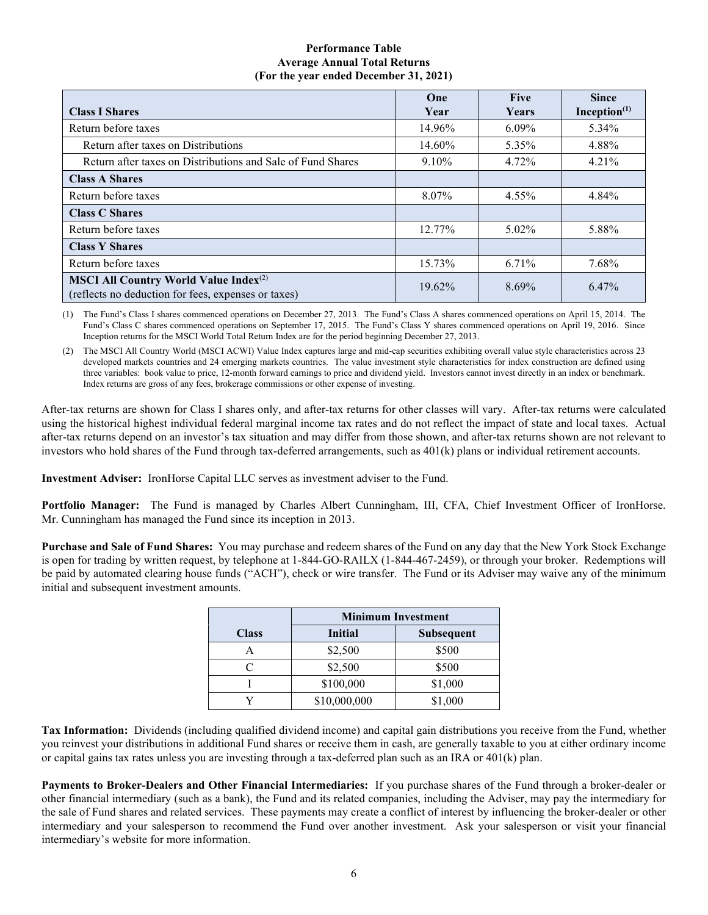**Performance Table**
**Average Annual Total Returns**
**(For the year ended December 31, 2021)**

| Class I Shares | One Year | Five Years | Since Inception[(1)] |
|---|---|---|---|
| Return before taxes | 14.96% | 6.09% | 5.34% |
| Return after taxes on Distributions | 14.60% | 5.35% | 4.88% |
| Return after taxes on Distributions and Sale of Fund Shares | 9.10% | 4.72% | 4.21% |
| **Class A Shares** | | | |
| Return before taxes | 8.07% | 4.55% | 4.84% |
| **Class C Shares** | | | |
| Return before taxes | 12.77% | 5.02% | 5.88% |
| **Class Y Shares** | | | |
| Return before taxes | 15.73% | 6.71% | 7.68% |
| **MSCI All Country World Value Index**[(2)] (reflects no deduction for fees, expenses or taxes) | 19.62% | 8.69% | 6.47% |

(1) The Fund's Class I shares commenced operations on December 27, 2013. The Fund's Class A shares commenced operations on April 15, 2014. The Fund's Class C shares commenced operations on September 17, 2015. The Fund's Class Y shares commenced operations on April 19, 2016. Since Inception returns for the MSCI World Total Return Index are for the period beginning December 27, 2013.

(2) The MSCI All Country World (MSCI ACWI) Value Index captures large and mid-cap securities exhibiting overall value style characteristics across 23 developed markets countries and 24 emerging markets countries. The value investment style characteristics for index construction are defined using three variables: book value to price, 12-month forward earnings to price and dividend yield. Investors cannot invest directly in an index or benchmark. Index returns are gross of any fees, brokerage commissions or other expense of investing.

After-tax returns are shown for Class I shares only, and after-tax returns for other classes will vary. After-tax returns were calculated using the historical highest individual federal marginal income tax rates and do not reflect the impact of state and local taxes. Actual after-tax returns depend on an investor's tax situation and may differ from those shown, and after-tax returns shown are not relevant to investors who hold shares of the Fund through tax-deferred arrangements, such as 401(k) plans or individual retirement accounts.

**Investment Adviser:** IronHorse Capital LLC serves as investment adviser to the Fund.

**Portfolio Manager:** The Fund is managed by Charles Albert Cunningham, III, CFA, Chief Investment Officer of IronHorse. Mr. Cunningham has managed the Fund since its inception in 2013.

**Purchase and Sale of Fund Shares:** You may purchase and redeem shares of the Fund on any day that the New York Stock Exchange is open for trading by written request, by telephone at 1-844-GO-RAILX (1-844-467-2459), or through your broker. Redemptions will be paid by automated clearing house funds ("ACH"), check or wire transfer. The Fund or its Adviser may waive any of the minimum initial and subsequent investment amounts.

| | Minimum Investment | |
|---|---|---|
| **Class** | **Initial** | **Subsequent** |
| A | $2,500 | $500 |
| C | $2,500 | $500 |
| I | $100,000 | $1,000 |
| Y | $10,000,000 | $1,000 |

**Tax Information:** Dividends (including qualified dividend income) and capital gain distributions you receive from the Fund, whether you reinvest your distributions in additional Fund shares or receive them in cash, are generally taxable to you at either ordinary income or capital gains tax rates unless you are investing through a tax-deferred plan such as an IRA or 401(k) plan.

**Payments to Broker-Dealers and Other Financial Intermediaries:** If you purchase shares of the Fund through a broker-dealer or other financial intermediary (such as a bank), the Fund and its related companies, including the Adviser, may pay the intermediary for the sale of Fund shares and related services. These payments may create a conflict of interest by influencing the broker-dealer or other intermediary and your salesperson to recommend the Fund over another investment. Ask your salesperson or visit your financial intermediary's website for more information.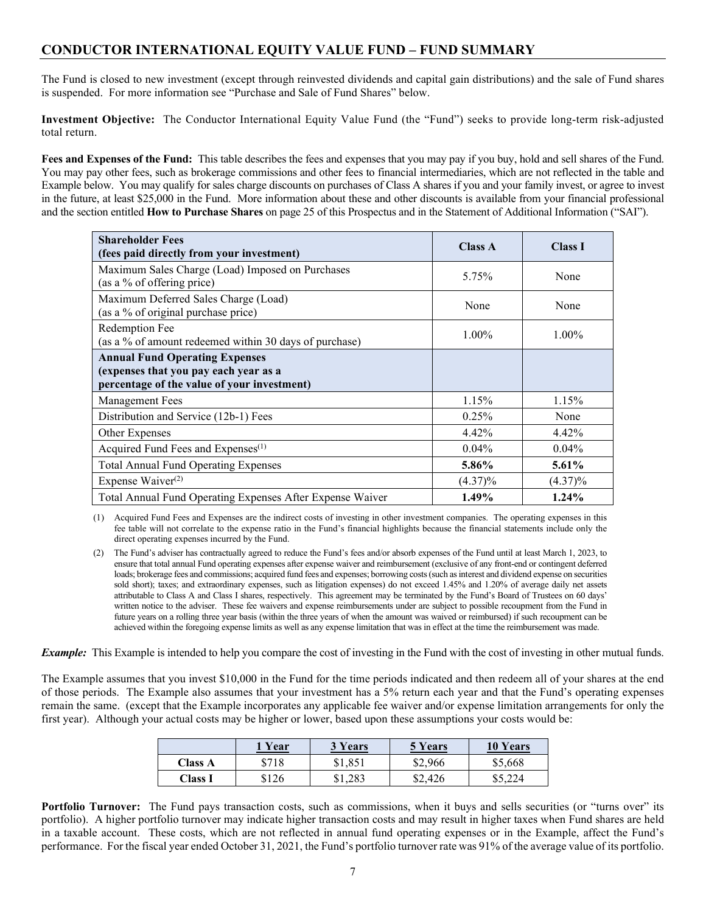## CONDUCTOR INTERNATIONAL EQUITY VALUE FUND – FUND SUMMARY

The Fund is closed to new investment (except through reinvested dividends and capital gain distributions) and the sale of Fund shares is suspended. For more information see "Purchase and Sale of Fund Shares" below.

**Investment Objective:** The Conductor International Equity Value Fund (the "Fund") seeks to provide long-term risk-adjusted total return.

**Fees and Expenses of the Fund:** This table describes the fees and expenses that you may pay if you buy, hold and sell shares of the Fund. You may pay other fees, such as brokerage commissions and other fees to financial intermediaries, which are not reflected in the table and Example below. You may qualify for sales charge discounts on purchases of Class A shares if you and your family invest, or agree to invest in the future, at least $25,000 in the Fund. More information about these and other discounts is available from your financial professional and the section entitled **How to Purchase Shares** on page 25 of this Prospectus and in the Statement of Additional Information ("SAI").

| **Shareholder Fees (fees paid directly from your investment)** | **Class A** | **Class I** |
|---|---|---|
| Maximum Sales Charge (Load) Imposed on Purchases (as a % of offering price) | 5.75% | None |
| Maximum Deferred Sales Charge (Load) (as a % of original purchase price) | None | None |
| Redemption Fee (as a % of amount redeemed within 30 days of purchase) | 1.00% | 1.00% |
| **Annual Fund Operating Expenses (expenses that you pay each year as a percentage of the value of your investment)** | | |
| Management Fees | 1.15% | 1.15% |
| Distribution and Service (12b-1) Fees | 0.25% | None |
| Other Expenses | 4.42% | 4.42% |
| Acquired Fund Fees and Expenses[(1)] | 0.04% | 0.04% |
| Total Annual Fund Operating Expenses | **5.86%** | **5.61%** |
| Expense Waiver[(2)] | (4.37)% | (4.37)% |
| Total Annual Fund Operating Expenses After Expense Waiver | **1.49%** | **1.24%** |

(1) Acquired Fund Fees and Expenses are the indirect costs of investing in other investment companies. The operating expenses in this fee table will not correlate to the expense ratio in the Fund's financial highlights because the financial statements include only the direct operating expenses incurred by the Fund.

(2) The Fund's adviser has contractually agreed to reduce the Fund's fees and/or absorb expenses of the Fund until at least March 1, 2023, to ensure that total annual Fund operating expenses after expense waiver and reimbursement (exclusive of any front-end or contingent deferred loads; brokerage fees and commissions; acquired fund fees and expenses; borrowing costs (such as interest and dividend expense on securities sold short); taxes; and extraordinary expenses, such as litigation expenses) do not exceed 1.45% and 1.20% of average daily net assets attributable to Class A and Class I shares, respectively. This agreement may be terminated by the Fund's Board of Trustees on 60 days' written notice to the adviser. These fee waivers and expense reimbursements under are subject to possible recoupment from the Fund in future years on a rolling three year basis (within the three years of when the amount was waived or reimbursed) if such recoupment can be achieved within the foregoing expense limits as well as any expense limitation that was in effect at the time the reimbursement was made.

***Example:*** This Example is intended to help you compare the cost of investing in the Fund with the cost of investing in other mutual funds.

The Example assumes that you invest $10,000 in the Fund for the time periods indicated and then redeem all of your shares at the end of those periods. The Example also assumes that your investment has a 5% return each year and that the Fund's operating expenses remain the same. (except that the Example incorporates any applicable fee waiver and/or expense limitation arrangements for only the first year). Although your actual costs may be higher or lower, based upon these assumptions your costs would be:

| | **1 Year** | **3 Years** | **5 Years** | **10 Years** |
|---|---|---|---|---|
| **Class A** | $718 | $1,851 | $2,966 | $5,668 |
| **Class I** | $126 | $1,283 | $2,426 | $5,224 |

**Portfolio Turnover:** The Fund pays transaction costs, such as commissions, when it buys and sells securities (or "turns over" its portfolio). A higher portfolio turnover may indicate higher transaction costs and may result in higher taxes when Fund shares are held in a taxable account. These costs, which are not reflected in annual fund operating expenses or in the Example, affect the Fund's performance. For the fiscal year ended October 31, 2021, the Fund's portfolio turnover rate was 91% of the average value of its portfolio.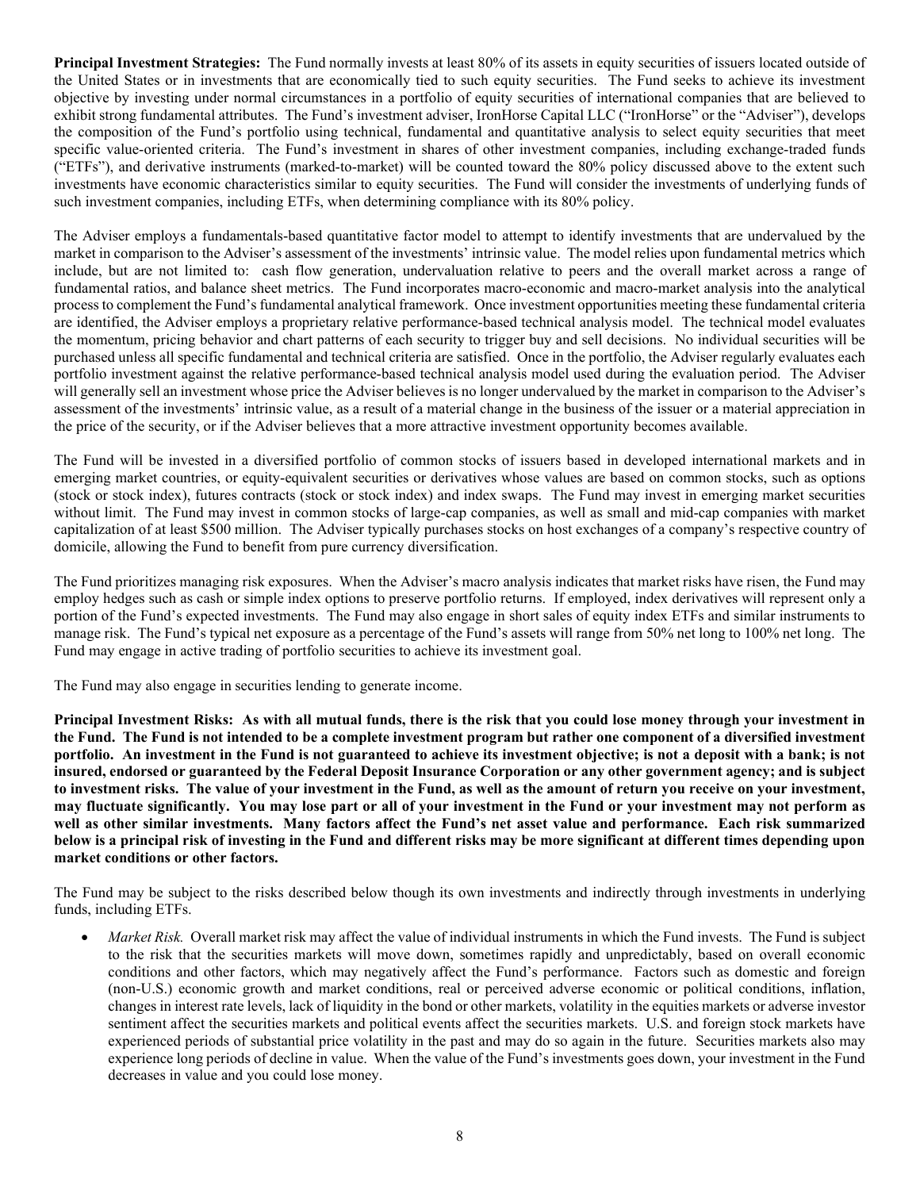**Principal Investment Strategies:** The Fund normally invests at least 80% of its assets in equity securities of issuers located outside of the United States or in investments that are economically tied to such equity securities. The Fund seeks to achieve its investment objective by investing under normal circumstances in a portfolio of equity securities of international companies that are believed to exhibit strong fundamental attributes. The Fund's investment adviser, IronHorse Capital LLC ("IronHorse" or the "Adviser"), develops the composition of the Fund's portfolio using technical, fundamental and quantitative analysis to select equity securities that meet specific value-oriented criteria. The Fund's investment in shares of other investment companies, including exchange-traded funds ("ETFs"), and derivative instruments (marked-to-market) will be counted toward the 80% policy discussed above to the extent such investments have economic characteristics similar to equity securities. The Fund will consider the investments of underlying funds of such investment companies, including ETFs, when determining compliance with its 80% policy.

The Adviser employs a fundamentals-based quantitative factor model to attempt to identify investments that are undervalued by the market in comparison to the Adviser's assessment of the investments' intrinsic value. The model relies upon fundamental metrics which include, but are not limited to: cash flow generation, undervaluation relative to peers and the overall market across a range of fundamental ratios, and balance sheet metrics. The Fund incorporates macro-economic and macro-market analysis into the analytical process to complement the Fund's fundamental analytical framework. Once investment opportunities meeting these fundamental criteria are identified, the Adviser employs a proprietary relative performance-based technical analysis model. The technical model evaluates the momentum, pricing behavior and chart patterns of each security to trigger buy and sell decisions. No individual securities will be purchased unless all specific fundamental and technical criteria are satisfied. Once in the portfolio, the Adviser regularly evaluates each portfolio investment against the relative performance-based technical analysis model used during the evaluation period. The Adviser will generally sell an investment whose price the Adviser believes is no longer undervalued by the market in comparison to the Adviser's assessment of the investments' intrinsic value, as a result of a material change in the business of the issuer or a material appreciation in the price of the security, or if the Adviser believes that a more attractive investment opportunity becomes available.

The Fund will be invested in a diversified portfolio of common stocks of issuers based in developed international markets and in emerging market countries, or equity-equivalent securities or derivatives whose values are based on common stocks, such as options (stock or stock index), futures contracts (stock or stock index) and index swaps. The Fund may invest in emerging market securities without limit. The Fund may invest in common stocks of large-cap companies, as well as small and mid-cap companies with market capitalization of at least $500 million. The Adviser typically purchases stocks on host exchanges of a company's respective country of domicile, allowing the Fund to benefit from pure currency diversification.

The Fund prioritizes managing risk exposures. When the Adviser's macro analysis indicates that market risks have risen, the Fund may employ hedges such as cash or simple index options to preserve portfolio returns. If employed, index derivatives will represent only a portion of the Fund's expected investments. The Fund may also engage in short sales of equity index ETFs and similar instruments to manage risk. The Fund's typical net exposure as a percentage of the Fund's assets will range from 50% net long to 100% net long. The Fund may engage in active trading of portfolio securities to achieve its investment goal.

The Fund may also engage in securities lending to generate income.

**Principal Investment Risks: As with all mutual funds, there is the risk that you could lose money through your investment in the Fund. The Fund is not intended to be a complete investment program but rather one component of a diversified investment portfolio. An investment in the Fund is not guaranteed to achieve its investment objective; is not a deposit with a bank; is not insured, endorsed or guaranteed by the Federal Deposit Insurance Corporation or any other government agency; and is subject to investment risks. The value of your investment in the Fund, as well as the amount of return you receive on your investment, may fluctuate significantly. You may lose part or all of your investment in the Fund or your investment may not perform as well as other similar investments. Many factors affect the Fund's net asset value and performance. Each risk summarized below is a principal risk of investing in the Fund and different risks may be more significant at different times depending upon market conditions or other factors.**

The Fund may be subject to the risks described below though its own investments and indirectly through investments in underlying funds, including ETFs.

- *Market Risk.* Overall market risk may affect the value of individual instruments in which the Fund invests. The Fund is subject to the risk that the securities markets will move down, sometimes rapidly and unpredictably, based on overall economic conditions and other factors, which may negatively affect the Fund's performance. Factors such as domestic and foreign (non-U.S.) economic growth and market conditions, real or perceived adverse economic or political conditions, inflation, changes in interest rate levels, lack of liquidity in the bond or other markets, volatility in the equities markets or adverse investor sentiment affect the securities markets and political events affect the securities markets. U.S. and foreign stock markets have experienced periods of substantial price volatility in the past and may do so again in the future. Securities markets also may experience long periods of decline in value. When the value of the Fund's investments goes down, your investment in the Fund decreases in value and you could lose money.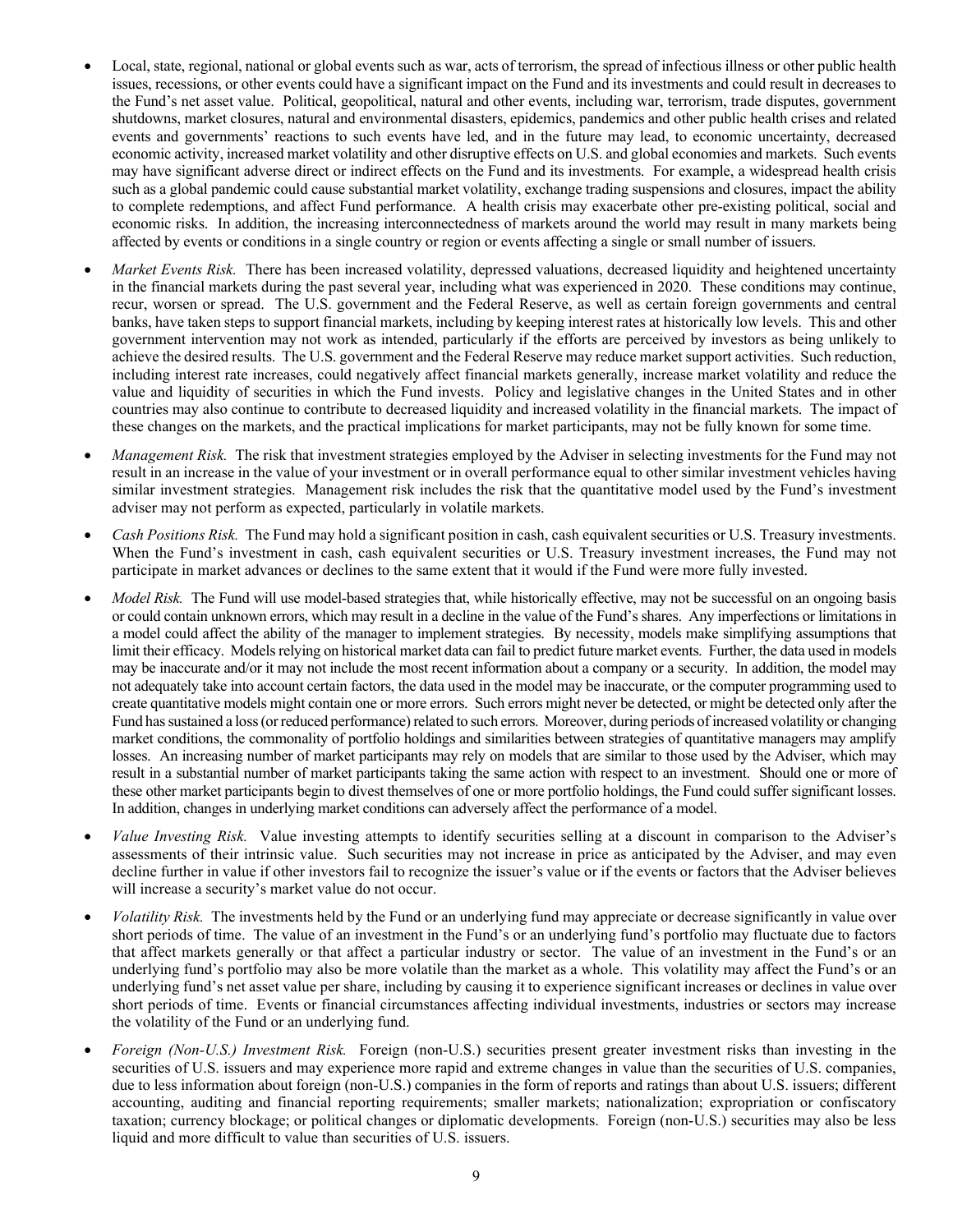- Local, state, regional, national or global events such as war, acts of terrorism, the spread of infectious illness or other public health issues, recessions, or other events could have a significant impact on the Fund and its investments and could result in decreases to the Fund's net asset value. Political, geopolitical, natural and other events, including war, terrorism, trade disputes, government shutdowns, market closures, natural and environmental disasters, epidemics, pandemics and other public health crises and related events and governments' reactions to such events have led, and in the future may lead, to economic uncertainty, decreased economic activity, increased market volatility and other disruptive effects on U.S. and global economies and markets. Such events may have significant adverse direct or indirect effects on the Fund and its investments. For example, a widespread health crisis such as a global pandemic could cause substantial market volatility, exchange trading suspensions and closures, impact the ability to complete redemptions, and affect Fund performance. A health crisis may exacerbate other pre-existing political, social and economic risks. In addition, the increasing interconnectedness of markets around the world may result in many markets being affected by events or conditions in a single country or region or events affecting a single or small number of issuers.

- *Market Events Risk.* There has been increased volatility, depressed valuations, decreased liquidity and heightened uncertainty in the financial markets during the past several year, including what was experienced in 2020. These conditions may continue, recur, worsen or spread. The U.S. government and the Federal Reserve, as well as certain foreign governments and central banks, have taken steps to support financial markets, including by keeping interest rates at historically low levels. This and other government intervention may not work as intended, particularly if the efforts are perceived by investors as being unlikely to achieve the desired results. The U.S. government and the Federal Reserve may reduce market support activities. Such reduction, including interest rate increases, could negatively affect financial markets generally, increase market volatility and reduce the value and liquidity of securities in which the Fund invests. Policy and legislative changes in the United States and in other countries may also continue to contribute to decreased liquidity and increased volatility in the financial markets. The impact of these changes on the markets, and the practical implications for market participants, may not be fully known for some time.

- *Management Risk.* The risk that investment strategies employed by the Adviser in selecting investments for the Fund may not result in an increase in the value of your investment or in overall performance equal to other similar investment vehicles having similar investment strategies. Management risk includes the risk that the quantitative model used by the Fund's investment adviser may not perform as expected, particularly in volatile markets.

- *Cash Positions Risk.* The Fund may hold a significant position in cash, cash equivalent securities or U.S. Treasury investments. When the Fund's investment in cash, cash equivalent securities or U.S. Treasury investment increases, the Fund may not participate in market advances or declines to the same extent that it would if the Fund were more fully invested.

- *Model Risk.* The Fund will use model-based strategies that, while historically effective, may not be successful on an ongoing basis or could contain unknown errors, which may result in a decline in the value of the Fund's shares. Any imperfections or limitations in a model could affect the ability of the manager to implement strategies. By necessity, models make simplifying assumptions that limit their efficacy. Models relying on historical market data can fail to predict future market events. Further, the data used in models may be inaccurate and/or it may not include the most recent information about a company or a security. In addition, the model may not adequately take into account certain factors, the data used in the model may be inaccurate, or the computer programming used to create quantitative models might contain one or more errors. Such errors might never be detected, or might be detected only after the Fund has sustained a loss (or reduced performance) related to such errors. Moreover, during periods of increased volatility or changing market conditions, the commonality of portfolio holdings and similarities between strategies of quantitative managers may amplify losses. An increasing number of market participants may rely on models that are similar to those used by the Adviser, which may result in a substantial number of market participants taking the same action with respect to an investment. Should one or more of these other market participants begin to divest themselves of one or more portfolio holdings, the Fund could suffer significant losses. In addition, changes in underlying market conditions can adversely affect the performance of a model.

- *Value Investing Risk.* Value investing attempts to identify securities selling at a discount in comparison to the Adviser's assessments of their intrinsic value. Such securities may not increase in price as anticipated by the Adviser, and may even decline further in value if other investors fail to recognize the issuer's value or if the events or factors that the Adviser believes will increase a security's market value do not occur.

- *Volatility Risk.* The investments held by the Fund or an underlying fund may appreciate or decrease significantly in value over short periods of time. The value of an investment in the Fund's or an underlying fund's portfolio may fluctuate due to factors that affect markets generally or that affect a particular industry or sector. The value of an investment in the Fund's or an underlying fund's portfolio may also be more volatile than the market as a whole. This volatility may affect the Fund's or an underlying fund's net asset value per share, including by causing it to experience significant increases or declines in value over short periods of time. Events or financial circumstances affecting individual investments, industries or sectors may increase the volatility of the Fund or an underlying fund.

- *Foreign (Non-U.S.) Investment Risk.* Foreign (non-U.S.) securities present greater investment risks than investing in the securities of U.S. issuers and may experience more rapid and extreme changes in value than the securities of U.S. companies, due to less information about foreign (non-U.S.) companies in the form of reports and ratings than about U.S. issuers; different accounting, auditing and financial reporting requirements; smaller markets; nationalization; expropriation or confiscatory taxation; currency blockage; or political changes or diplomatic developments. Foreign (non-U.S.) securities may also be less liquid and more difficult to value than securities of U.S. issuers.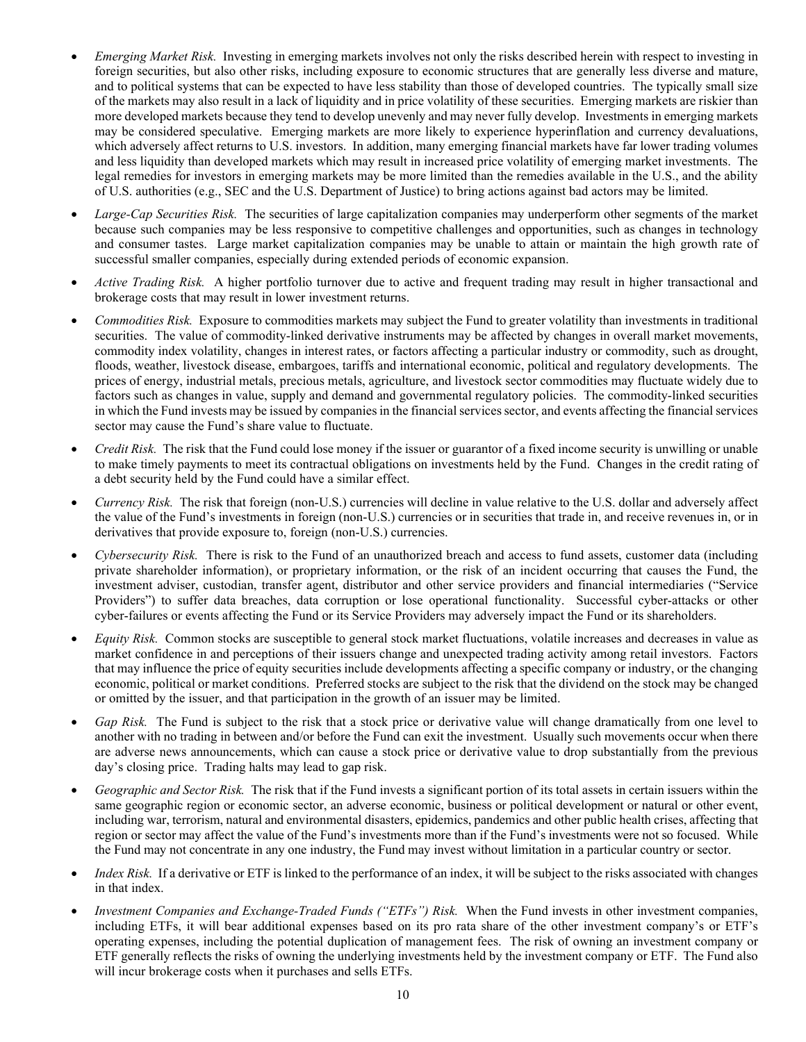- *Emerging Market Risk.* Investing in emerging markets involves not only the risks described herein with respect to investing in foreign securities, but also other risks, including exposure to economic structures that are generally less diverse and mature, and to political systems that can be expected to have less stability than those of developed countries. The typically small size of the markets may also result in a lack of liquidity and in price volatility of these securities. Emerging markets are riskier than more developed markets because they tend to develop unevenly and may never fully develop. Investments in emerging markets may be considered speculative. Emerging markets are more likely to experience hyperinflation and currency devaluations, which adversely affect returns to U.S. investors. In addition, many emerging financial markets have far lower trading volumes and less liquidity than developed markets which may result in increased price volatility of emerging market investments. The legal remedies for investors in emerging markets may be more limited than the remedies available in the U.S., and the ability of U.S. authorities (e.g., SEC and the U.S. Department of Justice) to bring actions against bad actors may be limited.

- *Large-Cap Securities Risk.* The securities of large capitalization companies may underperform other segments of the market because such companies may be less responsive to competitive challenges and opportunities, such as changes in technology and consumer tastes. Large market capitalization companies may be unable to attain or maintain the high growth rate of successful smaller companies, especially during extended periods of economic expansion.

- *Active Trading Risk.* A higher portfolio turnover due to active and frequent trading may result in higher transactional and brokerage costs that may result in lower investment returns.

- *Commodities Risk.* Exposure to commodities markets may subject the Fund to greater volatility than investments in traditional securities. The value of commodity-linked derivative instruments may be affected by changes in overall market movements, commodity index volatility, changes in interest rates, or factors affecting a particular industry or commodity, such as drought, floods, weather, livestock disease, embargoes, tariffs and international economic, political and regulatory developments. The prices of energy, industrial metals, precious metals, agriculture, and livestock sector commodities may fluctuate widely due to factors such as changes in value, supply and demand and governmental regulatory policies. The commodity-linked securities in which the Fund invests may be issued by companies in the financial services sector, and events affecting the financial services sector may cause the Fund's share value to fluctuate.

- *Credit Risk.* The risk that the Fund could lose money if the issuer or guarantor of a fixed income security is unwilling or unable to make timely payments to meet its contractual obligations on investments held by the Fund. Changes in the credit rating of a debt security held by the Fund could have a similar effect.

- *Currency Risk.* The risk that foreign (non-U.S.) currencies will decline in value relative to the U.S. dollar and adversely affect the value of the Fund's investments in foreign (non-U.S.) currencies or in securities that trade in, and receive revenues in, or in derivatives that provide exposure to, foreign (non-U.S.) currencies.

- *Cybersecurity Risk.* There is risk to the Fund of an unauthorized breach and access to fund assets, customer data (including private shareholder information), or proprietary information, or the risk of an incident occurring that causes the Fund, the investment adviser, custodian, transfer agent, distributor and other service providers and financial intermediaries ("Service Providers") to suffer data breaches, data corruption or lose operational functionality. Successful cyber-attacks or other cyber-failures or events affecting the Fund or its Service Providers may adversely impact the Fund or its shareholders.

- *Equity Risk.* Common stocks are susceptible to general stock market fluctuations, volatile increases and decreases in value as market confidence in and perceptions of their issuers change and unexpected trading activity among retail investors. Factors that may influence the price of equity securities include developments affecting a specific company or industry, or the changing economic, political or market conditions. Preferred stocks are subject to the risk that the dividend on the stock may be changed or omitted by the issuer, and that participation in the growth of an issuer may be limited.

- *Gap Risk.* The Fund is subject to the risk that a stock price or derivative value will change dramatically from one level to another with no trading in between and/or before the Fund can exit the investment. Usually such movements occur when there are adverse news announcements, which can cause a stock price or derivative value to drop substantially from the previous day's closing price. Trading halts may lead to gap risk.

- *Geographic and Sector Risk.* The risk that if the Fund invests a significant portion of its total assets in certain issuers within the same geographic region or economic sector, an adverse economic, business or political development or natural or other event, including war, terrorism, natural and environmental disasters, epidemics, pandemics and other public health crises, affecting that region or sector may affect the value of the Fund's investments more than if the Fund's investments were not so focused. While the Fund may not concentrate in any one industry, the Fund may invest without limitation in a particular country or sector.

- *Index Risk.* If a derivative or ETF is linked to the performance of an index, it will be subject to the risks associated with changes in that index.

- *Investment Companies and Exchange-Traded Funds ("ETFs") Risk.* When the Fund invests in other investment companies, including ETFs, it will bear additional expenses based on its pro rata share of the other investment company's or ETF's operating expenses, including the potential duplication of management fees. The risk of owning an investment company or ETF generally reflects the risks of owning the underlying investments held by the investment company or ETF. The Fund also will incur brokerage costs when it purchases and sells ETFs.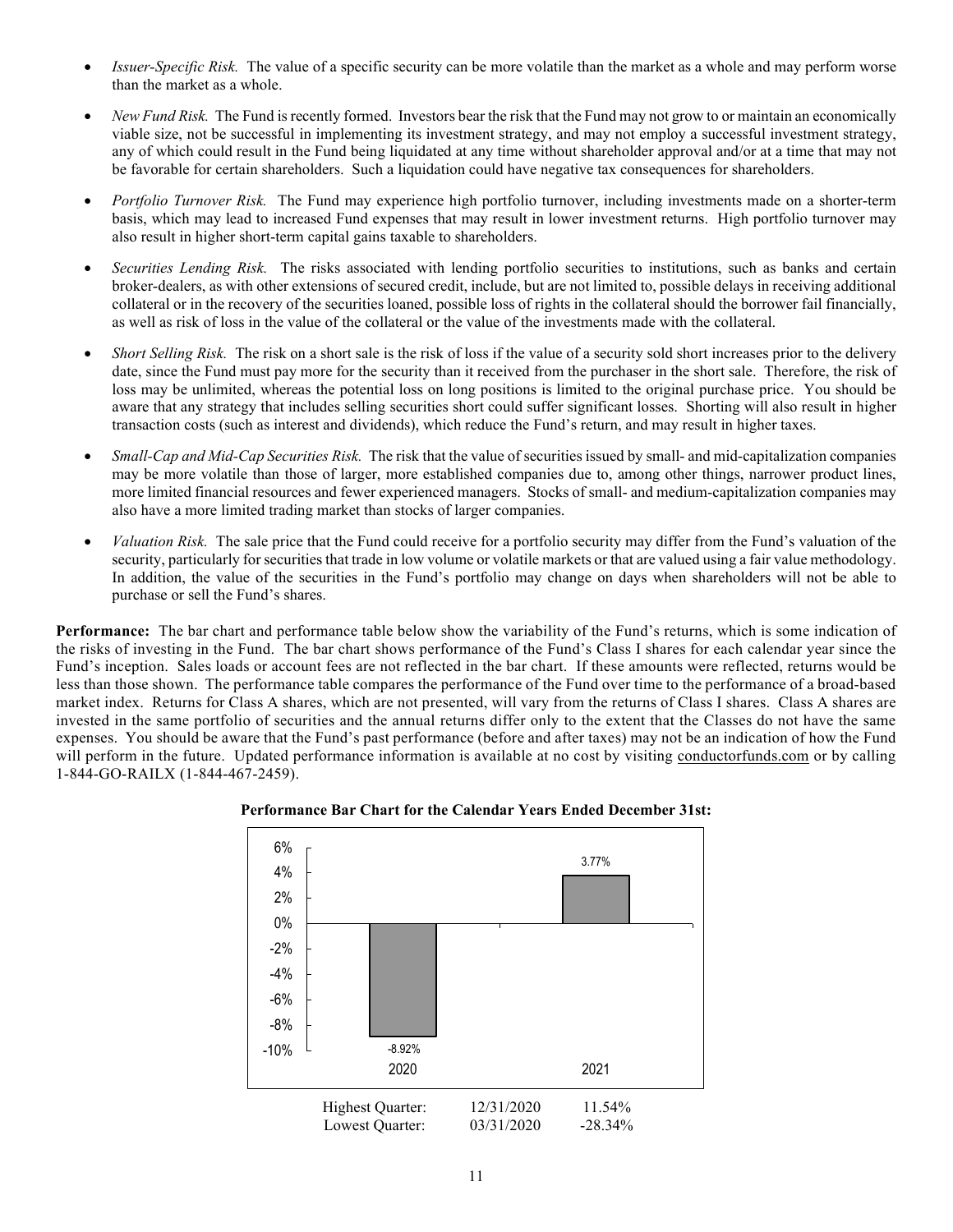- *Issuer-Specific Risk.* The value of a specific security can be more volatile than the market as a whole and may perform worse than the market as a whole.

- *New Fund Risk.* The Fund is recently formed. Investors bear the risk that the Fund may not grow to or maintain an economically viable size, not be successful in implementing its investment strategy, and may not employ a successful investment strategy, any of which could result in the Fund being liquidated at any time without shareholder approval and/or at a time that may not be favorable for certain shareholders. Such a liquidation could have negative tax consequences for shareholders.

- *Portfolio Turnover Risk.* The Fund may experience high portfolio turnover, including investments made on a shorter-term basis, which may lead to increased Fund expenses that may result in lower investment returns. High portfolio turnover may also result in higher short-term capital gains taxable to shareholders.

- *Securities Lending Risk.* The risks associated with lending portfolio securities to institutions, such as banks and certain broker-dealers, as with other extensions of secured credit, include, but are not limited to, possible delays in receiving additional collateral or in the recovery of the securities loaned, possible loss of rights in the collateral should the borrower fail financially, as well as risk of loss in the value of the collateral or the value of the investments made with the collateral.

- *Short Selling Risk.* The risk on a short sale is the risk of loss if the value of a security sold short increases prior to the delivery date, since the Fund must pay more for the security than it received from the purchaser in the short sale. Therefore, the risk of loss may be unlimited, whereas the potential loss on long positions is limited to the original purchase price. You should be aware that any strategy that includes selling securities short could suffer significant losses. Shorting will also result in higher transaction costs (such as interest and dividends), which reduce the Fund's return, and may result in higher taxes.

- *Small-Cap and Mid-Cap Securities Risk.* The risk that the value of securities issued by small- and mid-capitalization companies may be more volatile than those of larger, more established companies due to, among other things, narrower product lines, more limited financial resources and fewer experienced managers. Stocks of small- and medium-capitalization companies may also have a more limited trading market than stocks of larger companies.

- *Valuation Risk.* The sale price that the Fund could receive for a portfolio security may differ from the Fund's valuation of the security, particularly for securities that trade in low volume or volatile markets or that are valued using a fair value methodology. In addition, the value of the securities in the Fund's portfolio may change on days when shareholders will not be able to purchase or sell the Fund's shares.

**Performance:** The bar chart and performance table below show the variability of the Fund's returns, which is some indication of the risks of investing in the Fund. The bar chart shows performance of the Fund's Class I shares for each calendar year since the Fund's inception. Sales loads or account fees are not reflected in the bar chart. If these amounts were reflected, returns would be less than those shown. The performance table compares the performance of the Fund over time to the performance of a broad-based market index. Returns for Class A shares, which are not presented, will vary from the returns of Class I shares. Class A shares are invested in the same portfolio of securities and the annual returns differ only to the extent that the Classes do not have the same expenses. You should be aware that the Fund's past performance (before and after taxes) may not be an indication of how the Fund will perform in the future. Updated performance information is available at no cost by visiting conductorfunds.com or by calling 1-844-GO-RAILX (1-844-467-2459).

**Performance Bar Chart for the Calendar Years Ended December 31st:**

| Year | Return |
|---|---|
| 2020 | -8.92% |
| 2021 | 3.77% |

| | | |
|---|---|---|
| Highest Quarter: | 12/31/2020 | 11.54% |
| Lowest Quarter: | 03/31/2020 | -28.34% |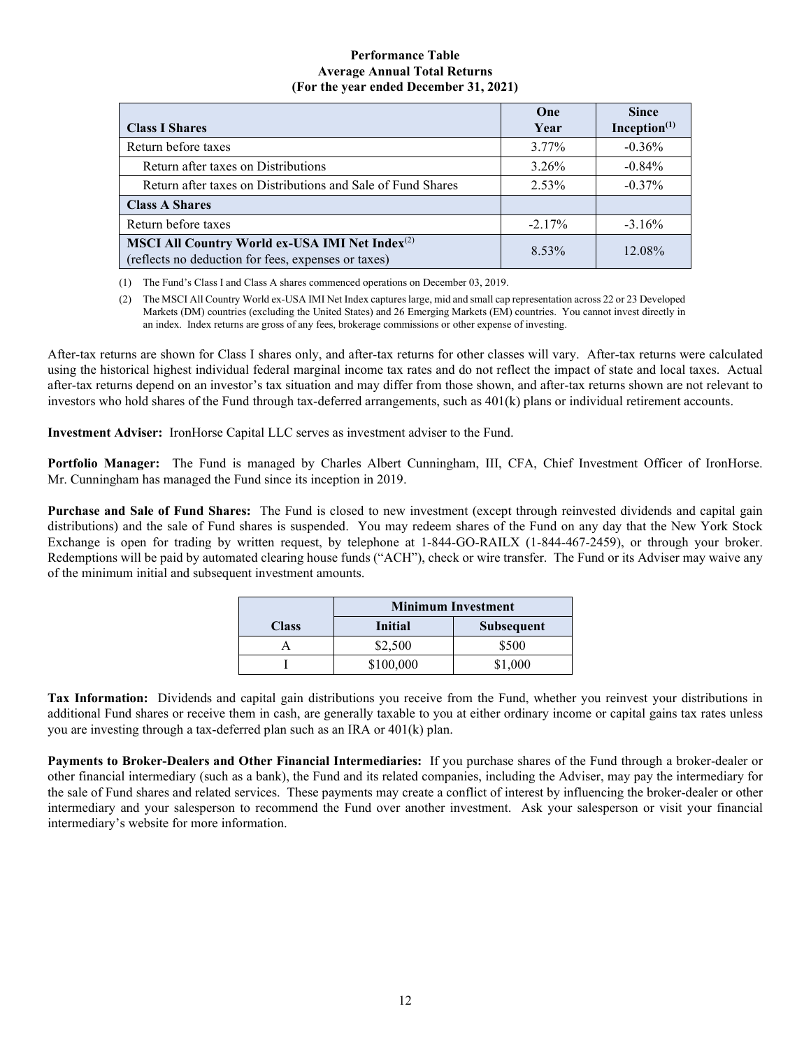**Performance Table**
**Average Annual Total Returns**
**(For the year ended December 31, 2021)**

| **Class I Shares** | **One Year** | **Since Inception[(1)]** |
|---|---|---|
| Return before taxes | 3.77% | -0.36% |
| Return after taxes on Distributions | 3.26% | -0.84% |
| Return after taxes on Distributions and Sale of Fund Shares | 2.53% | -0.37% |
| **Class A Shares** | | |
| Return before taxes | -2.17% | -3.16% |
| **MSCI All Country World ex-USA IMI Net Index[(2)]** (reflects no deduction for fees, expenses or taxes) | 8.53% | 12.08% |

(1) The Fund's Class I and Class A shares commenced operations on December 03, 2019.

(2) The MSCI All Country World ex-USA IMI Net Index captures large, mid and small cap representation across 22 or 23 Developed Markets (DM) countries (excluding the United States) and 26 Emerging Markets (EM) countries. You cannot invest directly in an index. Index returns are gross of any fees, brokerage commissions or other expense of investing.

After-tax returns are shown for Class I shares only, and after-tax returns for other classes will vary. After-tax returns were calculated using the historical highest individual federal marginal income tax rates and do not reflect the impact of state and local taxes. Actual after-tax returns depend on an investor's tax situation and may differ from those shown, and after-tax returns shown are not relevant to investors who hold shares of the Fund through tax-deferred arrangements, such as 401(k) plans or individual retirement accounts.

**Investment Adviser:** IronHorse Capital LLC serves as investment adviser to the Fund.

**Portfolio Manager:** The Fund is managed by Charles Albert Cunningham, III, CFA, Chief Investment Officer of IronHorse. Mr. Cunningham has managed the Fund since its inception in 2019.

**Purchase and Sale of Fund Shares:** The Fund is closed to new investment (except through reinvested dividends and capital gain distributions) and the sale of Fund shares is suspended. You may redeem shares of the Fund on any day that the New York Stock Exchange is open for trading by written request, by telephone at 1-844-GO-RAILX (1-844-467-2459), or through your broker. Redemptions will be paid by automated clearing house funds ("ACH"), check or wire transfer. The Fund or its Adviser may waive any of the minimum initial and subsequent investment amounts.

| | **Minimum Investment** | |
|---|---|---|
| **Class** | **Initial** | **Subsequent** |
| A | $2,500 | $500 |
| I | $100,000 | $1,000 |

**Tax Information:** Dividends and capital gain distributions you receive from the Fund, whether you reinvest your distributions in additional Fund shares or receive them in cash, are generally taxable to you at either ordinary income or capital gains tax rates unless you are investing through a tax-deferred plan such as an IRA or 401(k) plan.

**Payments to Broker-Dealers and Other Financial Intermediaries:** If you purchase shares of the Fund through a broker-dealer or other financial intermediary (such as a bank), the Fund and its related companies, including the Adviser, may pay the intermediary for the sale of Fund shares and related services. These payments may create a conflict of interest by influencing the broker-dealer or other intermediary and your salesperson to recommend the Fund over another investment. Ask your salesperson or visit your financial intermediary's website for more information.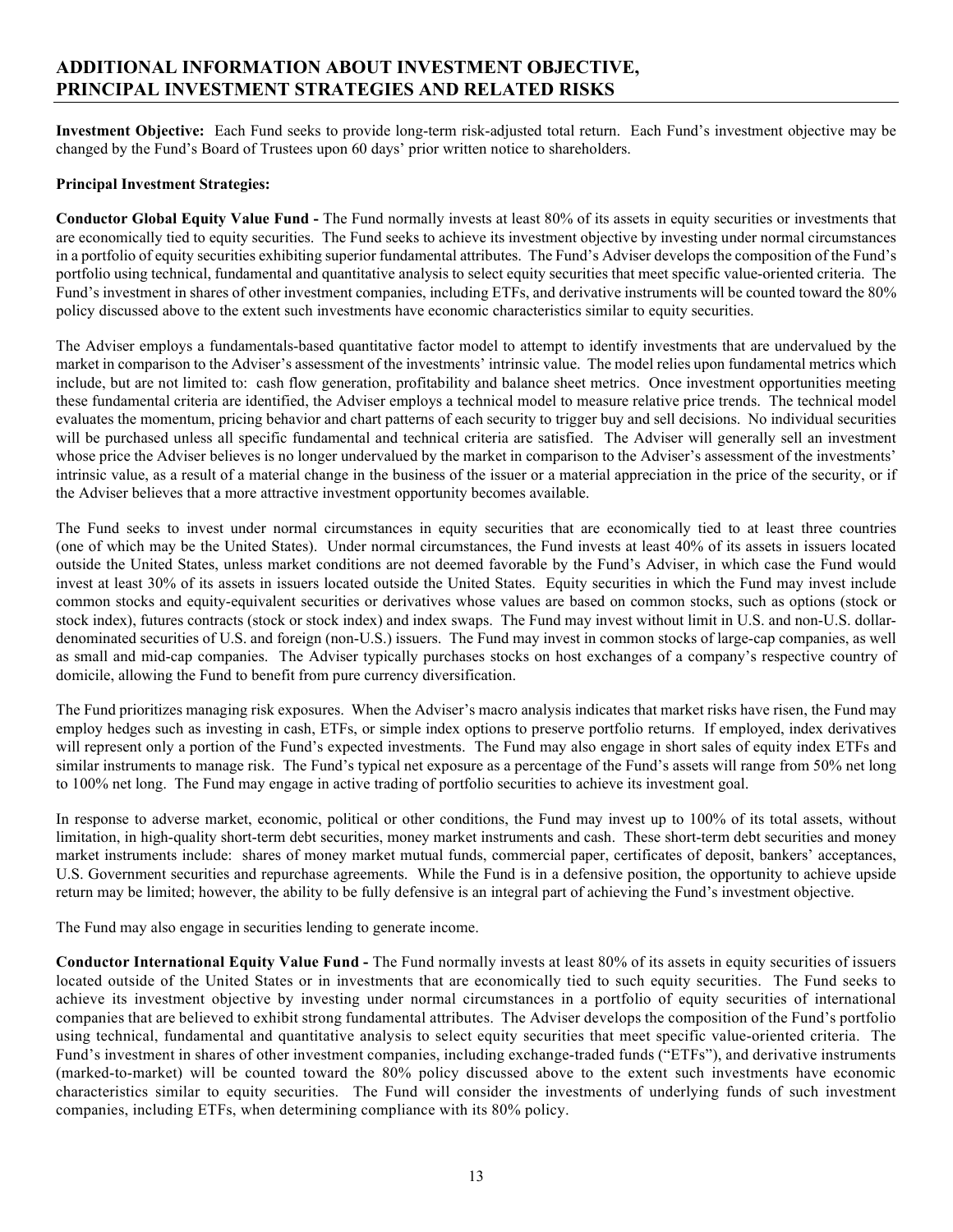## ADDITIONAL INFORMATION ABOUT INVESTMENT OBJECTIVE, PRINCIPAL INVESTMENT STRATEGIES AND RELATED RISKS

**Investment Objective:** Each Fund seeks to provide long-term risk-adjusted total return. Each Fund's investment objective may be changed by the Fund's Board of Trustees upon 60 days' prior written notice to shareholders.

**Principal Investment Strategies:**

**Conductor Global Equity Value Fund -** The Fund normally invests at least 80% of its assets in equity securities or investments that are economically tied to equity securities. The Fund seeks to achieve its investment objective by investing under normal circumstances in a portfolio of equity securities exhibiting superior fundamental attributes. The Fund's Adviser develops the composition of the Fund's portfolio using technical, fundamental and quantitative analysis to select equity securities that meet specific value-oriented criteria. The Fund's investment in shares of other investment companies, including ETFs, and derivative instruments will be counted toward the 80% policy discussed above to the extent such investments have economic characteristics similar to equity securities.

The Adviser employs a fundamentals-based quantitative factor model to attempt to identify investments that are undervalued by the market in comparison to the Adviser's assessment of the investments' intrinsic value. The model relies upon fundamental metrics which include, but are not limited to: cash flow generation, profitability and balance sheet metrics. Once investment opportunities meeting these fundamental criteria are identified, the Adviser employs a technical model to measure relative price trends. The technical model evaluates the momentum, pricing behavior and chart patterns of each security to trigger buy and sell decisions. No individual securities will be purchased unless all specific fundamental and technical criteria are satisfied. The Adviser will generally sell an investment whose price the Adviser believes is no longer undervalued by the market in comparison to the Adviser's assessment of the investments' intrinsic value, as a result of a material change in the business of the issuer or a material appreciation in the price of the security, or if the Adviser believes that a more attractive investment opportunity becomes available.

The Fund seeks to invest under normal circumstances in equity securities that are economically tied to at least three countries (one of which may be the United States). Under normal circumstances, the Fund invests at least 40% of its assets in issuers located outside the United States, unless market conditions are not deemed favorable by the Fund's Adviser, in which case the Fund would invest at least 30% of its assets in issuers located outside the United States. Equity securities in which the Fund may invest include common stocks and equity-equivalent securities or derivatives whose values are based on common stocks, such as options (stock or stock index), futures contracts (stock or stock index) and index swaps. The Fund may invest without limit in U.S. and non-U.S. dollar-denominated securities of U.S. and foreign (non-U.S.) issuers. The Fund may invest in common stocks of large-cap companies, as well as small and mid-cap companies. The Adviser typically purchases stocks on host exchanges of a company's respective country of domicile, allowing the Fund to benefit from pure currency diversification.

The Fund prioritizes managing risk exposures. When the Adviser's macro analysis indicates that market risks have risen, the Fund may employ hedges such as investing in cash, ETFs, or simple index options to preserve portfolio returns. If employed, index derivatives will represent only a portion of the Fund's expected investments. The Fund may also engage in short sales of equity index ETFs and similar instruments to manage risk. The Fund's typical net exposure as a percentage of the Fund's assets will range from 50% net long to 100% net long. The Fund may engage in active trading of portfolio securities to achieve its investment goal.

In response to adverse market, economic, political or other conditions, the Fund may invest up to 100% of its total assets, without limitation, in high-quality short-term debt securities, money market instruments and cash. These short-term debt securities and money market instruments include: shares of money market mutual funds, commercial paper, certificates of deposit, bankers' acceptances, U.S. Government securities and repurchase agreements. While the Fund is in a defensive position, the opportunity to achieve upside return may be limited; however, the ability to be fully defensive is an integral part of achieving the Fund's investment objective.

The Fund may also engage in securities lending to generate income.

**Conductor International Equity Value Fund -** The Fund normally invests at least 80% of its assets in equity securities of issuers located outside of the United States or in investments that are economically tied to such equity securities. The Fund seeks to achieve its investment objective by investing under normal circumstances in a portfolio of equity securities of international companies that are believed to exhibit strong fundamental attributes. The Adviser develops the composition of the Fund's portfolio using technical, fundamental and quantitative analysis to select equity securities that meet specific value-oriented criteria. The Fund's investment in shares of other investment companies, including exchange-traded funds ("ETFs"), and derivative instruments (marked-to-market) will be counted toward the 80% policy discussed above to the extent such investments have economic characteristics similar to equity securities. The Fund will consider the investments of underlying funds of such investment companies, including ETFs, when determining compliance with its 80% policy.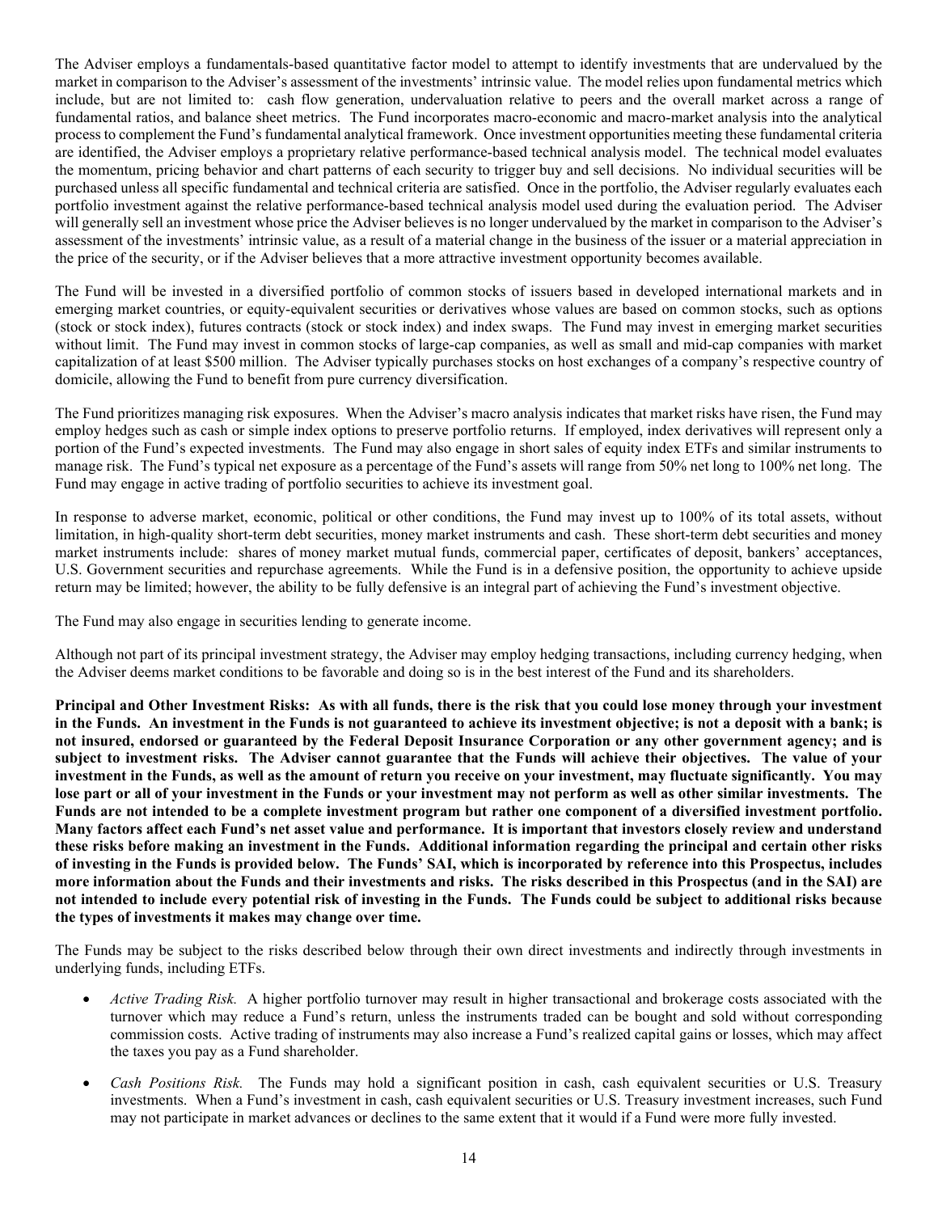The Adviser employs a fundamentals-based quantitative factor model to attempt to identify investments that are undervalued by the market in comparison to the Adviser's assessment of the investments' intrinsic value. The model relies upon fundamental metrics which include, but are not limited to: cash flow generation, undervaluation relative to peers and the overall market across a range of fundamental ratios, and balance sheet metrics. The Fund incorporates macro-economic and macro-market analysis into the analytical process to complement the Fund's fundamental analytical framework. Once investment opportunities meeting these fundamental criteria are identified, the Adviser employs a proprietary relative performance-based technical analysis model. The technical model evaluates the momentum, pricing behavior and chart patterns of each security to trigger buy and sell decisions. No individual securities will be purchased unless all specific fundamental and technical criteria are satisfied. Once in the portfolio, the Adviser regularly evaluates each portfolio investment against the relative performance-based technical analysis model used during the evaluation period. The Adviser will generally sell an investment whose price the Adviser believes is no longer undervalued by the market in comparison to the Adviser's assessment of the investments' intrinsic value, as a result of a material change in the business of the issuer or a material appreciation in the price of the security, or if the Adviser believes that a more attractive investment opportunity becomes available.

The Fund will be invested in a diversified portfolio of common stocks of issuers based in developed international markets and in emerging market countries, or equity-equivalent securities or derivatives whose values are based on common stocks, such as options (stock or stock index), futures contracts (stock or stock index) and index swaps. The Fund may invest in emerging market securities without limit. The Fund may invest in common stocks of large-cap companies, as well as small and mid-cap companies with market capitalization of at least $500 million. The Adviser typically purchases stocks on host exchanges of a company's respective country of domicile, allowing the Fund to benefit from pure currency diversification.

The Fund prioritizes managing risk exposures. When the Adviser's macro analysis indicates that market risks have risen, the Fund may employ hedges such as cash or simple index options to preserve portfolio returns. If employed, index derivatives will represent only a portion of the Fund's expected investments. The Fund may also engage in short sales of equity index ETFs and similar instruments to manage risk. The Fund's typical net exposure as a percentage of the Fund's assets will range from 50% net long to 100% net long. The Fund may engage in active trading of portfolio securities to achieve its investment goal.

In response to adverse market, economic, political or other conditions, the Fund may invest up to 100% of its total assets, without limitation, in high-quality short-term debt securities, money market instruments and cash. These short-term debt securities and money market instruments include: shares of money market mutual funds, commercial paper, certificates of deposit, bankers' acceptances, U.S. Government securities and repurchase agreements. While the Fund is in a defensive position, the opportunity to achieve upside return may be limited; however, the ability to be fully defensive is an integral part of achieving the Fund's investment objective.

The Fund may also engage in securities lending to generate income.

Although not part of its principal investment strategy, the Adviser may employ hedging transactions, including currency hedging, when the Adviser deems market conditions to be favorable and doing so is in the best interest of the Fund and its shareholders.

**Principal and Other Investment Risks: As with all funds, there is the risk that you could lose money through your investment in the Funds. An investment in the Funds is not guaranteed to achieve its investment objective; is not a deposit with a bank; is not insured, endorsed or guaranteed by the Federal Deposit Insurance Corporation or any other government agency; and is subject to investment risks. The Adviser cannot guarantee that the Funds will achieve their objectives. The value of your investment in the Funds, as well as the amount of return you receive on your investment, may fluctuate significantly. You may lose part or all of your investment in the Funds or your investment may not perform as well as other similar investments. The Funds are not intended to be a complete investment program but rather one component of a diversified investment portfolio. Many factors affect each Fund's net asset value and performance. It is important that investors closely review and understand these risks before making an investment in the Funds. Additional information regarding the principal and certain other risks of investing in the Funds is provided below. The Funds' SAI, which is incorporated by reference into this Prospectus, includes more information about the Funds and their investments and risks. The risks described in this Prospectus (and in the SAI) are not intended to include every potential risk of investing in the Funds. The Funds could be subject to additional risks because the types of investments it makes may change over time.**

The Funds may be subject to the risks described below through their own direct investments and indirectly through investments in underlying funds, including ETFs.

- *Active Trading Risk.* A higher portfolio turnover may result in higher transactional and brokerage costs associated with the turnover which may reduce a Fund's return, unless the instruments traded can be bought and sold without corresponding commission costs. Active trading of instruments may also increase a Fund's realized capital gains or losses, which may affect the taxes you pay as a Fund shareholder.

- *Cash Positions Risk.* The Funds may hold a significant position in cash, cash equivalent securities or U.S. Treasury investments. When a Fund's investment in cash, cash equivalent securities or U.S. Treasury investment increases, such Fund may not participate in market advances or declines to the same extent that it would if a Fund were more fully invested.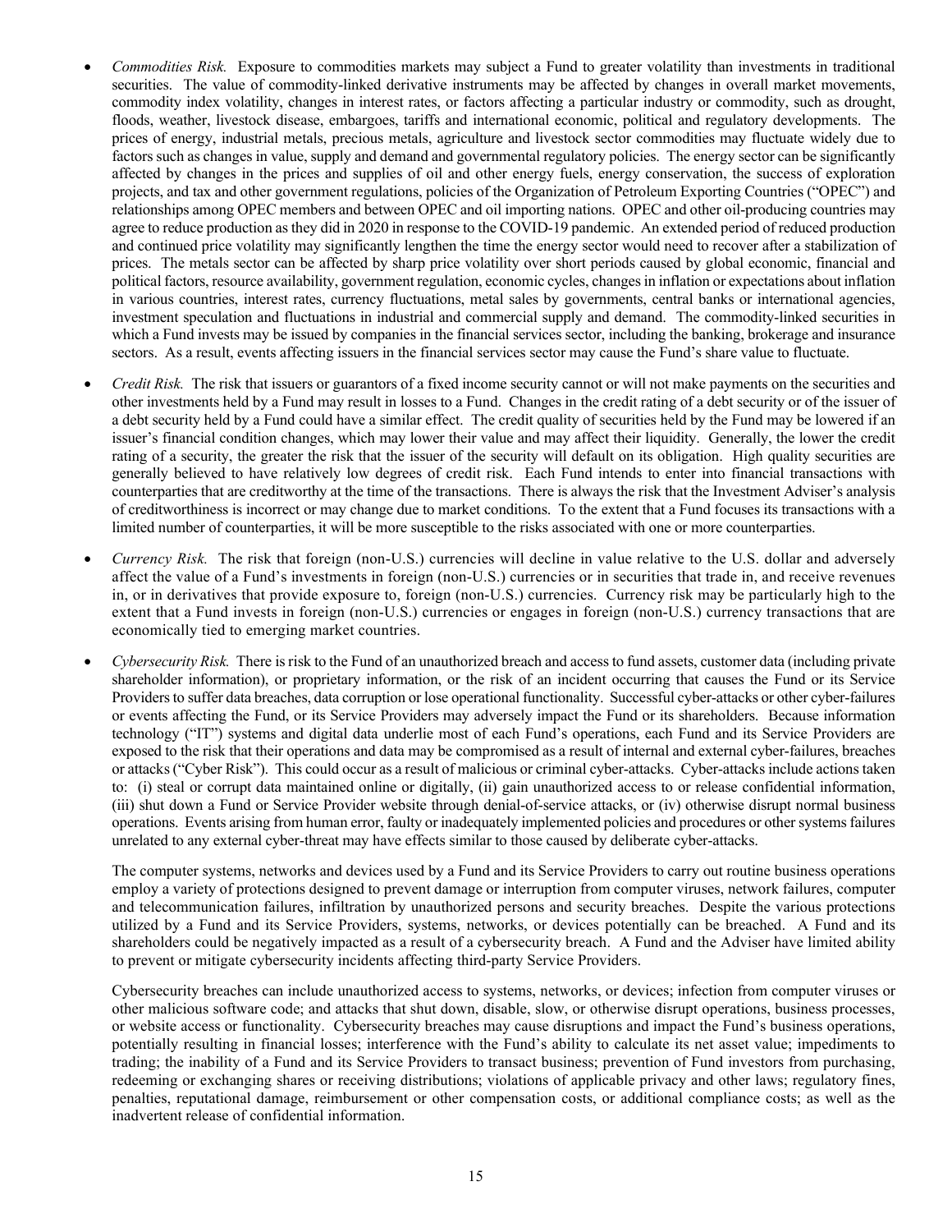- *Commodities Risk.* Exposure to commodities markets may subject a Fund to greater volatility than investments in traditional securities. The value of commodity-linked derivative instruments may be affected by changes in overall market movements, commodity index volatility, changes in interest rates, or factors affecting a particular industry or commodity, such as drought, floods, weather, livestock disease, embargoes, tariffs and international economic, political and regulatory developments. The prices of energy, industrial metals, precious metals, agriculture and livestock sector commodities may fluctuate widely due to factors such as changes in value, supply and demand and governmental regulatory policies. The energy sector can be significantly affected by changes in the prices and supplies of oil and other energy fuels, energy conservation, the success of exploration projects, and tax and other government regulations, policies of the Organization of Petroleum Exporting Countries ("OPEC") and relationships among OPEC members and between OPEC and oil importing nations. OPEC and other oil-producing countries may agree to reduce production as they did in 2020 in response to the COVID-19 pandemic. An extended period of reduced production and continued price volatility may significantly lengthen the time the energy sector would need to recover after a stabilization of prices. The metals sector can be affected by sharp price volatility over short periods caused by global economic, financial and political factors, resource availability, government regulation, economic cycles, changes in inflation or expectations about inflation in various countries, interest rates, currency fluctuations, metal sales by governments, central banks or international agencies, investment speculation and fluctuations in industrial and commercial supply and demand. The commodity-linked securities in which a Fund invests may be issued by companies in the financial services sector, including the banking, brokerage and insurance sectors. As a result, events affecting issuers in the financial services sector may cause the Fund's share value to fluctuate.

- *Credit Risk.* The risk that issuers or guarantors of a fixed income security cannot or will not make payments on the securities and other investments held by a Fund may result in losses to a Fund. Changes in the credit rating of a debt security or of the issuer of a debt security held by a Fund could have a similar effect. The credit quality of securities held by the Fund may be lowered if an issuer's financial condition changes, which may lower their value and may affect their liquidity. Generally, the lower the credit rating of a security, the greater the risk that the issuer of the security will default on its obligation. High quality securities are generally believed to have relatively low degrees of credit risk. Each Fund intends to enter into financial transactions with counterparties that are creditworthy at the time of the transactions. There is always the risk that the Investment Adviser's analysis of creditworthiness is incorrect or may change due to market conditions. To the extent that a Fund focuses its transactions with a limited number of counterparties, it will be more susceptible to the risks associated with one or more counterparties.

- *Currency Risk.* The risk that foreign (non-U.S.) currencies will decline in value relative to the U.S. dollar and adversely affect the value of a Fund's investments in foreign (non-U.S.) currencies or in securities that trade in, and receive revenues in, or in derivatives that provide exposure to, foreign (non-U.S.) currencies. Currency risk may be particularly high to the extent that a Fund invests in foreign (non-U.S.) currencies or engages in foreign (non-U.S.) currency transactions that are economically tied to emerging market countries.

- *Cybersecurity Risk.* There is risk to the Fund of an unauthorized breach and access to fund assets, customer data (including private shareholder information), or proprietary information, or the risk of an incident occurring that causes the Fund or its Service Providers to suffer data breaches, data corruption or lose operational functionality. Successful cyber-attacks or other cyber-failures or events affecting the Fund, or its Service Providers may adversely impact the Fund or its shareholders. Because information technology ("IT") systems and digital data underlie most of each Fund's operations, each Fund and its Service Providers are exposed to the risk that their operations and data may be compromised as a result of internal and external cyber-failures, breaches or attacks ("Cyber Risk"). This could occur as a result of malicious or criminal cyber-attacks. Cyber-attacks include actions taken to: (i) steal or corrupt data maintained online or digitally, (ii) gain unauthorized access to or release confidential information, (iii) shut down a Fund or Service Provider website through denial-of-service attacks, or (iv) otherwise disrupt normal business operations. Events arising from human error, faulty or inadequately implemented policies and procedures or other systems failures unrelated to any external cyber-threat may have effects similar to those caused by deliberate cyber-attacks.

  The computer systems, networks and devices used by a Fund and its Service Providers to carry out routine business operations employ a variety of protections designed to prevent damage or interruption from computer viruses, network failures, computer and telecommunication failures, infiltration by unauthorized persons and security breaches. Despite the various protections utilized by a Fund and its Service Providers, systems, networks, or devices potentially can be breached. A Fund and its shareholders could be negatively impacted as a result of a cybersecurity breach. A Fund and the Adviser have limited ability to prevent or mitigate cybersecurity incidents affecting third-party Service Providers.

  Cybersecurity breaches can include unauthorized access to systems, networks, or devices; infection from computer viruses or other malicious software code; and attacks that shut down, disable, slow, or otherwise disrupt operations, business processes, or website access or functionality. Cybersecurity breaches may cause disruptions and impact the Fund's business operations, potentially resulting in financial losses; interference with the Fund's ability to calculate its net asset value; impediments to trading; the inability of a Fund and its Service Providers to transact business; prevention of Fund investors from purchasing, redeeming or exchanging shares or receiving distributions; violations of applicable privacy and other laws; regulatory fines, penalties, reputational damage, reimbursement or other compensation costs, or additional compliance costs; as well as the inadvertent release of confidential information.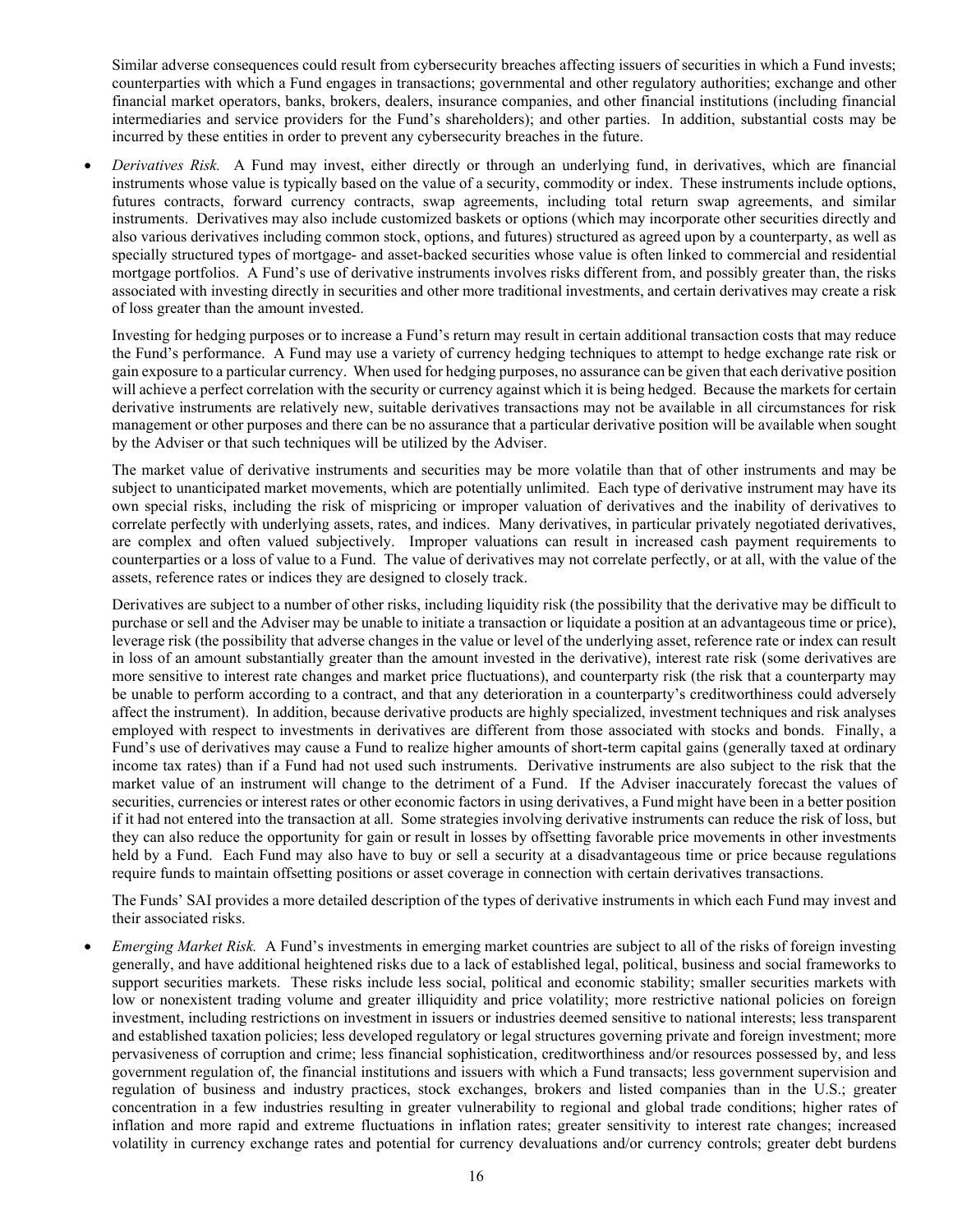Similar adverse consequences could result from cybersecurity breaches affecting issuers of securities in which a Fund invests; counterparties with which a Fund engages in transactions; governmental and other regulatory authorities; exchange and other financial market operators, banks, brokers, dealers, insurance companies, and other financial institutions (including financial intermediaries and service providers for the Fund's shareholders); and other parties. In addition, substantial costs may be incurred by these entities in order to prevent any cybersecurity breaches in the future.

- *Derivatives Risk.* A Fund may invest, either directly or through an underlying fund, in derivatives, which are financial instruments whose value is typically based on the value of a security, commodity or index. These instruments include options, futures contracts, forward currency contracts, swap agreements, including total return swap agreements, and similar instruments. Derivatives may also include customized baskets or options (which may incorporate other securities directly and also various derivatives including common stock, options, and futures) structured as agreed upon by a counterparty, as well as specially structured types of mortgage- and asset-backed securities whose value is often linked to commercial and residential mortgage portfolios. A Fund's use of derivative instruments involves risks different from, and possibly greater than, the risks associated with investing directly in securities and other more traditional investments, and certain derivatives may create a risk of loss greater than the amount invested.

  Investing for hedging purposes or to increase a Fund's return may result in certain additional transaction costs that may reduce the Fund's performance. A Fund may use a variety of currency hedging techniques to attempt to hedge exchange rate risk or gain exposure to a particular currency. When used for hedging purposes, no assurance can be given that each derivative position will achieve a perfect correlation with the security or currency against which it is being hedged. Because the markets for certain derivative instruments are relatively new, suitable derivatives transactions may not be available in all circumstances for risk management or other purposes and there can be no assurance that a particular derivative position will be available when sought by the Adviser or that such techniques will be utilized by the Adviser.

  The market value of derivative instruments and securities may be more volatile than that of other instruments and may be subject to unanticipated market movements, which are potentially unlimited. Each type of derivative instrument may have its own special risks, including the risk of mispricing or improper valuation of derivatives and the inability of derivatives to correlate perfectly with underlying assets, rates, and indices. Many derivatives, in particular privately negotiated derivatives, are complex and often valued subjectively. Improper valuations can result in increased cash payment requirements to counterparties or a loss of value to a Fund. The value of derivatives may not correlate perfectly, or at all, with the value of the assets, reference rates or indices they are designed to closely track.

  Derivatives are subject to a number of other risks, including liquidity risk (the possibility that the derivative may be difficult to purchase or sell and the Adviser may be unable to initiate a transaction or liquidate a position at an advantageous time or price), leverage risk (the possibility that adverse changes in the value or level of the underlying asset, reference rate or index can result in loss of an amount substantially greater than the amount invested in the derivative), interest rate risk (some derivatives are more sensitive to interest rate changes and market price fluctuations), and counterparty risk (the risk that a counterparty may be unable to perform according to a contract, and that any deterioration in a counterparty's creditworthiness could adversely affect the instrument). In addition, because derivative products are highly specialized, investment techniques and risk analyses employed with respect to investments in derivatives are different from those associated with stocks and bonds. Finally, a Fund's use of derivatives may cause a Fund to realize higher amounts of short-term capital gains (generally taxed at ordinary income tax rates) than if a Fund had not used such instruments. Derivative instruments are also subject to the risk that the market value of an instrument will change to the detriment of a Fund. If the Adviser inaccurately forecast the values of securities, currencies or interest rates or other economic factors in using derivatives, a Fund might have been in a better position if it had not entered into the transaction at all. Some strategies involving derivative instruments can reduce the risk of loss, but they can also reduce the opportunity for gain or result in losses by offsetting favorable price movements in other investments held by a Fund. Each Fund may also have to buy or sell a security at a disadvantageous time or price because regulations require funds to maintain offsetting positions or asset coverage in connection with certain derivatives transactions.

  The Funds' SAI provides a more detailed description of the types of derivative instruments in which each Fund may invest and their associated risks.

- *Emerging Market Risk.* A Fund's investments in emerging market countries are subject to all of the risks of foreign investing generally, and have additional heightened risks due to a lack of established legal, political, business and social frameworks to support securities markets. These risks include less social, political and economic stability; smaller securities markets with low or nonexistent trading volume and greater illiquidity and price volatility; more restrictive national policies on foreign investment, including restrictions on investment in issuers or industries deemed sensitive to national interests; less transparent and established taxation policies; less developed regulatory or legal structures governing private and foreign investment; more pervasiveness of corruption and crime; less financial sophistication, creditworthiness and/or resources possessed by, and less government regulation of, the financial institutions and issuers with which a Fund transacts; less government supervision and regulation of business and industry practices, stock exchanges, brokers and listed companies than in the U.S.; greater concentration in a few industries resulting in greater vulnerability to regional and global trade conditions; higher rates of inflation and more rapid and extreme fluctuations in inflation rates; greater sensitivity to interest rate changes; increased volatility in currency exchange rates and potential for currency devaluations and/or currency controls; greater debt burdens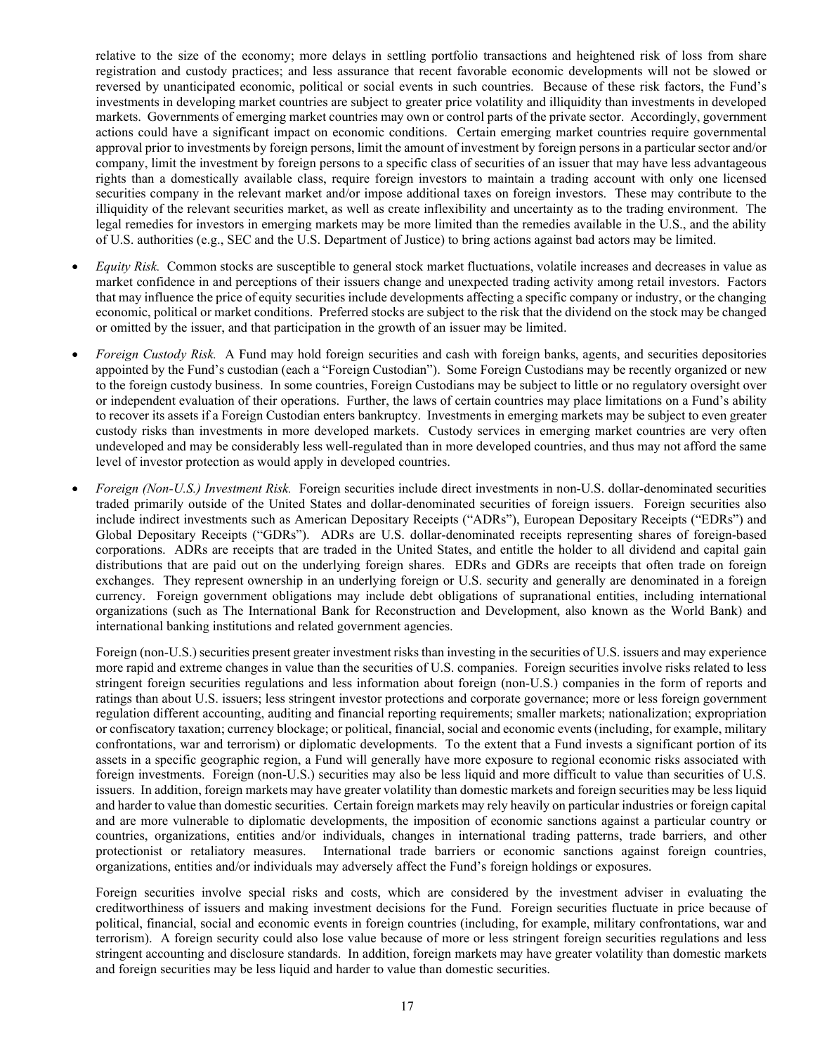relative to the size of the economy; more delays in settling portfolio transactions and heightened risk of loss from share registration and custody practices; and less assurance that recent favorable economic developments will not be slowed or reversed by unanticipated economic, political or social events in such countries. Because of these risk factors, the Fund's investments in developing market countries are subject to greater price volatility and illiquidity than investments in developed markets. Governments of emerging market countries may own or control parts of the private sector. Accordingly, government actions could have a significant impact on economic conditions. Certain emerging market countries require governmental approval prior to investments by foreign persons, limit the amount of investment by foreign persons in a particular sector and/or company, limit the investment by foreign persons to a specific class of securities of an issuer that may have less advantageous rights than a domestically available class, require foreign investors to maintain a trading account with only one licensed securities company in the relevant market and/or impose additional taxes on foreign investors. These may contribute to the illiquidity of the relevant securities market, as well as create inflexibility and uncertainty as to the trading environment. The legal remedies for investors in emerging markets may be more limited than the remedies available in the U.S., and the ability of U.S. authorities (e.g., SEC and the U.S. Department of Justice) to bring actions against bad actors may be limited.

- *Equity Risk.* Common stocks are susceptible to general stock market fluctuations, volatile increases and decreases in value as market confidence in and perceptions of their issuers change and unexpected trading activity among retail investors. Factors that may influence the price of equity securities include developments affecting a specific company or industry, or the changing economic, political or market conditions. Preferred stocks are subject to the risk that the dividend on the stock may be changed or omitted by the issuer, and that participation in the growth of an issuer may be limited.

- *Foreign Custody Risk.* A Fund may hold foreign securities and cash with foreign banks, agents, and securities depositories appointed by the Fund's custodian (each a "Foreign Custodian"). Some Foreign Custodians may be recently organized or new to the foreign custody business. In some countries, Foreign Custodians may be subject to little or no regulatory oversight over or independent evaluation of their operations. Further, the laws of certain countries may place limitations on a Fund's ability to recover its assets if a Foreign Custodian enters bankruptcy. Investments in emerging markets may be subject to even greater custody risks than investments in more developed markets. Custody services in emerging market countries are very often undeveloped and may be considerably less well-regulated than in more developed countries, and thus may not afford the same level of investor protection as would apply in developed countries.

- *Foreign (Non-U.S.) Investment Risk.* Foreign securities include direct investments in non-U.S. dollar-denominated securities traded primarily outside of the United States and dollar-denominated securities of foreign issuers. Foreign securities also include indirect investments such as American Depositary Receipts ("ADRs"), European Depositary Receipts ("EDRs") and Global Depositary Receipts ("GDRs"). ADRs are U.S. dollar-denominated receipts representing shares of foreign-based corporations. ADRs are receipts that are traded in the United States, and entitle the holder to all dividend and capital gain distributions that are paid out on the underlying foreign shares. EDRs and GDRs are receipts that often trade on foreign exchanges. They represent ownership in an underlying foreign or U.S. security and generally are denominated in a foreign currency. Foreign government obligations may include debt obligations of supranational entities, including international organizations (such as The International Bank for Reconstruction and Development, also known as the World Bank) and international banking institutions and related government agencies.

  Foreign (non-U.S.) securities present greater investment risks than investing in the securities of U.S. issuers and may experience more rapid and extreme changes in value than the securities of U.S. companies. Foreign securities involve risks related to less stringent foreign securities regulations and less information about foreign (non-U.S.) companies in the form of reports and ratings than about U.S. issuers; less stringent investor protections and corporate governance; more or less foreign government regulation different accounting, auditing and financial reporting requirements; smaller markets; nationalization; expropriation or confiscatory taxation; currency blockage; or political, financial, social and economic events (including, for example, military confrontations, war and terrorism) or diplomatic developments. To the extent that a Fund invests a significant portion of its assets in a specific geographic region, a Fund will generally have more exposure to regional economic risks associated with foreign investments. Foreign (non-U.S.) securities may also be less liquid and more difficult to value than securities of U.S. issuers. In addition, foreign markets may have greater volatility than domestic markets and foreign securities may be less liquid and harder to value than domestic securities. Certain foreign markets may rely heavily on particular industries or foreign capital and are more vulnerable to diplomatic developments, the imposition of economic sanctions against a particular country or countries, organizations, entities and/or individuals, changes in international trading patterns, trade barriers, and other protectionist or retaliatory measures. International trade barriers or economic sanctions against foreign countries, organizations, entities and/or individuals may adversely affect the Fund's foreign holdings or exposures.

  Foreign securities involve special risks and costs, which are considered by the investment adviser in evaluating the creditworthiness of issuers and making investment decisions for the Fund. Foreign securities fluctuate in price because of political, financial, social and economic events in foreign countries (including, for example, military confrontations, war and terrorism). A foreign security could also lose value because of more or less stringent foreign securities regulations and less stringent accounting and disclosure standards. In addition, foreign markets may have greater volatility than domestic markets and foreign securities may be less liquid and harder to value than domestic securities.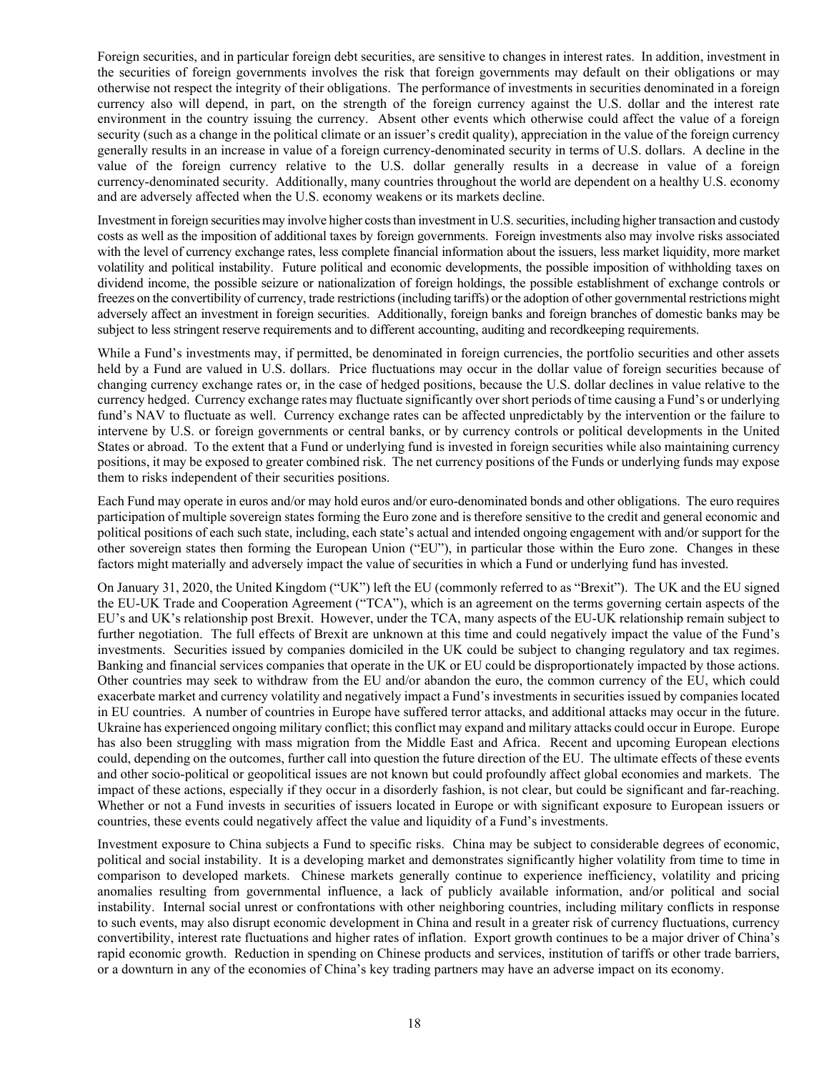Foreign securities, and in particular foreign debt securities, are sensitive to changes in interest rates. In addition, investment in the securities of foreign governments involves the risk that foreign governments may default on their obligations or may otherwise not respect the integrity of their obligations. The performance of investments in securities denominated in a foreign currency also will depend, in part, on the strength of the foreign currency against the U.S. dollar and the interest rate environment in the country issuing the currency. Absent other events which otherwise could affect the value of a foreign security (such as a change in the political climate or an issuer's credit quality), appreciation in the value of the foreign currency generally results in an increase in value of a foreign currency-denominated security in terms of U.S. dollars. A decline in the value of the foreign currency relative to the U.S. dollar generally results in a decrease in value of a foreign currency-denominated security. Additionally, many countries throughout the world are dependent on a healthy U.S. economy and are adversely affected when the U.S. economy weakens or its markets decline.

Investment in foreign securities may involve higher costs than investment in U.S. securities, including higher transaction and custody costs as well as the imposition of additional taxes by foreign governments. Foreign investments also may involve risks associated with the level of currency exchange rates, less complete financial information about the issuers, less market liquidity, more market volatility and political instability. Future political and economic developments, the possible imposition of withholding taxes on dividend income, the possible seizure or nationalization of foreign holdings, the possible establishment of exchange controls or freezes on the convertibility of currency, trade restrictions (including tariffs) or the adoption of other governmental restrictions might adversely affect an investment in foreign securities. Additionally, foreign banks and foreign branches of domestic banks may be subject to less stringent reserve requirements and to different accounting, auditing and recordkeeping requirements.

While a Fund's investments may, if permitted, be denominated in foreign currencies, the portfolio securities and other assets held by a Fund are valued in U.S. dollars. Price fluctuations may occur in the dollar value of foreign securities because of changing currency exchange rates or, in the case of hedged positions, because the U.S. dollar declines in value relative to the currency hedged. Currency exchange rates may fluctuate significantly over short periods of time causing a Fund's or underlying fund's NAV to fluctuate as well. Currency exchange rates can be affected unpredictably by the intervention or the failure to intervene by U.S. or foreign governments or central banks, or by currency controls or political developments in the United States or abroad. To the extent that a Fund or underlying fund is invested in foreign securities while also maintaining currency positions, it may be exposed to greater combined risk. The net currency positions of the Funds or underlying funds may expose them to risks independent of their securities positions.

Each Fund may operate in euros and/or may hold euros and/or euro-denominated bonds and other obligations. The euro requires participation of multiple sovereign states forming the Euro zone and is therefore sensitive to the credit and general economic and political positions of each such state, including, each state's actual and intended ongoing engagement with and/or support for the other sovereign states then forming the European Union ("EU"), in particular those within the Euro zone. Changes in these factors might materially and adversely impact the value of securities in which a Fund or underlying fund has invested.

On January 31, 2020, the United Kingdom ("UK") left the EU (commonly referred to as "Brexit"). The UK and the EU signed the EU-UK Trade and Cooperation Agreement ("TCA"), which is an agreement on the terms governing certain aspects of the EU's and UK's relationship post Brexit. However, under the TCA, many aspects of the EU-UK relationship remain subject to further negotiation. The full effects of Brexit are unknown at this time and could negatively impact the value of the Fund's investments. Securities issued by companies domiciled in the UK could be subject to changing regulatory and tax regimes. Banking and financial services companies that operate in the UK or EU could be disproportionately impacted by those actions. Other countries may seek to withdraw from the EU and/or abandon the euro, the common currency of the EU, which could exacerbate market and currency volatility and negatively impact a Fund's investments in securities issued by companies located in EU countries. A number of countries in Europe have suffered terror attacks, and additional attacks may occur in the future. Ukraine has experienced ongoing military conflict; this conflict may expand and military attacks could occur in Europe. Europe has also been struggling with mass migration from the Middle East and Africa. Recent and upcoming European elections could, depending on the outcomes, further call into question the future direction of the EU. The ultimate effects of these events and other socio-political or geopolitical issues are not known but could profoundly affect global economies and markets. The impact of these actions, especially if they occur in a disorderly fashion, is not clear, but could be significant and far-reaching. Whether or not a Fund invests in securities of issuers located in Europe or with significant exposure to European issuers or countries, these events could negatively affect the value and liquidity of a Fund's investments.

Investment exposure to China subjects a Fund to specific risks. China may be subject to considerable degrees of economic, political and social instability. It is a developing market and demonstrates significantly higher volatility from time to time in comparison to developed markets. Chinese markets generally continue to experience inefficiency, volatility and pricing anomalies resulting from governmental influence, a lack of publicly available information, and/or political and social instability. Internal social unrest or confrontations with other neighboring countries, including military conflicts in response to such events, may also disrupt economic development in China and result in a greater risk of currency fluctuations, currency convertibility, interest rate fluctuations and higher rates of inflation. Export growth continues to be a major driver of China's rapid economic growth. Reduction in spending on Chinese products and services, institution of tariffs or other trade barriers, or a downturn in any of the economies of China's key trading partners may have an adverse impact on its economy.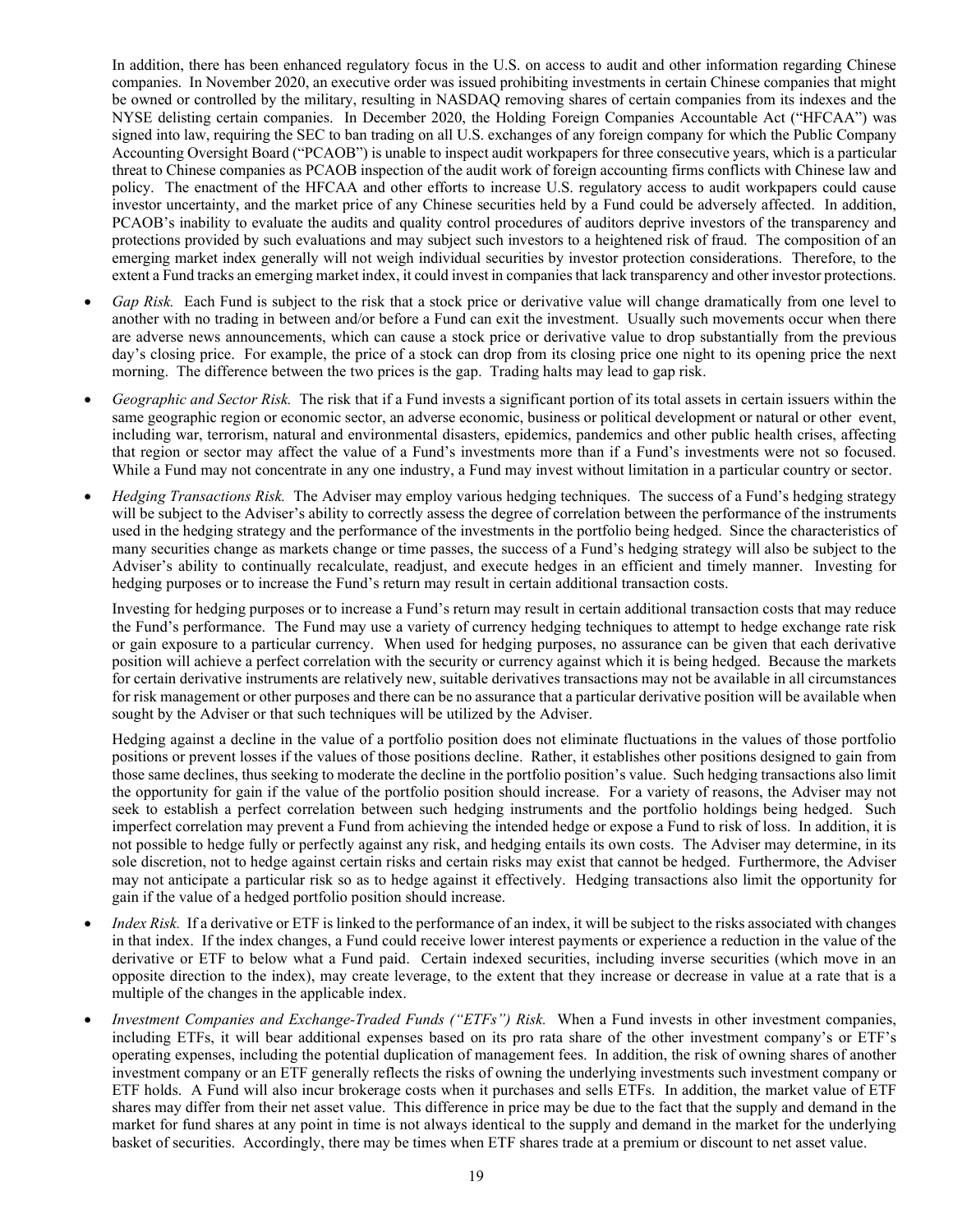In addition, there has been enhanced regulatory focus in the U.S. on access to audit and other information regarding Chinese companies. In November 2020, an executive order was issued prohibiting investments in certain Chinese companies that might be owned or controlled by the military, resulting in NASDAQ removing shares of certain companies from its indexes and the NYSE delisting certain companies. In December 2020, the Holding Foreign Companies Accountable Act ("HFCAA") was signed into law, requiring the SEC to ban trading on all U.S. exchanges of any foreign company for which the Public Company Accounting Oversight Board ("PCAOB") is unable to inspect audit workpapers for three consecutive years, which is a particular threat to Chinese companies as PCAOB inspection of the audit work of foreign accounting firms conflicts with Chinese law and policy. The enactment of the HFCAA and other efforts to increase U.S. regulatory access to audit workpapers could cause investor uncertainty, and the market price of any Chinese securities held by a Fund could be adversely affected. In addition, PCAOB's inability to evaluate the audits and quality control procedures of auditors deprive investors of the transparency and protections provided by such evaluations and may subject such investors to a heightened risk of fraud. The composition of an emerging market index generally will not weigh individual securities by investor protection considerations. Therefore, to the extent a Fund tracks an emerging market index, it could invest in companies that lack transparency and other investor protections.

- *Gap Risk.* Each Fund is subject to the risk that a stock price or derivative value will change dramatically from one level to another with no trading in between and/or before a Fund can exit the investment. Usually such movements occur when there are adverse news announcements, which can cause a stock price or derivative value to drop substantially from the previous day's closing price. For example, the price of a stock can drop from its closing price one night to its opening price the next morning. The difference between the two prices is the gap. Trading halts may lead to gap risk.

- *Geographic and Sector Risk.* The risk that if a Fund invests a significant portion of its total assets in certain issuers within the same geographic region or economic sector, an adverse economic, business or political development or natural or other event, including war, terrorism, natural and environmental disasters, epidemics, pandemics and other public health crises, affecting that region or sector may affect the value of a Fund's investments more than if a Fund's investments were not so focused. While a Fund may not concentrate in any one industry, a Fund may invest without limitation in a particular country or sector.

- *Hedging Transactions Risk.* The Adviser may employ various hedging techniques. The success of a Fund's hedging strategy will be subject to the Adviser's ability to correctly assess the degree of correlation between the performance of the instruments used in the hedging strategy and the performance of the investments in the portfolio being hedged. Since the characteristics of many securities change as markets change or time passes, the success of a Fund's hedging strategy will also be subject to the Adviser's ability to continually recalculate, readjust, and execute hedges in an efficient and timely manner. Investing for hedging purposes or to increase the Fund's return may result in certain additional transaction costs.

  Investing for hedging purposes or to increase a Fund's return may result in certain additional transaction costs that may reduce the Fund's performance. The Fund may use a variety of currency hedging techniques to attempt to hedge exchange rate risk or gain exposure to a particular currency. When used for hedging purposes, no assurance can be given that each derivative position will achieve a perfect correlation with the security or currency against which it is being hedged. Because the markets for certain derivative instruments are relatively new, suitable derivatives transactions may not be available in all circumstances for risk management or other purposes and there can be no assurance that a particular derivative position will be available when sought by the Adviser or that such techniques will be utilized by the Adviser.

  Hedging against a decline in the value of a portfolio position does not eliminate fluctuations in the values of those portfolio positions or prevent losses if the values of those positions decline. Rather, it establishes other positions designed to gain from those same declines, thus seeking to moderate the decline in the portfolio position's value. Such hedging transactions also limit the opportunity for gain if the value of the portfolio position should increase. For a variety of reasons, the Adviser may not seek to establish a perfect correlation between such hedging instruments and the portfolio holdings being hedged. Such imperfect correlation may prevent a Fund from achieving the intended hedge or expose a Fund to risk of loss. In addition, it is not possible to hedge fully or perfectly against any risk, and hedging entails its own costs. The Adviser may determine, in its sole discretion, not to hedge against certain risks and certain risks may exist that cannot be hedged. Furthermore, the Adviser may not anticipate a particular risk so as to hedge against it effectively. Hedging transactions also limit the opportunity for gain if the value of a hedged portfolio position should increase.

- *Index Risk.* If a derivative or ETF is linked to the performance of an index, it will be subject to the risks associated with changes in that index. If the index changes, a Fund could receive lower interest payments or experience a reduction in the value of the derivative or ETF to below what a Fund paid. Certain indexed securities, including inverse securities (which move in an opposite direction to the index), may create leverage, to the extent that they increase or decrease in value at a rate that is a multiple of the changes in the applicable index.

- *Investment Companies and Exchange-Traded Funds ("ETFs") Risk.* When a Fund invests in other investment companies, including ETFs, it will bear additional expenses based on its pro rata share of the other investment company's or ETF's operating expenses, including the potential duplication of management fees. In addition, the risk of owning shares of another investment company or an ETF generally reflects the risks of owning the underlying investments such investment company or ETF holds. A Fund will also incur brokerage costs when it purchases and sells ETFs. In addition, the market value of ETF shares may differ from their net asset value. This difference in price may be due to the fact that the supply and demand in the market for fund shares at any point in time is not always identical to the supply and demand in the market for the underlying basket of securities. Accordingly, there may be times when ETF shares trade at a premium or discount to net asset value.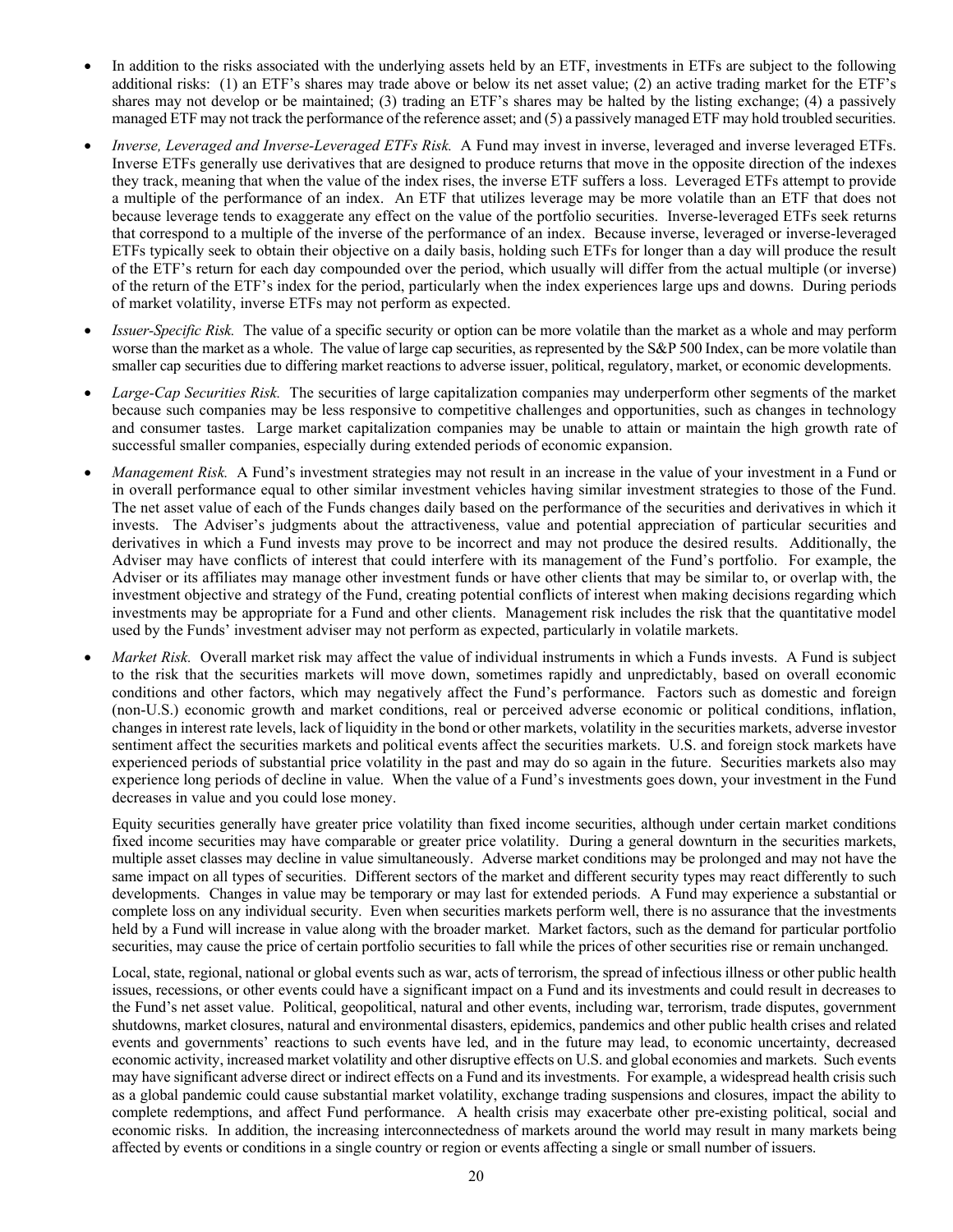- In addition to the risks associated with the underlying assets held by an ETF, investments in ETFs are subject to the following additional risks: (1) an ETF's shares may trade above or below its net asset value; (2) an active trading market for the ETF's shares may not develop or be maintained; (3) trading an ETF's shares may be halted by the listing exchange; (4) a passively managed ETF may not track the performance of the reference asset; and (5) a passively managed ETF may hold troubled securities.

- *Inverse, Leveraged and Inverse-Leveraged ETFs Risk.* A Fund may invest in inverse, leveraged and inverse leveraged ETFs. Inverse ETFs generally use derivatives that are designed to produce returns that move in the opposite direction of the indexes they track, meaning that when the value of the index rises, the inverse ETF suffers a loss. Leveraged ETFs attempt to provide a multiple of the performance of an index. An ETF that utilizes leverage may be more volatile than an ETF that does not because leverage tends to exaggerate any effect on the value of the portfolio securities. Inverse-leveraged ETFs seek returns that correspond to a multiple of the inverse of the performance of an index. Because inverse, leveraged or inverse-leveraged ETFs typically seek to obtain their objective on a daily basis, holding such ETFs for longer than a day will produce the result of the ETF's return for each day compounded over the period, which usually will differ from the actual multiple (or inverse) of the return of the ETF's index for the period, particularly when the index experiences large ups and downs. During periods of market volatility, inverse ETFs may not perform as expected.

- *Issuer-Specific Risk.* The value of a specific security or option can be more volatile than the market as a whole and may perform worse than the market as a whole. The value of large cap securities, as represented by the S&P 500 Index, can be more volatile than smaller cap securities due to differing market reactions to adverse issuer, political, regulatory, market, or economic developments.

- *Large-Cap Securities Risk.* The securities of large capitalization companies may underperform other segments of the market because such companies may be less responsive to competitive challenges and opportunities, such as changes in technology and consumer tastes. Large market capitalization companies may be unable to attain or maintain the high growth rate of successful smaller companies, especially during extended periods of economic expansion.

- *Management Risk.* A Fund's investment strategies may not result in an increase in the value of your investment in a Fund or in overall performance equal to other similar investment vehicles having similar investment strategies to those of the Fund. The net asset value of each of the Funds changes daily based on the performance of the securities and derivatives in which it invests. The Adviser's judgments about the attractiveness, value and potential appreciation of particular securities and derivatives in which a Fund invests may prove to be incorrect and may not produce the desired results. Additionally, the Adviser may have conflicts of interest that could interfere with its management of the Fund's portfolio. For example, the Adviser or its affiliates may manage other investment funds or have other clients that may be similar to, or overlap with, the investment objective and strategy of the Fund, creating potential conflicts of interest when making decisions regarding which investments may be appropriate for a Fund and other clients. Management risk includes the risk that the quantitative model used by the Funds' investment adviser may not perform as expected, particularly in volatile markets.

- *Market Risk.* Overall market risk may affect the value of individual instruments in which a Funds invests. A Fund is subject to the risk that the securities markets will move down, sometimes rapidly and unpredictably, based on overall economic conditions and other factors, which may negatively affect the Fund's performance. Factors such as domestic and foreign (non-U.S.) economic growth and market conditions, real or perceived adverse economic or political conditions, inflation, changes in interest rate levels, lack of liquidity in the bond or other markets, volatility in the securities markets, adverse investor sentiment affect the securities markets and political events affect the securities markets. U.S. and foreign stock markets have experienced periods of substantial price volatility in the past and may do so again in the future. Securities markets also may experience long periods of decline in value. When the value of a Fund's investments goes down, your investment in the Fund decreases in value and you could lose money.

  Equity securities generally have greater price volatility than fixed income securities, although under certain market conditions fixed income securities may have comparable or greater price volatility. During a general downturn in the securities markets, multiple asset classes may decline in value simultaneously. Adverse market conditions may be prolonged and may not have the same impact on all types of securities. Different sectors of the market and different security types may react differently to such developments. Changes in value may be temporary or may last for extended periods. A Fund may experience a substantial or complete loss on any individual security. Even when securities markets perform well, there is no assurance that the investments held by a Fund will increase in value along with the broader market. Market factors, such as the demand for particular portfolio securities, may cause the price of certain portfolio securities to fall while the prices of other securities rise or remain unchanged.

  Local, state, regional, national or global events such as war, acts of terrorism, the spread of infectious illness or other public health issues, recessions, or other events could have a significant impact on a Fund and its investments and could result in decreases to the Fund's net asset value. Political, geopolitical, natural and other events, including war, terrorism, trade disputes, government shutdowns, market closures, natural and environmental disasters, epidemics, pandemics and other public health crises and related events and governments' reactions to such events have led, and in the future may lead, to economic uncertainty, decreased economic activity, increased market volatility and other disruptive effects on U.S. and global economies and markets. Such events may have significant adverse direct or indirect effects on a Fund and its investments. For example, a widespread health crisis such as a global pandemic could cause substantial market volatility, exchange trading suspensions and closures, impact the ability to complete redemptions, and affect Fund performance. A health crisis may exacerbate other pre-existing political, social and economic risks. In addition, the increasing interconnectedness of markets around the world may result in many markets being affected by events or conditions in a single country or region or events affecting a single or small number of issuers.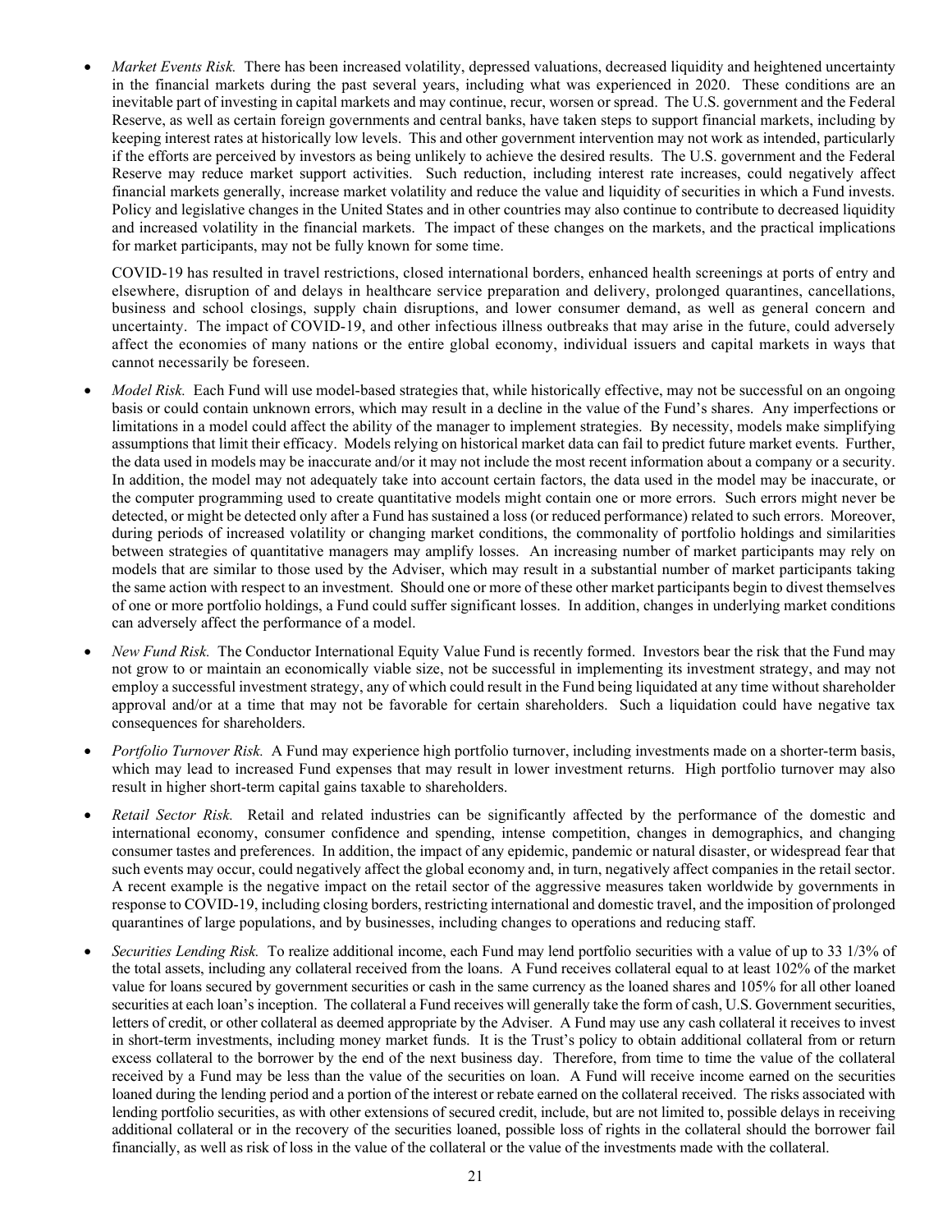- *Market Events Risk.* There has been increased volatility, depressed valuations, decreased liquidity and heightened uncertainty in the financial markets during the past several years, including what was experienced in 2020. These conditions are an inevitable part of investing in capital markets and may continue, recur, worsen or spread. The U.S. government and the Federal Reserve, as well as certain foreign governments and central banks, have taken steps to support financial markets, including by keeping interest rates at historically low levels. This and other government intervention may not work as intended, particularly if the efforts are perceived by investors as being unlikely to achieve the desired results. The U.S. government and the Federal Reserve may reduce market support activities. Such reduction, including interest rate increases, could negatively affect financial markets generally, increase market volatility and reduce the value and liquidity of securities in which a Fund invests. Policy and legislative changes in the United States and in other countries may also continue to contribute to decreased liquidity and increased volatility in the financial markets. The impact of these changes on the markets, and the practical implications for market participants, may not be fully known for some time.

  COVID-19 has resulted in travel restrictions, closed international borders, enhanced health screenings at ports of entry and elsewhere, disruption of and delays in healthcare service preparation and delivery, prolonged quarantines, cancellations, business and school closings, supply chain disruptions, and lower consumer demand, as well as general concern and uncertainty. The impact of COVID-19, and other infectious illness outbreaks that may arise in the future, could adversely affect the economies of many nations or the entire global economy, individual issuers and capital markets in ways that cannot necessarily be foreseen.

- *Model Risk.* Each Fund will use model-based strategies that, while historically effective, may not be successful on an ongoing basis or could contain unknown errors, which may result in a decline in the value of the Fund's shares. Any imperfections or limitations in a model could affect the ability of the manager to implement strategies. By necessity, models make simplifying assumptions that limit their efficacy. Models relying on historical market data can fail to predict future market events. Further, the data used in models may be inaccurate and/or it may not include the most recent information about a company or a security. In addition, the model may not adequately take into account certain factors, the data used in the model may be inaccurate, or the computer programming used to create quantitative models might contain one or more errors. Such errors might never be detected, or might be detected only after a Fund has sustained a loss (or reduced performance) related to such errors. Moreover, during periods of increased volatility or changing market conditions, the commonality of portfolio holdings and similarities between strategies of quantitative managers may amplify losses. An increasing number of market participants may rely on models that are similar to those used by the Adviser, which may result in a substantial number of market participants taking the same action with respect to an investment. Should one or more of these other market participants begin to divest themselves of one or more portfolio holdings, a Fund could suffer significant losses. In addition, changes in underlying market conditions can adversely affect the performance of a model.

- *New Fund Risk.* The Conductor International Equity Value Fund is recently formed. Investors bear the risk that the Fund may not grow to or maintain an economically viable size, not be successful in implementing its investment strategy, and may not employ a successful investment strategy, any of which could result in the Fund being liquidated at any time without shareholder approval and/or at a time that may not be favorable for certain shareholders. Such a liquidation could have negative tax consequences for shareholders.

- *Portfolio Turnover Risk.* A Fund may experience high portfolio turnover, including investments made on a shorter-term basis, which may lead to increased Fund expenses that may result in lower investment returns. High portfolio turnover may also result in higher short-term capital gains taxable to shareholders.

- *Retail Sector Risk.* Retail and related industries can be significantly affected by the performance of the domestic and international economy, consumer confidence and spending, intense competition, changes in demographics, and changing consumer tastes and preferences. In addition, the impact of any epidemic, pandemic or natural disaster, or widespread fear that such events may occur, could negatively affect the global economy and, in turn, negatively affect companies in the retail sector. A recent example is the negative impact on the retail sector of the aggressive measures taken worldwide by governments in response to COVID-19, including closing borders, restricting international and domestic travel, and the imposition of prolonged quarantines of large populations, and by businesses, including changes to operations and reducing staff.

- *Securities Lending Risk.* To realize additional income, each Fund may lend portfolio securities with a value of up to 33 1/3% of the total assets, including any collateral received from the loans. A Fund receives collateral equal to at least 102% of the market value for loans secured by government securities or cash in the same currency as the loaned shares and 105% for all other loaned securities at each loan's inception. The collateral a Fund receives will generally take the form of cash, U.S. Government securities, letters of credit, or other collateral as deemed appropriate by the Adviser. A Fund may use any cash collateral it receives to invest in short-term investments, including money market funds. It is the Trust's policy to obtain additional collateral from or return excess collateral to the borrower by the end of the next business day. Therefore, from time to time the value of the collateral received by a Fund may be less than the value of the securities on loan. A Fund will receive income earned on the securities loaned during the lending period and a portion of the interest or rebate earned on the collateral received. The risks associated with lending portfolio securities, as with other extensions of secured credit, include, but are not limited to, possible delays in receiving additional collateral or in the recovery of the securities loaned, possible loss of rights in the collateral should the borrower fail financially, as well as risk of loss in the value of the collateral or the value of the investments made with the collateral.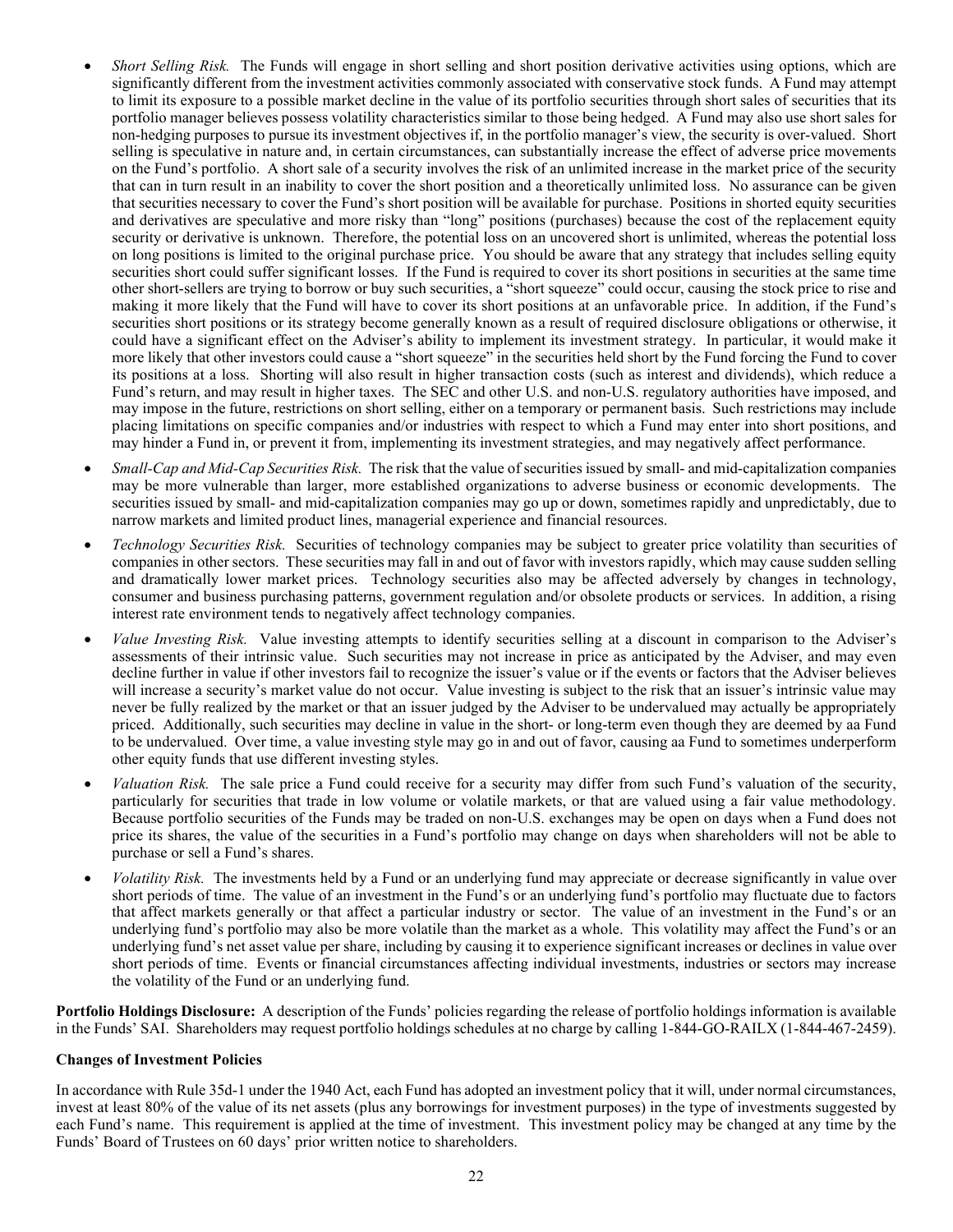- *Short Selling Risk.* The Funds will engage in short selling and short position derivative activities using options, which are significantly different from the investment activities commonly associated with conservative stock funds. A Fund may attempt to limit its exposure to a possible market decline in the value of its portfolio securities through short sales of securities that its portfolio manager believes possess volatility characteristics similar to those being hedged. A Fund may also use short sales for non-hedging purposes to pursue its investment objectives if, in the portfolio manager's view, the security is over-valued. Short selling is speculative in nature and, in certain circumstances, can substantially increase the effect of adverse price movements on the Fund's portfolio. A short sale of a security involves the risk of an unlimited increase in the market price of the security that can in turn result in an inability to cover the short position and a theoretically unlimited loss. No assurance can be given that securities necessary to cover the Fund's short position will be available for purchase. Positions in shorted equity securities and derivatives are speculative and more risky than "long" positions (purchases) because the cost of the replacement equity security or derivative is unknown. Therefore, the potential loss on an uncovered short is unlimited, whereas the potential loss on long positions is limited to the original purchase price. You should be aware that any strategy that includes selling equity securities short could suffer significant losses. If the Fund is required to cover its short positions in securities at the same time other short-sellers are trying to borrow or buy such securities, a "short squeeze" could occur, causing the stock price to rise and making it more likely that the Fund will have to cover its short positions at an unfavorable price. In addition, if the Fund's securities short positions or its strategy become generally known as a result of required disclosure obligations or otherwise, it could have a significant effect on the Adviser's ability to implement its investment strategy. In particular, it would make it more likely that other investors could cause a "short squeeze" in the securities held short by the Fund forcing the Fund to cover its positions at a loss. Shorting will also result in higher transaction costs (such as interest and dividends), which reduce a Fund's return, and may result in higher taxes. The SEC and other U.S. and non-U.S. regulatory authorities have imposed, and may impose in the future, restrictions on short selling, either on a temporary or permanent basis. Such restrictions may include placing limitations on specific companies and/or industries with respect to which a Fund may enter into short positions, and may hinder a Fund in, or prevent it from, implementing its investment strategies, and may negatively affect performance.
- *Small-Cap and Mid-Cap Securities Risk.* The risk that the value of securities issued by small- and mid-capitalization companies may be more vulnerable than larger, more established organizations to adverse business or economic developments. The securities issued by small- and mid-capitalization companies may go up or down, sometimes rapidly and unpredictably, due to narrow markets and limited product lines, managerial experience and financial resources.
- *Technology Securities Risk.* Securities of technology companies may be subject to greater price volatility than securities of companies in other sectors. These securities may fall in and out of favor with investors rapidly, which may cause sudden selling and dramatically lower market prices. Technology securities also may be affected adversely by changes in technology, consumer and business purchasing patterns, government regulation and/or obsolete products or services. In addition, a rising interest rate environment tends to negatively affect technology companies.
- *Value Investing Risk.* Value investing attempts to identify securities selling at a discount in comparison to the Adviser's assessments of their intrinsic value. Such securities may not increase in price as anticipated by the Adviser, and may even decline further in value if other investors fail to recognize the issuer's value or if the events or factors that the Adviser believes will increase a security's market value do not occur. Value investing is subject to the risk that an issuer's intrinsic value may never be fully realized by the market or that an issuer judged by the Adviser to be undervalued may actually be appropriately priced. Additionally, such securities may decline in value in the short- or long-term even though they are deemed by aa Fund to be undervalued. Over time, a value investing style may go in and out of favor, causing aa Fund to sometimes underperform other equity funds that use different investing styles.
- *Valuation Risk.* The sale price a Fund could receive for a security may differ from such Fund's valuation of the security, particularly for securities that trade in low volume or volatile markets, or that are valued using a fair value methodology. Because portfolio securities of the Funds may be traded on non-U.S. exchanges may be open on days when a Fund does not price its shares, the value of the securities in a Fund's portfolio may change on days when shareholders will not be able to purchase or sell a Fund's shares.
- *Volatility Risk.* The investments held by a Fund or an underlying fund may appreciate or decrease significantly in value over short periods of time. The value of an investment in the Fund's or an underlying fund's portfolio may fluctuate due to factors that affect markets generally or that affect a particular industry or sector. The value of an investment in the Fund's or an underlying fund's portfolio may also be more volatile than the market as a whole. This volatility may affect the Fund's or an underlying fund's net asset value per share, including by causing it to experience significant increases or declines in value over short periods of time. Events or financial circumstances affecting individual investments, industries or sectors may increase the volatility of the Fund or an underlying fund.

**Portfolio Holdings Disclosure:** A description of the Funds' policies regarding the release of portfolio holdings information is available in the Funds' SAI. Shareholders may request portfolio holdings schedules at no charge by calling 1-844-GO-RAILX (1-844-467-2459).

**Changes of Investment Policies**

In accordance with Rule 35d-1 under the 1940 Act, each Fund has adopted an investment policy that it will, under normal circumstances, invest at least 80% of the value of its net assets (plus any borrowings for investment purposes) in the type of investments suggested by each Fund's name. This requirement is applied at the time of investment. This investment policy may be changed at any time by the Funds' Board of Trustees on 60 days' prior written notice to shareholders.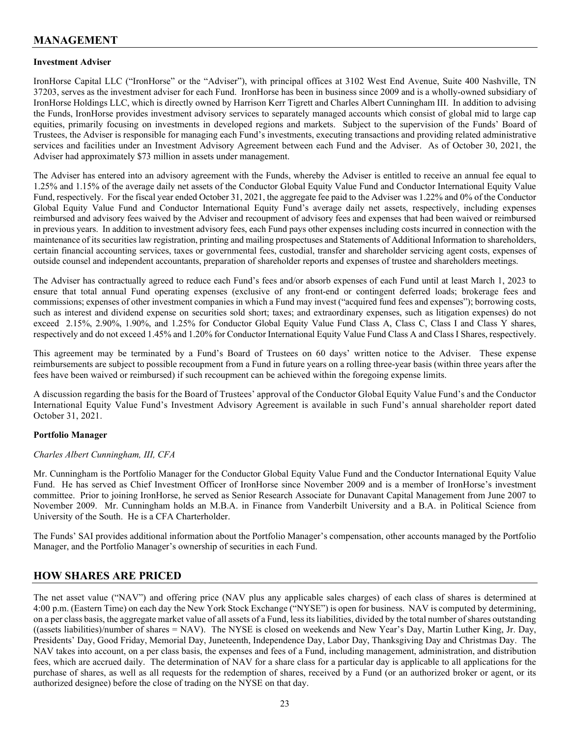## MANAGEMENT

**Investment Adviser**

IronHorse Capital LLC ("IronHorse" or the "Adviser"), with principal offices at 3102 West End Avenue, Suite 400 Nashville, TN 37203, serves as the investment adviser for each Fund. IronHorse has been in business since 2009 and is a wholly-owned subsidiary of IronHorse Holdings LLC, which is directly owned by Harrison Kerr Tigrett and Charles Albert Cunningham III. In addition to advising the Funds, IronHorse provides investment advisory services to separately managed accounts which consist of global mid to large cap equities, primarily focusing on investments in developed regions and markets. Subject to the supervision of the Funds' Board of Trustees, the Adviser is responsible for managing each Fund's investments, executing transactions and providing related administrative services and facilities under an Investment Advisory Agreement between each Fund and the Adviser. As of October 30, 2021, the Adviser had approximately $73 million in assets under management.

The Adviser has entered into an advisory agreement with the Funds, whereby the Adviser is entitled to receive an annual fee equal to 1.25% and 1.15% of the average daily net assets of the Conductor Global Equity Value Fund and Conductor International Equity Value Fund, respectively. For the fiscal year ended October 31, 2021, the aggregate fee paid to the Adviser was 1.22% and 0% of the Conductor Global Equity Value Fund and Conductor International Equity Fund's average daily net assets, respectively, including expenses reimbursed and advisory fees waived by the Adviser and recoupment of advisory fees and expenses that had been waived or reimbursed in previous years. In addition to investment advisory fees, each Fund pays other expenses including costs incurred in connection with the maintenance of its securities law registration, printing and mailing prospectuses and Statements of Additional Information to shareholders, certain financial accounting services, taxes or governmental fees, custodial, transfer and shareholder servicing agent costs, expenses of outside counsel and independent accountants, preparation of shareholder reports and expenses of trustee and shareholders meetings.

The Adviser has contractually agreed to reduce each Fund's fees and/or absorb expenses of each Fund until at least March 1, 2023 to ensure that total annual Fund operating expenses (exclusive of any front-end or contingent deferred loads; brokerage fees and commissions; expenses of other investment companies in which a Fund may invest ("acquired fund fees and expenses"); borrowing costs, such as interest and dividend expense on securities sold short; taxes; and extraordinary expenses, such as litigation expenses) do not exceed 2.15%, 2.90%, 1.90%, and 1.25% for Conductor Global Equity Value Fund Class A, Class C, Class I and Class Y shares, respectively and do not exceed 1.45% and 1.20% for Conductor International Equity Value Fund Class A and Class I Shares, respectively.

This agreement may be terminated by a Fund's Board of Trustees on 60 days' written notice to the Adviser. These expense reimbursements are subject to possible recoupment from a Fund in future years on a rolling three-year basis (within three years after the fees have been waived or reimbursed) if such recoupment can be achieved within the foregoing expense limits.

A discussion regarding the basis for the Board of Trustees' approval of the Conductor Global Equity Value Fund's and the Conductor International Equity Value Fund's Investment Advisory Agreement is available in such Fund's annual shareholder report dated October 31, 2021.

**Portfolio Manager**

*Charles Albert Cunningham, III, CFA*

Mr. Cunningham is the Portfolio Manager for the Conductor Global Equity Value Fund and the Conductor International Equity Value Fund. He has served as Chief Investment Officer of IronHorse since November 2009 and is a member of IronHorse's investment committee. Prior to joining IronHorse, he served as Senior Research Associate for Dunavant Capital Management from June 2007 to November 2009. Mr. Cunningham holds an M.B.A. in Finance from Vanderbilt University and a B.A. in Political Science from University of the South. He is a CFA Charterholder.

The Funds' SAI provides additional information about the Portfolio Manager's compensation, other accounts managed by the Portfolio Manager, and the Portfolio Manager's ownership of securities in each Fund.

## HOW SHARES ARE PRICED

The net asset value ("NAV") and offering price (NAV plus any applicable sales charges) of each class of shares is determined at 4:00 p.m. (Eastern Time) on each day the New York Stock Exchange ("NYSE") is open for business. NAV is computed by determining, on a per class basis, the aggregate market value of all assets of a Fund, less its liabilities, divided by the total number of shares outstanding ((assets liabilities)/number of shares = NAV). The NYSE is closed on weekends and New Year's Day, Martin Luther King, Jr. Day, Presidents' Day, Good Friday, Memorial Day, Juneteenth, Independence Day, Labor Day, Thanksgiving Day and Christmas Day. The NAV takes into account, on a per class basis, the expenses and fees of a Fund, including management, administration, and distribution fees, which are accrued daily. The determination of NAV for a share class for a particular day is applicable to all applications for the purchase of shares, as well as all requests for the redemption of shares, received by a Fund (or an authorized broker or agent, or its authorized designee) before the close of trading on the NYSE on that day.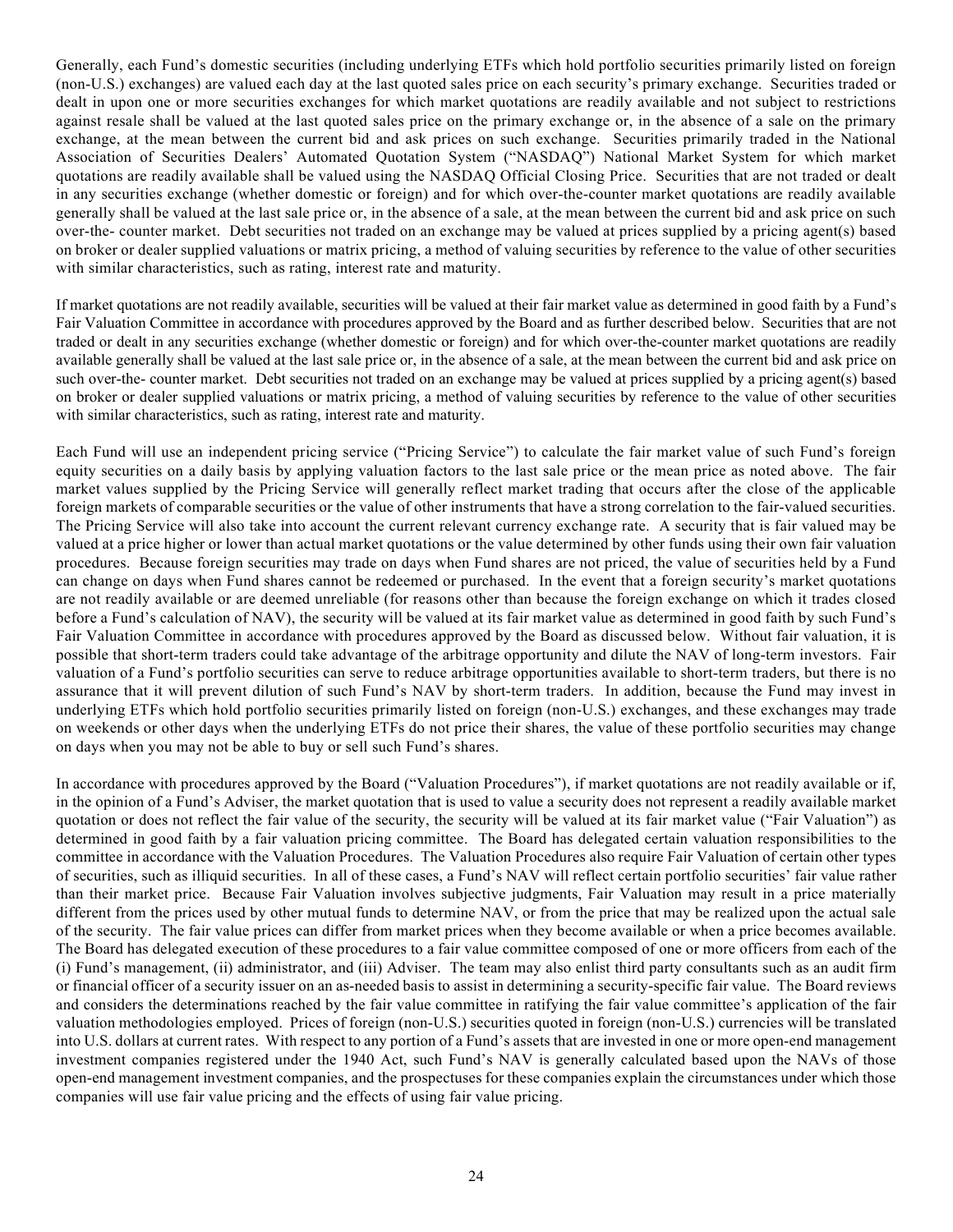Generally, each Fund's domestic securities (including underlying ETFs which hold portfolio securities primarily listed on foreign (non-U.S.) exchanges) are valued each day at the last quoted sales price on each security's primary exchange. Securities traded or dealt in upon one or more securities exchanges for which market quotations are readily available and not subject to restrictions against resale shall be valued at the last quoted sales price on the primary exchange or, in the absence of a sale on the primary exchange, at the mean between the current bid and ask prices on such exchange. Securities primarily traded in the National Association of Securities Dealers' Automated Quotation System ("NASDAQ") National Market System for which market quotations are readily available shall be valued using the NASDAQ Official Closing Price. Securities that are not traded or dealt in any securities exchange (whether domestic or foreign) and for which over-the-counter market quotations are readily available generally shall be valued at the last sale price or, in the absence of a sale, at the mean between the current bid and ask price on such over-the- counter market. Debt securities not traded on an exchange may be valued at prices supplied by a pricing agent(s) based on broker or dealer supplied valuations or matrix pricing, a method of valuing securities by reference to the value of other securities with similar characteristics, such as rating, interest rate and maturity.

If market quotations are not readily available, securities will be valued at their fair market value as determined in good faith by a Fund's Fair Valuation Committee in accordance with procedures approved by the Board and as further described below. Securities that are not traded or dealt in any securities exchange (whether domestic or foreign) and for which over-the-counter market quotations are readily available generally shall be valued at the last sale price or, in the absence of a sale, at the mean between the current bid and ask price on such over-the- counter market. Debt securities not traded on an exchange may be valued at prices supplied by a pricing agent(s) based on broker or dealer supplied valuations or matrix pricing, a method of valuing securities by reference to the value of other securities with similar characteristics, such as rating, interest rate and maturity.

Each Fund will use an independent pricing service ("Pricing Service") to calculate the fair market value of such Fund's foreign equity securities on a daily basis by applying valuation factors to the last sale price or the mean price as noted above. The fair market values supplied by the Pricing Service will generally reflect market trading that occurs after the close of the applicable foreign markets of comparable securities or the value of other instruments that have a strong correlation to the fair-valued securities. The Pricing Service will also take into account the current relevant currency exchange rate. A security that is fair valued may be valued at a price higher or lower than actual market quotations or the value determined by other funds using their own fair valuation procedures. Because foreign securities may trade on days when Fund shares are not priced, the value of securities held by a Fund can change on days when Fund shares cannot be redeemed or purchased. In the event that a foreign security's market quotations are not readily available or are deemed unreliable (for reasons other than because the foreign exchange on which it trades closed before a Fund's calculation of NAV), the security will be valued at its fair market value as determined in good faith by such Fund's Fair Valuation Committee in accordance with procedures approved by the Board as discussed below. Without fair valuation, it is possible that short-term traders could take advantage of the arbitrage opportunity and dilute the NAV of long-term investors. Fair valuation of a Fund's portfolio securities can serve to reduce arbitrage opportunities available to short-term traders, but there is no assurance that it will prevent dilution of such Fund's NAV by short-term traders. In addition, because the Fund may invest in underlying ETFs which hold portfolio securities primarily listed on foreign (non-U.S.) exchanges, and these exchanges may trade on weekends or other days when the underlying ETFs do not price their shares, the value of these portfolio securities may change on days when you may not be able to buy or sell such Fund's shares.

In accordance with procedures approved by the Board ("Valuation Procedures"), if market quotations are not readily available or if, in the opinion of a Fund's Adviser, the market quotation that is used to value a security does not represent a readily available market quotation or does not reflect the fair value of the security, the security will be valued at its fair market value ("Fair Valuation") as determined in good faith by a fair valuation pricing committee. The Board has delegated certain valuation responsibilities to the committee in accordance with the Valuation Procedures. The Valuation Procedures also require Fair Valuation of certain other types of securities, such as illiquid securities. In all of these cases, a Fund's NAV will reflect certain portfolio securities' fair value rather than their market price. Because Fair Valuation involves subjective judgments, Fair Valuation may result in a price materially different from the prices used by other mutual funds to determine NAV, or from the price that may be realized upon the actual sale of the security. The fair value prices can differ from market prices when they become available or when a price becomes available. The Board has delegated execution of these procedures to a fair value committee composed of one or more officers from each of the (i) Fund's management, (ii) administrator, and (iii) Adviser. The team may also enlist third party consultants such as an audit firm or financial officer of a security issuer on an as-needed basis to assist in determining a security-specific fair value. The Board reviews and considers the determinations reached by the fair value committee in ratifying the fair value committee's application of the fair valuation methodologies employed. Prices of foreign (non-U.S.) securities quoted in foreign (non-U.S.) currencies will be translated into U.S. dollars at current rates. With respect to any portion of a Fund's assets that are invested in one or more open-end management investment companies registered under the 1940 Act, such Fund's NAV is generally calculated based upon the NAVs of those open-end management investment companies, and the prospectuses for these companies explain the circumstances under which those companies will use fair value pricing and the effects of using fair value pricing.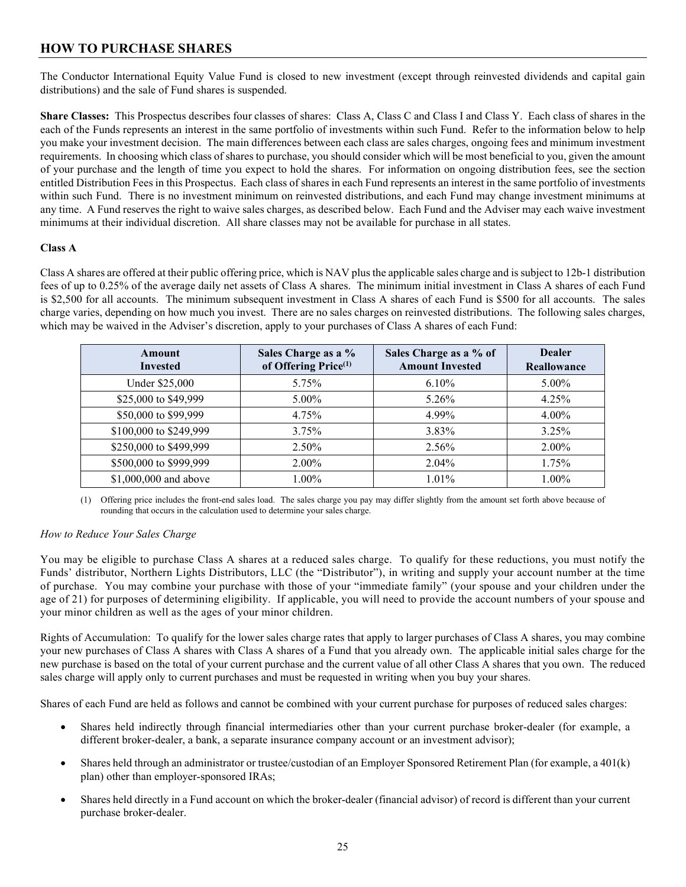## HOW TO PURCHASE SHARES

The Conductor International Equity Value Fund is closed to new investment (except through reinvested dividends and capital gain distributions) and the sale of Fund shares is suspended.

**Share Classes:** This Prospectus describes four classes of shares: Class A, Class C and Class I and Class Y. Each class of shares in the each of the Funds represents an interest in the same portfolio of investments within such Fund. Refer to the information below to help you make your investment decision. The main differences between each class are sales charges, ongoing fees and minimum investment requirements. In choosing which class of shares to purchase, you should consider which will be most beneficial to you, given the amount of your purchase and the length of time you expect to hold the shares. For information on ongoing distribution fees, see the section entitled Distribution Fees in this Prospectus. Each class of shares in each Fund represents an interest in the same portfolio of investments within such Fund. There is no investment minimum on reinvested distributions, and each Fund may change investment minimums at any time. A Fund reserves the right to waive sales charges, as described below. Each Fund and the Adviser may each waive investment minimums at their individual discretion. All share classes may not be available for purchase in all states.

**Class A**

Class A shares are offered at their public offering price, which is NAV plus the applicable sales charge and is subject to 12b-1 distribution fees of up to 0.25% of the average daily net assets of Class A shares. The minimum initial investment in Class A shares of each Fund is $2,500 for all accounts. The minimum subsequent investment in Class A shares of each Fund is $500 for all accounts. The sales charge varies, depending on how much you invest. There are no sales charges on reinvested distributions. The following sales charges, which may be waived in the Adviser's discretion, apply to your purchases of Class A shares of each Fund:

| Amount Invested | Sales Charge as a % of Offering Price(1) | Sales Charge as a % of Amount Invested | Dealer Reallowance |
|---|---|---|---|
| Under $25,000 | 5.75% | 6.10% | 5.00% |
| $25,000 to $49,999 | 5.00% | 5.26% | 4.25% |
| $50,000 to $99,999 | 4.75% | 4.99% | 4.00% |
| $100,000 to $249,999 | 3.75% | 3.83% | 3.25% |
| $250,000 to $499,999 | 2.50% | 2.56% | 2.00% |
| $500,000 to $999,999 | 2.00% | 2.04% | 1.75% |
| $1,000,000 and above | 1.00% | 1.01% | 1.00% |

(1) Offering price includes the front-end sales load. The sales charge you pay may differ slightly from the amount set forth above because of rounding that occurs in the calculation used to determine your sales charge.

*How to Reduce Your Sales Charge*

You may be eligible to purchase Class A shares at a reduced sales charge. To qualify for these reductions, you must notify the Funds' distributor, Northern Lights Distributors, LLC (the "Distributor"), in writing and supply your account number at the time of purchase. You may combine your purchase with those of your "immediate family" (your spouse and your children under the age of 21) for purposes of determining eligibility. If applicable, you will need to provide the account numbers of your spouse and your minor children as well as the ages of your minor children.

Rights of Accumulation: To qualify for the lower sales charge rates that apply to larger purchases of Class A shares, you may combine your new purchases of Class A shares with Class A shares of a Fund that you already own. The applicable initial sales charge for the new purchase is based on the total of your current purchase and the current value of all other Class A shares that you own. The reduced sales charge will apply only to current purchases and must be requested in writing when you buy your shares.

Shares of each Fund are held as follows and cannot be combined with your current purchase for purposes of reduced sales charges:

- Shares held indirectly through financial intermediaries other than your current purchase broker-dealer (for example, a different broker-dealer, a bank, a separate insurance company account or an investment advisor);
- Shares held through an administrator or trustee/custodian of an Employer Sponsored Retirement Plan (for example, a 401(k) plan) other than employer-sponsored IRAs;
- Shares held directly in a Fund account on which the broker-dealer (financial advisor) of record is different than your current purchase broker-dealer.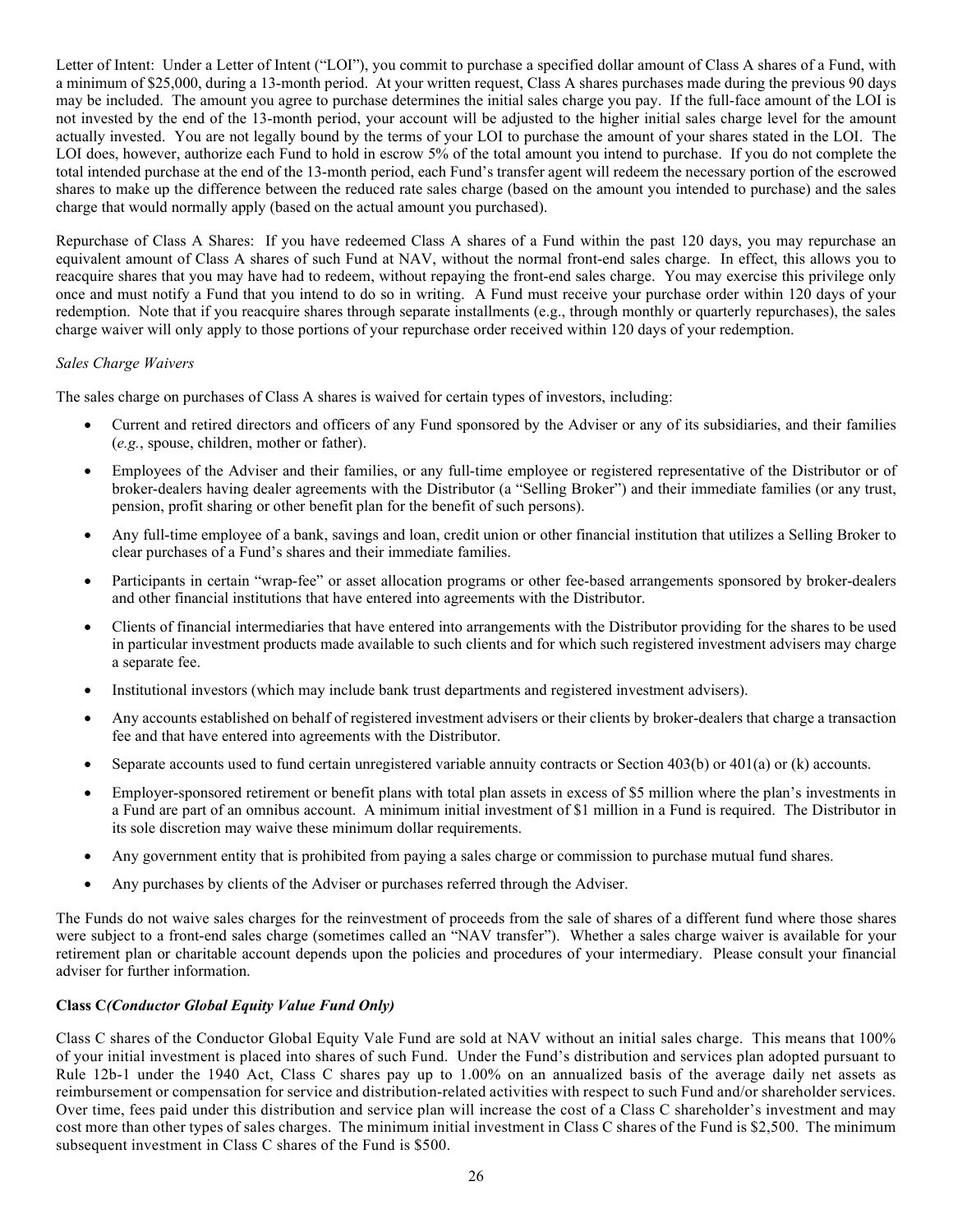Letter of Intent: Under a Letter of Intent ("LOI"), you commit to purchase a specified dollar amount of Class A shares of a Fund, with a minimum of $25,000, during a 13-month period. At your written request, Class A shares purchases made during the previous 90 days may be included. The amount you agree to purchase determines the initial sales charge you pay. If the full-face amount of the LOI is not invested by the end of the 13-month period, your account will be adjusted to the higher initial sales charge level for the amount actually invested. You are not legally bound by the terms of your LOI to purchase the amount of your shares stated in the LOI. The LOI does, however, authorize each Fund to hold in escrow 5% of the total amount you intend to purchase. If you do not complete the total intended purchase at the end of the 13-month period, each Fund's transfer agent will redeem the necessary portion of the escrowed shares to make up the difference between the reduced rate sales charge (based on the amount you intended to purchase) and the sales charge that would normally apply (based on the actual amount you purchased).

Repurchase of Class A Shares: If you have redeemed Class A shares of a Fund within the past 120 days, you may repurchase an equivalent amount of Class A shares of such Fund at NAV, without the normal front-end sales charge. In effect, this allows you to reacquire shares that you may have had to redeem, without repaying the front-end sales charge. You may exercise this privilege only once and must notify a Fund that you intend to do so in writing. A Fund must receive your purchase order within 120 days of your redemption. Note that if you reacquire shares through separate installments (e.g., through monthly or quarterly repurchases), the sales charge waiver will only apply to those portions of your repurchase order received within 120 days of your redemption.

*Sales Charge Waivers*

The sales charge on purchases of Class A shares is waived for certain types of investors, including:

- Current and retired directors and officers of any Fund sponsored by the Adviser or any of its subsidiaries, and their families (*e.g.*, spouse, children, mother or father).
- Employees of the Adviser and their families, or any full-time employee or registered representative of the Distributor or of broker-dealers having dealer agreements with the Distributor (a "Selling Broker") and their immediate families (or any trust, pension, profit sharing or other benefit plan for the benefit of such persons).
- Any full-time employee of a bank, savings and loan, credit union or other financial institution that utilizes a Selling Broker to clear purchases of a Fund's shares and their immediate families.
- Participants in certain "wrap-fee" or asset allocation programs or other fee-based arrangements sponsored by broker-dealers and other financial institutions that have entered into agreements with the Distributor.
- Clients of financial intermediaries that have entered into arrangements with the Distributor providing for the shares to be used in particular investment products made available to such clients and for which such registered investment advisers may charge a separate fee.
- Institutional investors (which may include bank trust departments and registered investment advisers).
- Any accounts established on behalf of registered investment advisers or their clients by broker-dealers that charge a transaction fee and that have entered into agreements with the Distributor.
- Separate accounts used to fund certain unregistered variable annuity contracts or Section 403(b) or 401(a) or (k) accounts.
- Employer-sponsored retirement or benefit plans with total plan assets in excess of $5 million where the plan's investments in a Fund are part of an omnibus account. A minimum initial investment of $1 million in a Fund is required. The Distributor in its sole discretion may waive these minimum dollar requirements.
- Any government entity that is prohibited from paying a sales charge or commission to purchase mutual fund shares.
- Any purchases by clients of the Adviser or purchases referred through the Adviser.

The Funds do not waive sales charges for the reinvestment of proceeds from the sale of shares of a different fund where those shares were subject to a front-end sales charge (sometimes called an "NAV transfer"). Whether a sales charge waiver is available for your retirement plan or charitable account depends upon the policies and procedures of your intermediary. Please consult your financial adviser for further information.

**Class C*(Conductor Global Equity Value Fund Only)***

Class C shares of the Conductor Global Equity Vale Fund are sold at NAV without an initial sales charge. This means that 100% of your initial investment is placed into shares of such Fund. Under the Fund's distribution and services plan adopted pursuant to Rule 12b-1 under the 1940 Act, Class C shares pay up to 1.00% on an annualized basis of the average daily net assets as reimbursement or compensation for service and distribution-related activities with respect to such Fund and/or shareholder services. Over time, fees paid under this distribution and service plan will increase the cost of a Class C shareholder's investment and may cost more than other types of sales charges. The minimum initial investment in Class C shares of the Fund is $2,500. The minimum subsequent investment in Class C shares of the Fund is $500.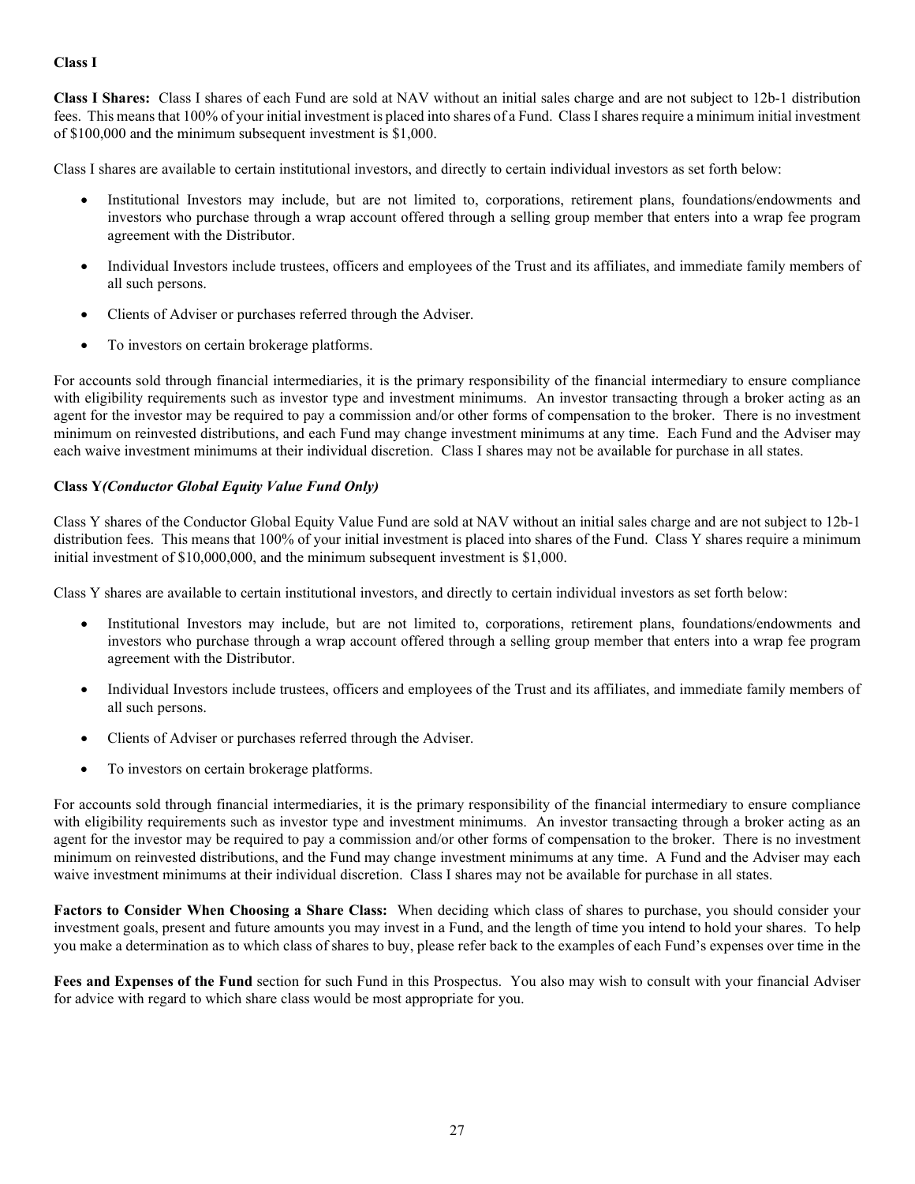**Class I**

**Class I Shares:** Class I shares of each Fund are sold at NAV without an initial sales charge and are not subject to 12b-1 distribution fees. This means that 100% of your initial investment is placed into shares of a Fund. Class I shares require a minimum initial investment of $100,000 and the minimum subsequent investment is $1,000.

Class I shares are available to certain institutional investors, and directly to certain individual investors as set forth below:

- Institutional Investors may include, but are not limited to, corporations, retirement plans, foundations/endowments and investors who purchase through a wrap account offered through a selling group member that enters into a wrap fee program agreement with the Distributor.
- Individual Investors include trustees, officers and employees of the Trust and its affiliates, and immediate family members of all such persons.
- Clients of Adviser or purchases referred through the Adviser.
- To investors on certain brokerage platforms.

For accounts sold through financial intermediaries, it is the primary responsibility of the financial intermediary to ensure compliance with eligibility requirements such as investor type and investment minimums. An investor transacting through a broker acting as an agent for the investor may be required to pay a commission and/or other forms of compensation to the broker. There is no investment minimum on reinvested distributions, and each Fund may change investment minimums at any time. Each Fund and the Adviser may each waive investment minimums at their individual discretion. Class I shares may not be available for purchase in all states.

**Class Y*(Conductor Global Equity Value Fund Only)***

Class Y shares of the Conductor Global Equity Value Fund are sold at NAV without an initial sales charge and are not subject to 12b-1 distribution fees. This means that 100% of your initial investment is placed into shares of the Fund. Class Y shares require a minimum initial investment of $10,000,000, and the minimum subsequent investment is $1,000.

Class Y shares are available to certain institutional investors, and directly to certain individual investors as set forth below:

- Institutional Investors may include, but are not limited to, corporations, retirement plans, foundations/endowments and investors who purchase through a wrap account offered through a selling group member that enters into a wrap fee program agreement with the Distributor.
- Individual Investors include trustees, officers and employees of the Trust and its affiliates, and immediate family members of all such persons.
- Clients of Adviser or purchases referred through the Adviser.
- To investors on certain brokerage platforms.

For accounts sold through financial intermediaries, it is the primary responsibility of the financial intermediary to ensure compliance with eligibility requirements such as investor type and investment minimums. An investor transacting through a broker acting as an agent for the investor may be required to pay a commission and/or other forms of compensation to the broker. There is no investment minimum on reinvested distributions, and the Fund may change investment minimums at any time. A Fund and the Adviser may each waive investment minimums at their individual discretion. Class I shares may not be available for purchase in all states.

**Factors to Consider When Choosing a Share Class:** When deciding which class of shares to purchase, you should consider your investment goals, present and future amounts you may invest in a Fund, and the length of time you intend to hold your shares. To help you make a determination as to which class of shares to buy, please refer back to the examples of each Fund's expenses over time in the **Fees and Expenses of the Fund** section for such Fund in this Prospectus. You also may wish to consult with your financial Adviser for advice with regard to which share class would be most appropriate for you.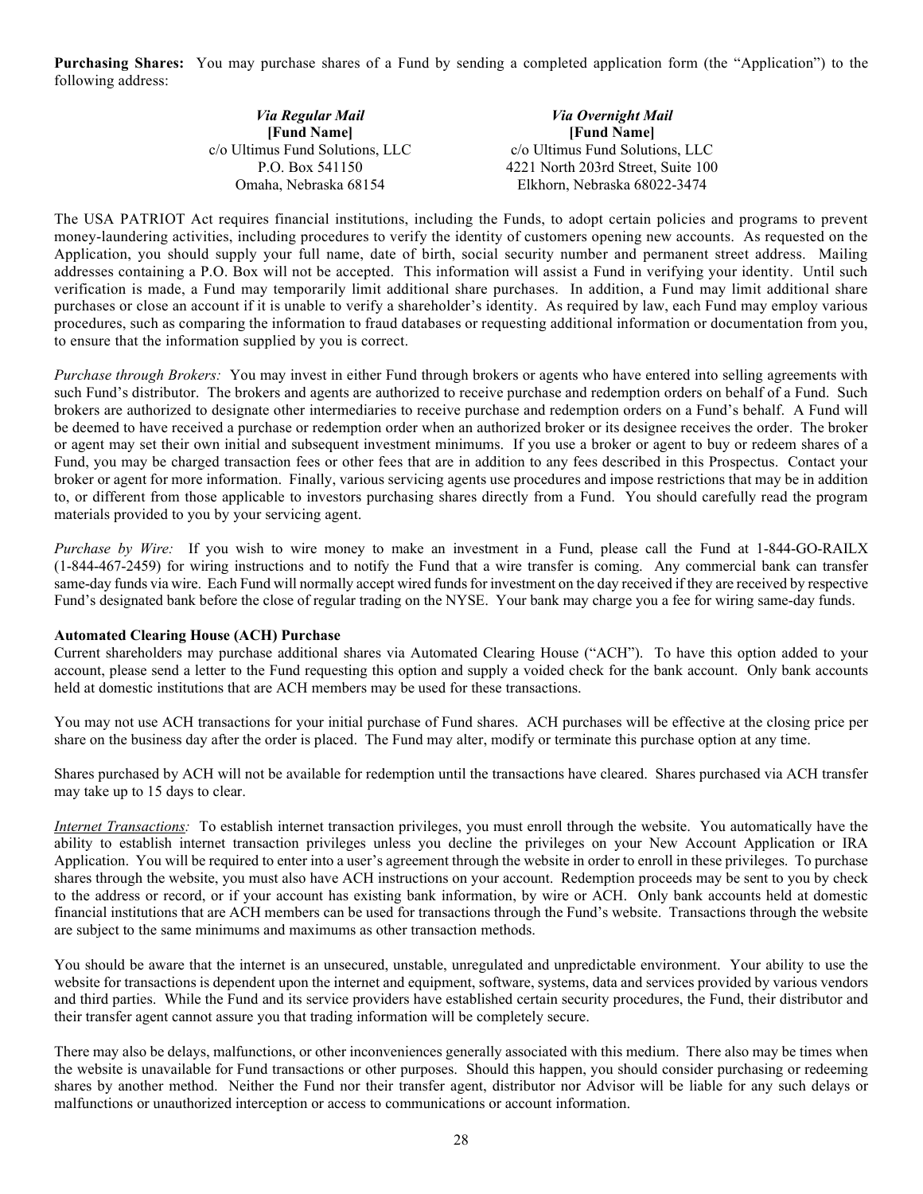**Purchasing Shares:** You may purchase shares of a Fund by sending a completed application form (the "Application") to the following address:

| *Via Regular Mail* | *Via Overnight Mail* |
|---|---|
| **[Fund Name]** | **[Fund Name]** |
| c/o Ultimus Fund Solutions, LLC | c/o Ultimus Fund Solutions, LLC |
| P.O. Box 541150 | 4221 North 203rd Street, Suite 100 |
| Omaha, Nebraska 68154 | Elkhorn, Nebraska 68022-3474 |

The USA PATRIOT Act requires financial institutions, including the Funds, to adopt certain policies and programs to prevent money-laundering activities, including procedures to verify the identity of customers opening new accounts. As requested on the Application, you should supply your full name, date of birth, social security number and permanent street address. Mailing addresses containing a P.O. Box will not be accepted. This information will assist a Fund in verifying your identity. Until such verification is made, a Fund may temporarily limit additional share purchases. In addition, a Fund may limit additional share purchases or close an account if it is unable to verify a shareholder's identity. As required by law, each Fund may employ various procedures, such as comparing the information to fraud databases or requesting additional information or documentation from you, to ensure that the information supplied by you is correct.

*Purchase through Brokers:* You may invest in either Fund through brokers or agents who have entered into selling agreements with such Fund's distributor. The brokers and agents are authorized to receive purchase and redemption orders on behalf of a Fund. Such brokers are authorized to designate other intermediaries to receive purchase and redemption orders on a Fund's behalf. A Fund will be deemed to have received a purchase or redemption order when an authorized broker or its designee receives the order. The broker or agent may set their own initial and subsequent investment minimums. If you use a broker or agent to buy or redeem shares of a Fund, you may be charged transaction fees or other fees that are in addition to any fees described in this Prospectus. Contact your broker or agent for more information. Finally, various servicing agents use procedures and impose restrictions that may be in addition to, or different from those applicable to investors purchasing shares directly from a Fund. You should carefully read the program materials provided to you by your servicing agent.

*Purchase by Wire:* If you wish to wire money to make an investment in a Fund, please call the Fund at 1-844-GO-RAILX (1-844-467-2459) for wiring instructions and to notify the Fund that a wire transfer is coming. Any commercial bank can transfer same-day funds via wire. Each Fund will normally accept wired funds for investment on the day received if they are received by respective Fund's designated bank before the close of regular trading on the NYSE. Your bank may charge you a fee for wiring same-day funds.

**Automated Clearing House (ACH) Purchase**

Current shareholders may purchase additional shares via Automated Clearing House ("ACH"). To have this option added to your account, please send a letter to the Fund requesting this option and supply a voided check for the bank account. Only bank accounts held at domestic institutions that are ACH members may be used for these transactions.

You may not use ACH transactions for your initial purchase of Fund shares. ACH purchases will be effective at the closing price per share on the business day after the order is placed. The Fund may alter, modify or terminate this purchase option at any time.

Shares purchased by ACH will not be available for redemption until the transactions have cleared. Shares purchased via ACH transfer may take up to 15 days to clear.

*Internet Transactions:* To establish internet transaction privileges, you must enroll through the website. You automatically have the ability to establish internet transaction privileges unless you decline the privileges on your New Account Application or IRA Application. You will be required to enter into a user's agreement through the website in order to enroll in these privileges. To purchase shares through the website, you must also have ACH instructions on your account. Redemption proceeds may be sent to you by check to the address or record, or if your account has existing bank information, by wire or ACH. Only bank accounts held at domestic financial institutions that are ACH members can be used for transactions through the Fund's website. Transactions through the website are subject to the same minimums and maximums as other transaction methods.

You should be aware that the internet is an unsecured, unstable, unregulated and unpredictable environment. Your ability to use the website for transactions is dependent upon the internet and equipment, software, systems, data and services provided by various vendors and third parties. While the Fund and its service providers have established certain security procedures, the Fund, their distributor and their transfer agent cannot assure you that trading information will be completely secure.

There may also be delays, malfunctions, or other inconveniences generally associated with this medium. There also may be times when the website is unavailable for Fund transactions or other purposes. Should this happen, you should consider purchasing or redeeming shares by another method. Neither the Fund nor their transfer agent, distributor nor Advisor will be liable for any such delays or malfunctions or unauthorized interception or access to communications or account information.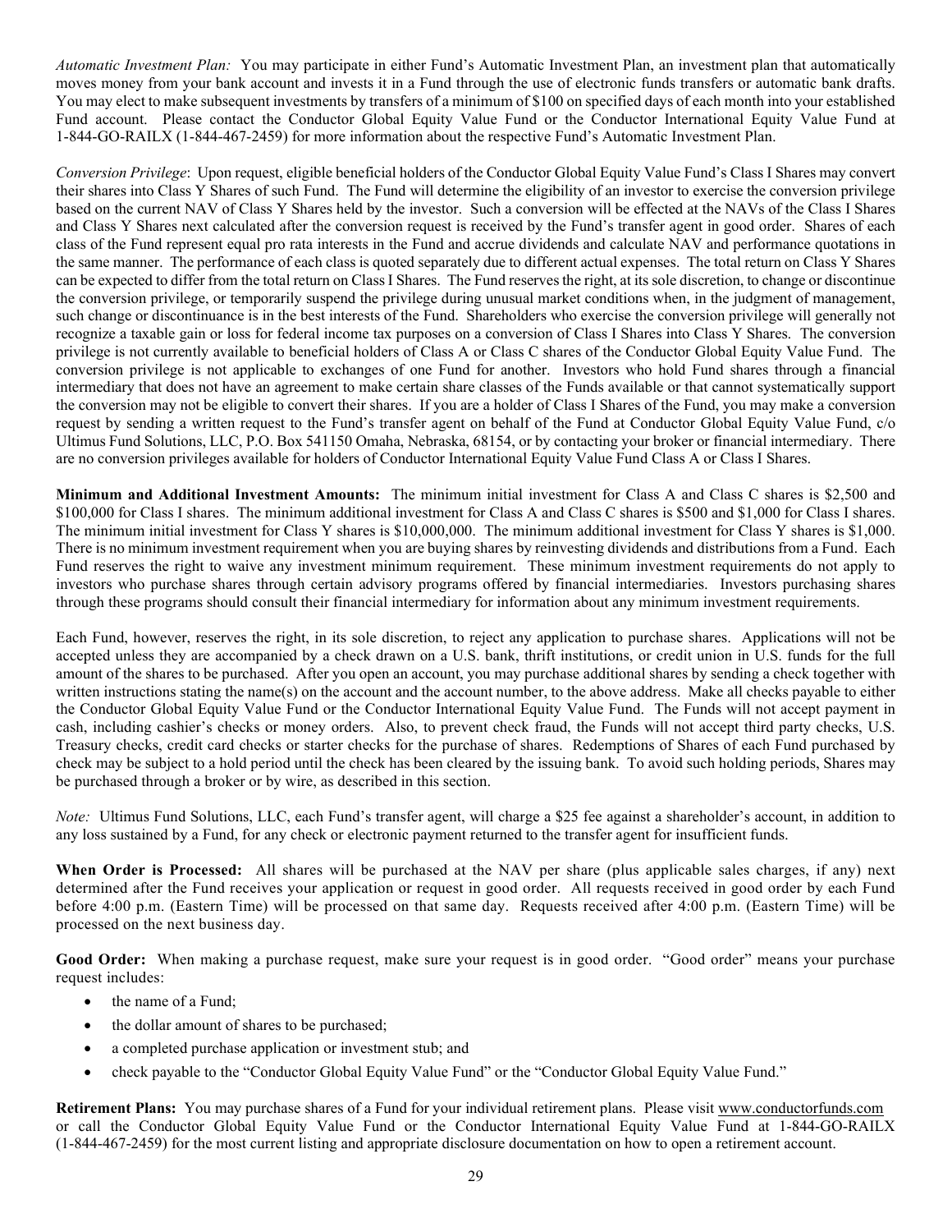*Automatic Investment Plan:* You may participate in either Fund's Automatic Investment Plan, an investment plan that automatically moves money from your bank account and invests it in a Fund through the use of electronic funds transfers or automatic bank drafts. You may elect to make subsequent investments by transfers of a minimum of $100 on specified days of each month into your established Fund account. Please contact the Conductor Global Equity Value Fund or the Conductor International Equity Value Fund at 1-844-GO-RAILX (1-844-467-2459) for more information about the respective Fund's Automatic Investment Plan.

*Conversion Privilege*: Upon request, eligible beneficial holders of the Conductor Global Equity Value Fund's Class I Shares may convert their shares into Class Y Shares of such Fund. The Fund will determine the eligibility of an investor to exercise the conversion privilege based on the current NAV of Class Y Shares held by the investor. Such a conversion will be effected at the NAVs of the Class I Shares and Class Y Shares next calculated after the conversion request is received by the Fund's transfer agent in good order. Shares of each class of the Fund represent equal pro rata interests in the Fund and accrue dividends and calculate NAV and performance quotations in the same manner. The performance of each class is quoted separately due to different actual expenses. The total return on Class Y Shares can be expected to differ from the total return on Class I Shares. The Fund reserves the right, at its sole discretion, to change or discontinue the conversion privilege, or temporarily suspend the privilege during unusual market conditions when, in the judgment of management, such change or discontinuance is in the best interests of the Fund. Shareholders who exercise the conversion privilege will generally not recognize a taxable gain or loss for federal income tax purposes on a conversion of Class I Shares into Class Y Shares. The conversion privilege is not currently available to beneficial holders of Class A or Class C shares of the Conductor Global Equity Value Fund. The conversion privilege is not applicable to exchanges of one Fund for another. Investors who hold Fund shares through a financial intermediary that does not have an agreement to make certain share classes of the Funds available or that cannot systematically support the conversion may not be eligible to convert their shares. If you are a holder of Class I Shares of the Fund, you may make a conversion request by sending a written request to the Fund's transfer agent on behalf of the Fund at Conductor Global Equity Value Fund, c/o Ultimus Fund Solutions, LLC, P.O. Box 541150 Omaha, Nebraska, 68154, or by contacting your broker or financial intermediary. There are no conversion privileges available for holders of Conductor International Equity Value Fund Class A or Class I Shares.

**Minimum and Additional Investment Amounts:** The minimum initial investment for Class A and Class C shares is $2,500 and $100,000 for Class I shares. The minimum additional investment for Class A and Class C shares is $500 and $1,000 for Class I shares. The minimum initial investment for Class Y shares is $10,000,000. The minimum additional investment for Class Y shares is $1,000. There is no minimum investment requirement when you are buying shares by reinvesting dividends and distributions from a Fund. Each Fund reserves the right to waive any investment minimum requirement. These minimum investment requirements do not apply to investors who purchase shares through certain advisory programs offered by financial intermediaries. Investors purchasing shares through these programs should consult their financial intermediary for information about any minimum investment requirements.

Each Fund, however, reserves the right, in its sole discretion, to reject any application to purchase shares. Applications will not be accepted unless they are accompanied by a check drawn on a U.S. bank, thrift institutions, or credit union in U.S. funds for the full amount of the shares to be purchased. After you open an account, you may purchase additional shares by sending a check together with written instructions stating the name(s) on the account and the account number, to the above address. Make all checks payable to either the Conductor Global Equity Value Fund or the Conductor International Equity Value Fund. The Funds will not accept payment in cash, including cashier's checks or money orders. Also, to prevent check fraud, the Funds will not accept third party checks, U.S. Treasury checks, credit card checks or starter checks for the purchase of shares. Redemptions of Shares of each Fund purchased by check may be subject to a hold period until the check has been cleared by the issuing bank. To avoid such holding periods, Shares may be purchased through a broker or by wire, as described in this section.

*Note:* Ultimus Fund Solutions, LLC, each Fund's transfer agent, will charge a $25 fee against a shareholder's account, in addition to any loss sustained by a Fund, for any check or electronic payment returned to the transfer agent for insufficient funds.

**When Order is Processed:** All shares will be purchased at the NAV per share (plus applicable sales charges, if any) next determined after the Fund receives your application or request in good order. All requests received in good order by each Fund before 4:00 p.m. (Eastern Time) will be processed on that same day. Requests received after 4:00 p.m. (Eastern Time) will be processed on the next business day.

**Good Order:** When making a purchase request, make sure your request is in good order. "Good order" means your purchase request includes:

- the name of a Fund;
- the dollar amount of shares to be purchased;
- a completed purchase application or investment stub; and
- check payable to the "Conductor Global Equity Value Fund" or the "Conductor Global Equity Value Fund."

**Retirement Plans:** You may purchase shares of a Fund for your individual retirement plans. Please visit www.conductorfunds.com or call the Conductor Global Equity Value Fund or the Conductor International Equity Value Fund at 1-844-GO-RAILX (1-844-467-2459) for the most current listing and appropriate disclosure documentation on how to open a retirement account.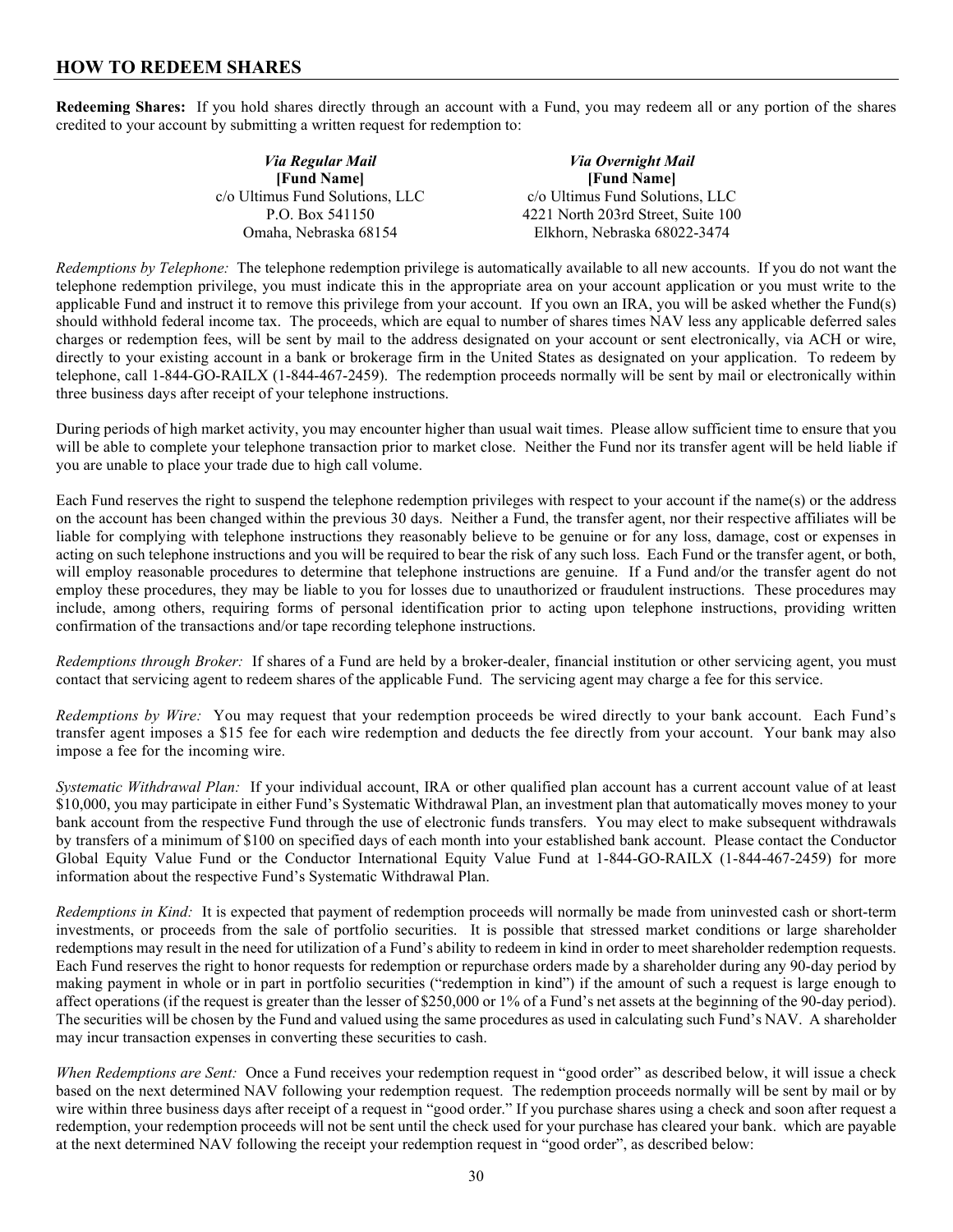## HOW TO REDEEM SHARES

**Redeeming Shares:** If you hold shares directly through an account with a Fund, you may redeem all or any portion of the shares credited to your account by submitting a written request for redemption to:

| *Via Regular Mail* | *Via Overnight Mail* |
|---|---|
| **[Fund Name]** | **[Fund Name]** |
| c/o Ultimus Fund Solutions, LLC | c/o Ultimus Fund Solutions, LLC |
| P.O. Box 541150 | 4221 North 203rd Street, Suite 100 |
| Omaha, Nebraska 68154 | Elkhorn, Nebraska 68022-3474 |

*Redemptions by Telephone:* The telephone redemption privilege is automatically available to all new accounts. If you do not want the telephone redemption privilege, you must indicate this in the appropriate area on your account application or you must write to the applicable Fund and instruct it to remove this privilege from your account. If you own an IRA, you will be asked whether the Fund(s) should withhold federal income tax. The proceeds, which are equal to number of shares times NAV less any applicable deferred sales charges or redemption fees, will be sent by mail to the address designated on your account or sent electronically, via ACH or wire, directly to your existing account in a bank or brokerage firm in the United States as designated on your application. To redeem by telephone, call 1-844-GO-RAILX (1-844-467-2459). The redemption proceeds normally will be sent by mail or electronically within three business days after receipt of your telephone instructions.

During periods of high market activity, you may encounter higher than usual wait times. Please allow sufficient time to ensure that you will be able to complete your telephone transaction prior to market close. Neither the Fund nor its transfer agent will be held liable if you are unable to place your trade due to high call volume.

Each Fund reserves the right to suspend the telephone redemption privileges with respect to your account if the name(s) or the address on the account has been changed within the previous 30 days. Neither a Fund, the transfer agent, nor their respective affiliates will be liable for complying with telephone instructions they reasonably believe to be genuine or for any loss, damage, cost or expenses in acting on such telephone instructions and you will be required to bear the risk of any such loss. Each Fund or the transfer agent, or both, will employ reasonable procedures to determine that telephone instructions are genuine. If a Fund and/or the transfer agent do not employ these procedures, they may be liable to you for losses due to unauthorized or fraudulent instructions. These procedures may include, among others, requiring forms of personal identification prior to acting upon telephone instructions, providing written confirmation of the transactions and/or tape recording telephone instructions.

*Redemptions through Broker:* If shares of a Fund are held by a broker-dealer, financial institution or other servicing agent, you must contact that servicing agent to redeem shares of the applicable Fund. The servicing agent may charge a fee for this service.

*Redemptions by Wire:* You may request that your redemption proceeds be wired directly to your bank account. Each Fund's transfer agent imposes a $15 fee for each wire redemption and deducts the fee directly from your account. Your bank may also impose a fee for the incoming wire.

*Systematic Withdrawal Plan:* If your individual account, IRA or other qualified plan account has a current account value of at least $10,000, you may participate in either Fund's Systematic Withdrawal Plan, an investment plan that automatically moves money to your bank account from the respective Fund through the use of electronic funds transfers. You may elect to make subsequent withdrawals by transfers of a minimum of $100 on specified days of each month into your established bank account. Please contact the Conductor Global Equity Value Fund or the Conductor International Equity Value Fund at 1-844-GO-RAILX (1-844-467-2459) for more information about the respective Fund's Systematic Withdrawal Plan.

*Redemptions in Kind:* It is expected that payment of redemption proceeds will normally be made from uninvested cash or short-term investments, or proceeds from the sale of portfolio securities. It is possible that stressed market conditions or large shareholder redemptions may result in the need for utilization of a Fund's ability to redeem in kind in order to meet shareholder redemption requests. Each Fund reserves the right to honor requests for redemption or repurchase orders made by a shareholder during any 90-day period by making payment in whole or in part in portfolio securities ("redemption in kind") if the amount of such a request is large enough to affect operations (if the request is greater than the lesser of $250,000 or 1% of a Fund's net assets at the beginning of the 90-day period). The securities will be chosen by the Fund and valued using the same procedures as used in calculating such Fund's NAV. A shareholder may incur transaction expenses in converting these securities to cash.

*When Redemptions are Sent:* Once a Fund receives your redemption request in "good order" as described below, it will issue a check based on the next determined NAV following your redemption request. The redemption proceeds normally will be sent by mail or by wire within three business days after receipt of a request in "good order." If you purchase shares using a check and soon after request a redemption, your redemption proceeds will not be sent until the check used for your purchase has cleared your bank. which are payable at the next determined NAV following the receipt your redemption request in "good order", as described below: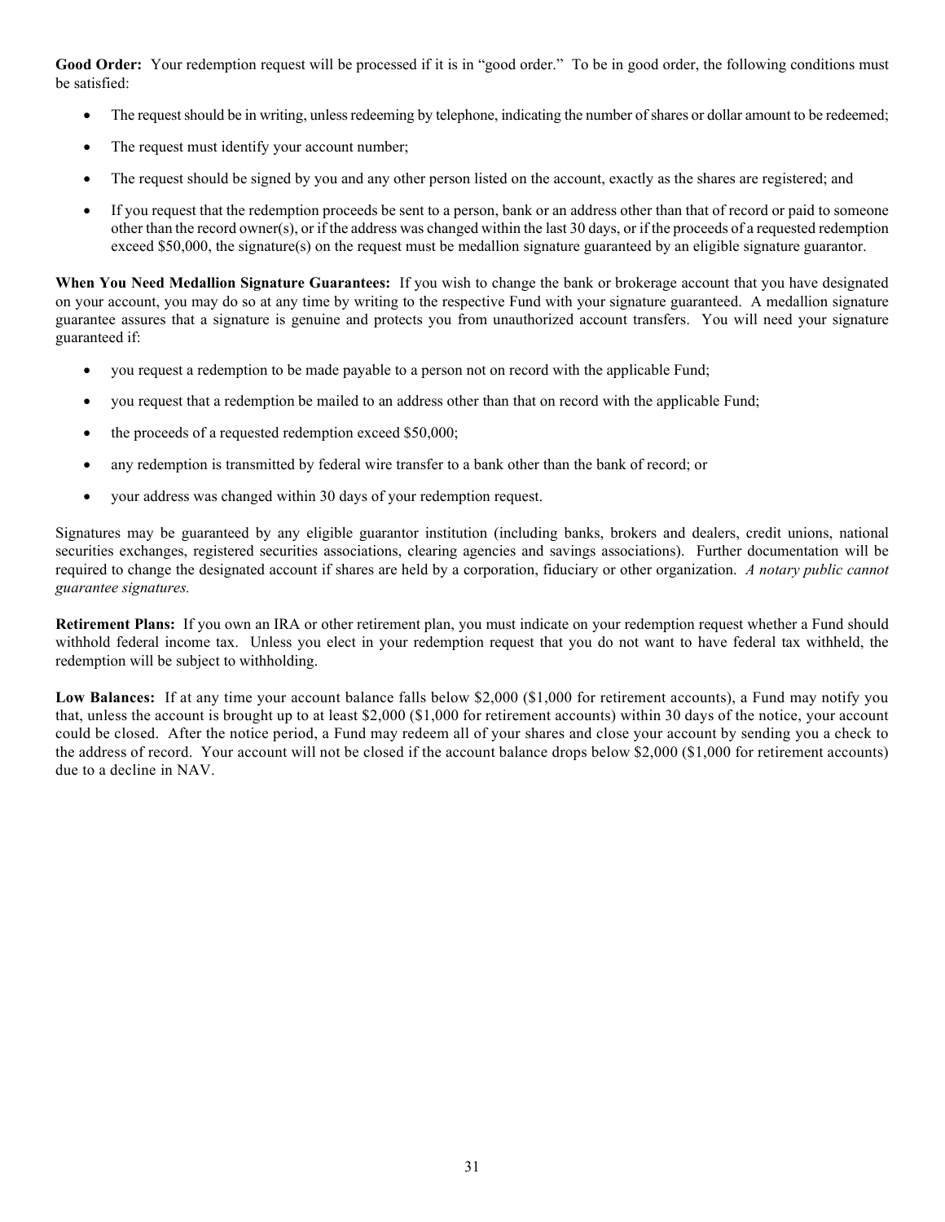**Good Order:** Your redemption request will be processed if it is in "good order." To be in good order, the following conditions must be satisfied:

- The request should be in writing, unless redeeming by telephone, indicating the number of shares or dollar amount to be redeemed;
- The request must identify your account number;
- The request should be signed by you and any other person listed on the account, exactly as the shares are registered; and
- If you request that the redemption proceeds be sent to a person, bank or an address other than that of record or paid to someone other than the record owner(s), or if the address was changed within the last 30 days, or if the proceeds of a requested redemption exceed $50,000, the signature(s) on the request must be medallion signature guaranteed by an eligible signature guarantor.

**When You Need Medallion Signature Guarantees:** If you wish to change the bank or brokerage account that you have designated on your account, you may do so at any time by writing to the respective Fund with your signature guaranteed. A medallion signature guarantee assures that a signature is genuine and protects you from unauthorized account transfers. You will need your signature guaranteed if:

- you request a redemption to be made payable to a person not on record with the applicable Fund;
- you request that a redemption be mailed to an address other than that on record with the applicable Fund;
- the proceeds of a requested redemption exceed $50,000;
- any redemption is transmitted by federal wire transfer to a bank other than the bank of record; or
- your address was changed within 30 days of your redemption request.

Signatures may be guaranteed by any eligible guarantor institution (including banks, brokers and dealers, credit unions, national securities exchanges, registered securities associations, clearing agencies and savings associations). Further documentation will be required to change the designated account if shares are held by a corporation, fiduciary or other organization. *A notary public cannot guarantee signatures.*

**Retirement Plans:** If you own an IRA or other retirement plan, you must indicate on your redemption request whether a Fund should withhold federal income tax. Unless you elect in your redemption request that you do not want to have federal tax withheld, the redemption will be subject to withholding.

**Low Balances:** If at any time your account balance falls below $2,000 ($1,000 for retirement accounts), a Fund may notify you that, unless the account is brought up to at least $2,000 ($1,000 for retirement accounts) within 30 days of the notice, your account could be closed. After the notice period, a Fund may redeem all of your shares and close your account by sending you a check to the address of record. Your account will not be closed if the account balance drops below $2,000 ($1,000 for retirement accounts) due to a decline in NAV.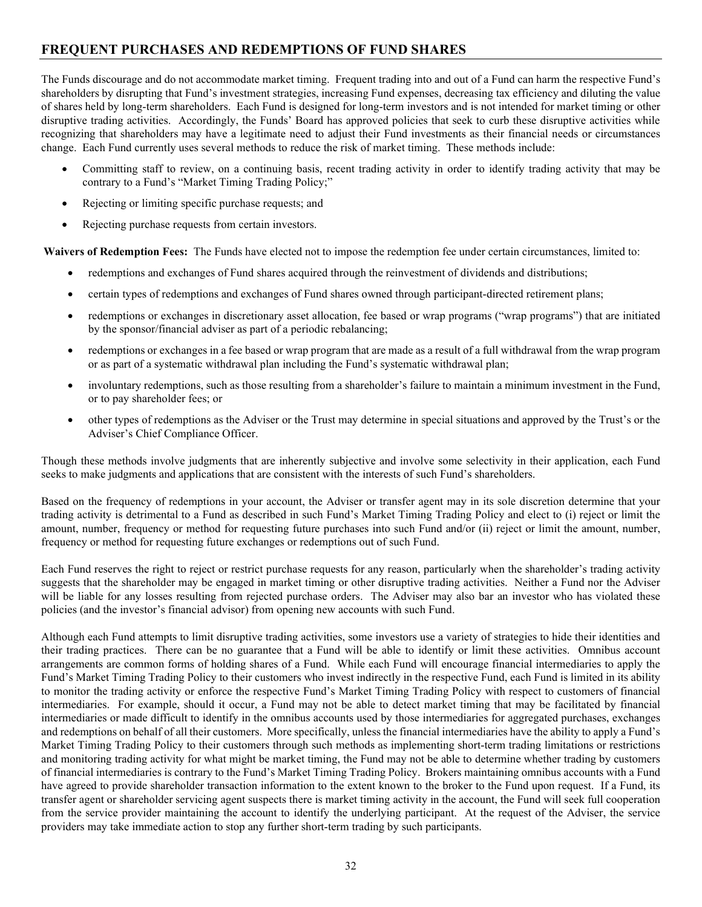## FREQUENT PURCHASES AND REDEMPTIONS OF FUND SHARES

The Funds discourage and do not accommodate market timing. Frequent trading into and out of a Fund can harm the respective Fund's shareholders by disrupting that Fund's investment strategies, increasing Fund expenses, decreasing tax efficiency and diluting the value of shares held by long-term shareholders. Each Fund is designed for long-term investors and is not intended for market timing or other disruptive trading activities. Accordingly, the Funds' Board has approved policies that seek to curb these disruptive activities while recognizing that shareholders may have a legitimate need to adjust their Fund investments as their financial needs or circumstances change. Each Fund currently uses several methods to reduce the risk of market timing. These methods include:

- Committing staff to review, on a continuing basis, recent trading activity in order to identify trading activity that may be contrary to a Fund's "Market Timing Trading Policy;"
- Rejecting or limiting specific purchase requests; and
- Rejecting purchase requests from certain investors.

**Waivers of Redemption Fees:** The Funds have elected not to impose the redemption fee under certain circumstances, limited to:

- redemptions and exchanges of Fund shares acquired through the reinvestment of dividends and distributions;
- certain types of redemptions and exchanges of Fund shares owned through participant-directed retirement plans;
- redemptions or exchanges in discretionary asset allocation, fee based or wrap programs ("wrap programs") that are initiated by the sponsor/financial adviser as part of a periodic rebalancing;
- redemptions or exchanges in a fee based or wrap program that are made as a result of a full withdrawal from the wrap program or as part of a systematic withdrawal plan including the Fund's systematic withdrawal plan;
- involuntary redemptions, such as those resulting from a shareholder's failure to maintain a minimum investment in the Fund, or to pay shareholder fees; or
- other types of redemptions as the Adviser or the Trust may determine in special situations and approved by the Trust's or the Adviser's Chief Compliance Officer.

Though these methods involve judgments that are inherently subjective and involve some selectivity in their application, each Fund seeks to make judgments and applications that are consistent with the interests of such Fund's shareholders.

Based on the frequency of redemptions in your account, the Adviser or transfer agent may in its sole discretion determine that your trading activity is detrimental to a Fund as described in such Fund's Market Timing Trading Policy and elect to (i) reject or limit the amount, number, frequency or method for requesting future purchases into such Fund and/or (ii) reject or limit the amount, number, frequency or method for requesting future exchanges or redemptions out of such Fund.

Each Fund reserves the right to reject or restrict purchase requests for any reason, particularly when the shareholder's trading activity suggests that the shareholder may be engaged in market timing or other disruptive trading activities. Neither a Fund nor the Adviser will be liable for any losses resulting from rejected purchase orders. The Adviser may also bar an investor who has violated these policies (and the investor's financial advisor) from opening new accounts with such Fund.

Although each Fund attempts to limit disruptive trading activities, some investors use a variety of strategies to hide their identities and their trading practices. There can be no guarantee that a Fund will be able to identify or limit these activities. Omnibus account arrangements are common forms of holding shares of a Fund. While each Fund will encourage financial intermediaries to apply the Fund's Market Timing Trading Policy to their customers who invest indirectly in the respective Fund, each Fund is limited in its ability to monitor the trading activity or enforce the respective Fund's Market Timing Trading Policy with respect to customers of financial intermediaries. For example, should it occur, a Fund may not be able to detect market timing that may be facilitated by financial intermediaries or made difficult to identify in the omnibus accounts used by those intermediaries for aggregated purchases, exchanges and redemptions on behalf of all their customers. More specifically, unless the financial intermediaries have the ability to apply a Fund's Market Timing Trading Policy to their customers through such methods as implementing short-term trading limitations or restrictions and monitoring trading activity for what might be market timing, the Fund may not be able to determine whether trading by customers of financial intermediaries is contrary to the Fund's Market Timing Trading Policy. Brokers maintaining omnibus accounts with a Fund have agreed to provide shareholder transaction information to the extent known to the broker to the Fund upon request. If a Fund, its transfer agent or shareholder servicing agent suspects there is market timing activity in the account, the Fund will seek full cooperation from the service provider maintaining the account to identify the underlying participant. At the request of the Adviser, the service providers may take immediate action to stop any further short-term trading by such participants.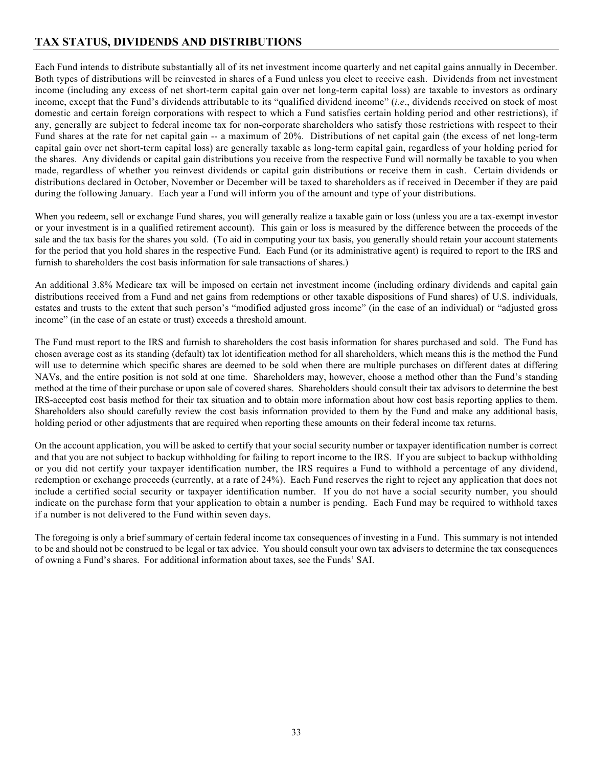## TAX STATUS, DIVIDENDS AND DISTRIBUTIONS

Each Fund intends to distribute substantially all of its net investment income quarterly and net capital gains annually in December. Both types of distributions will be reinvested in shares of a Fund unless you elect to receive cash. Dividends from net investment income (including any excess of net short-term capital gain over net long-term capital loss) are taxable to investors as ordinary income, except that the Fund's dividends attributable to its "qualified dividend income" (*i.e*., dividends received on stock of most domestic and certain foreign corporations with respect to which a Fund satisfies certain holding period and other restrictions), if any, generally are subject to federal income tax for non-corporate shareholders who satisfy those restrictions with respect to their Fund shares at the rate for net capital gain -- a maximum of 20%. Distributions of net capital gain (the excess of net long-term capital gain over net short-term capital loss) are generally taxable as long-term capital gain, regardless of your holding period for the shares. Any dividends or capital gain distributions you receive from the respective Fund will normally be taxable to you when made, regardless of whether you reinvest dividends or capital gain distributions or receive them in cash. Certain dividends or distributions declared in October, November or December will be taxed to shareholders as if received in December if they are paid during the following January. Each year a Fund will inform you of the amount and type of your distributions.

When you redeem, sell or exchange Fund shares, you will generally realize a taxable gain or loss (unless you are a tax-exempt investor or your investment is in a qualified retirement account). This gain or loss is measured by the difference between the proceeds of the sale and the tax basis for the shares you sold. (To aid in computing your tax basis, you generally should retain your account statements for the period that you hold shares in the respective Fund. Each Fund (or its administrative agent) is required to report to the IRS and furnish to shareholders the cost basis information for sale transactions of shares.)

An additional 3.8% Medicare tax will be imposed on certain net investment income (including ordinary dividends and capital gain distributions received from a Fund and net gains from redemptions or other taxable dispositions of Fund shares) of U.S. individuals, estates and trusts to the extent that such person's "modified adjusted gross income" (in the case of an individual) or "adjusted gross income" (in the case of an estate or trust) exceeds a threshold amount.

The Fund must report to the IRS and furnish to shareholders the cost basis information for shares purchased and sold. The Fund has chosen average cost as its standing (default) tax lot identification method for all shareholders, which means this is the method the Fund will use to determine which specific shares are deemed to be sold when there are multiple purchases on different dates at differing NAVs, and the entire position is not sold at one time. Shareholders may, however, choose a method other than the Fund's standing method at the time of their purchase or upon sale of covered shares. Shareholders should consult their tax advisors to determine the best IRS-accepted cost basis method for their tax situation and to obtain more information about how cost basis reporting applies to them. Shareholders also should carefully review the cost basis information provided to them by the Fund and make any additional basis, holding period or other adjustments that are required when reporting these amounts on their federal income tax returns.

On the account application, you will be asked to certify that your social security number or taxpayer identification number is correct and that you are not subject to backup withholding for failing to report income to the IRS. If you are subject to backup withholding or you did not certify your taxpayer identification number, the IRS requires a Fund to withhold a percentage of any dividend, redemption or exchange proceeds (currently, at a rate of 24%). Each Fund reserves the right to reject any application that does not include a certified social security or taxpayer identification number. If you do not have a social security number, you should indicate on the purchase form that your application to obtain a number is pending. Each Fund may be required to withhold taxes if a number is not delivered to the Fund within seven days.

The foregoing is only a brief summary of certain federal income tax consequences of investing in a Fund. This summary is not intended to be and should not be construed to be legal or tax advice. You should consult your own tax advisers to determine the tax consequences of owning a Fund's shares. For additional information about taxes, see the Funds' SAI.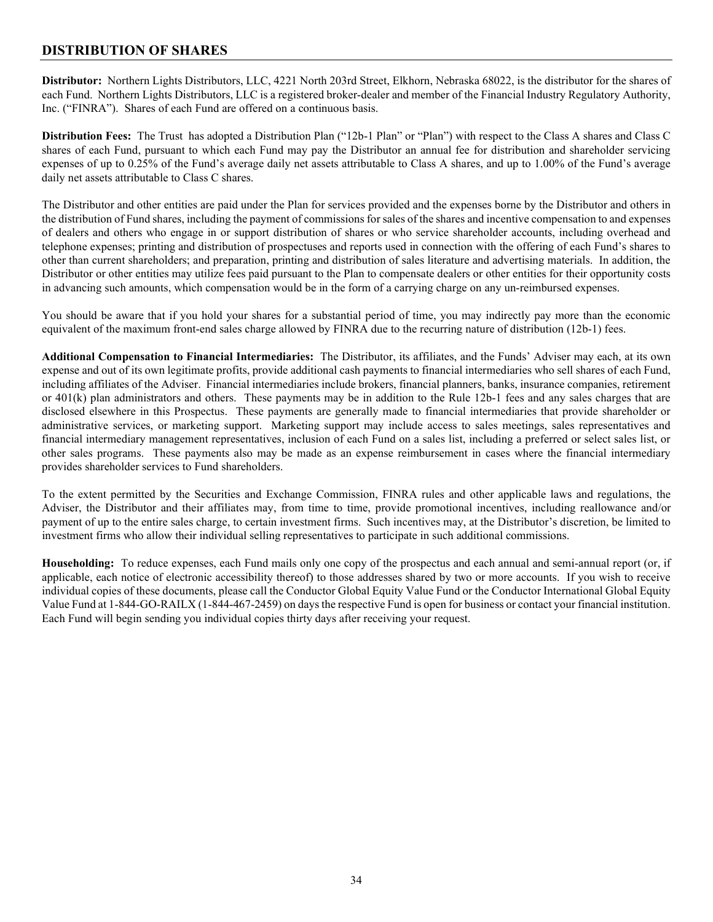## DISTRIBUTION OF SHARES

**Distributor:** Northern Lights Distributors, LLC, 4221 North 203rd Street, Elkhorn, Nebraska 68022, is the distributor for the shares of each Fund. Northern Lights Distributors, LLC is a registered broker-dealer and member of the Financial Industry Regulatory Authority, Inc. ("FINRA"). Shares of each Fund are offered on a continuous basis.

**Distribution Fees:** The Trust has adopted a Distribution Plan ("12b-1 Plan" or "Plan") with respect to the Class A shares and Class C shares of each Fund, pursuant to which each Fund may pay the Distributor an annual fee for distribution and shareholder servicing expenses of up to 0.25% of the Fund's average daily net assets attributable to Class A shares, and up to 1.00% of the Fund's average daily net assets attributable to Class C shares.

The Distributor and other entities are paid under the Plan for services provided and the expenses borne by the Distributor and others in the distribution of Fund shares, including the payment of commissions for sales of the shares and incentive compensation to and expenses of dealers and others who engage in or support distribution of shares or who service shareholder accounts, including overhead and telephone expenses; printing and distribution of prospectuses and reports used in connection with the offering of each Fund's shares to other than current shareholders; and preparation, printing and distribution of sales literature and advertising materials. In addition, the Distributor or other entities may utilize fees paid pursuant to the Plan to compensate dealers or other entities for their opportunity costs in advancing such amounts, which compensation would be in the form of a carrying charge on any un-reimbursed expenses.

You should be aware that if you hold your shares for a substantial period of time, you may indirectly pay more than the economic equivalent of the maximum front-end sales charge allowed by FINRA due to the recurring nature of distribution (12b-1) fees.

**Additional Compensation to Financial Intermediaries:** The Distributor, its affiliates, and the Funds' Adviser may each, at its own expense and out of its own legitimate profits, provide additional cash payments to financial intermediaries who sell shares of each Fund, including affiliates of the Adviser. Financial intermediaries include brokers, financial planners, banks, insurance companies, retirement or 401(k) plan administrators and others. These payments may be in addition to the Rule 12b-1 fees and any sales charges that are disclosed elsewhere in this Prospectus. These payments are generally made to financial intermediaries that provide shareholder or administrative services, or marketing support. Marketing support may include access to sales meetings, sales representatives and financial intermediary management representatives, inclusion of each Fund on a sales list, including a preferred or select sales list, or other sales programs. These payments also may be made as an expense reimbursement in cases where the financial intermediary provides shareholder services to Fund shareholders.

To the extent permitted by the Securities and Exchange Commission, FINRA rules and other applicable laws and regulations, the Adviser, the Distributor and their affiliates may, from time to time, provide promotional incentives, including reallowance and/or payment of up to the entire sales charge, to certain investment firms. Such incentives may, at the Distributor's discretion, be limited to investment firms who allow their individual selling representatives to participate in such additional commissions.

**Householding:** To reduce expenses, each Fund mails only one copy of the prospectus and each annual and semi-annual report (or, if applicable, each notice of electronic accessibility thereof) to those addresses shared by two or more accounts. If you wish to receive individual copies of these documents, please call the Conductor Global Equity Value Fund or the Conductor International Global Equity Value Fund at 1-844-GO-RAILX (1-844-467-2459) on days the respective Fund is open for business or contact your financial institution. Each Fund will begin sending you individual copies thirty days after receiving your request.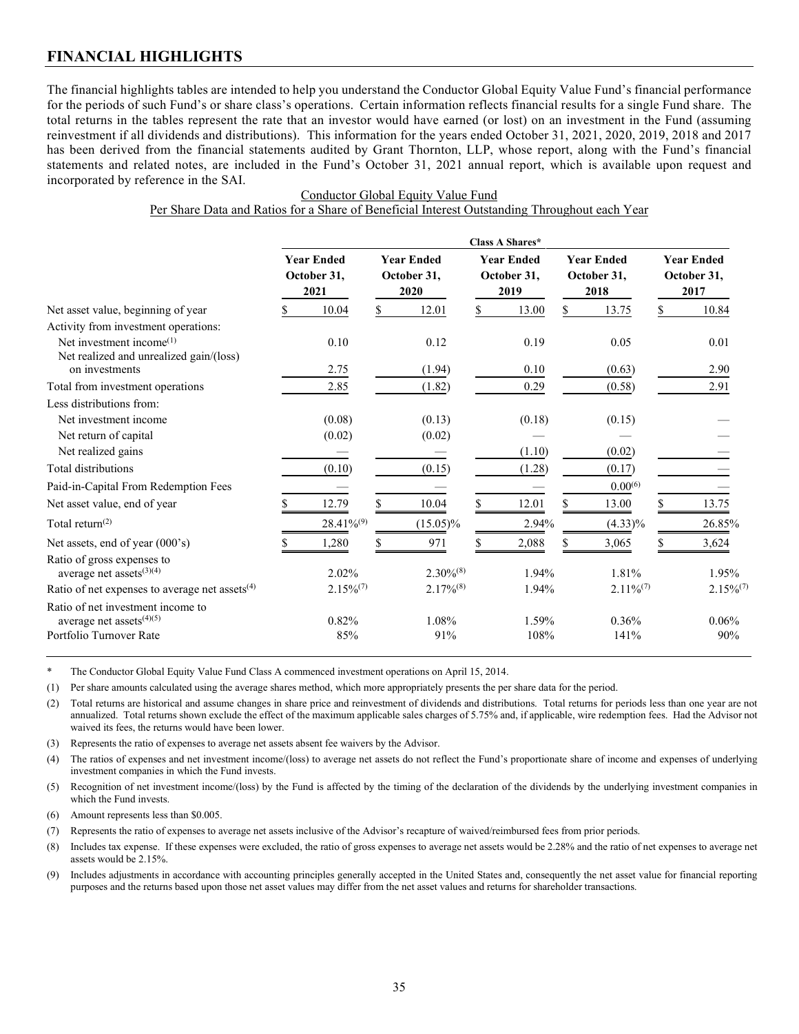## FINANCIAL HIGHLIGHTS

The financial highlights tables are intended to help you understand the Conductor Global Equity Value Fund's financial performance for the periods of such Fund's or share class's operations. Certain information reflects financial results for a single Fund share. The total returns in the tables represent the rate that an investor would have earned (or lost) on an investment in the Fund (assuming reinvestment if all dividends and distributions). This information for the years ended October 31, 2021, 2020, 2019, 2018 and 2017 has been derived from the financial statements audited by Grant Thornton, LLP, whose report, along with the Fund's financial statements and related notes, are included in the Fund's October 31, 2021 annual report, which is available upon request and incorporated by reference in the SAI.

Conductor Global Equity Value Fund
Per Share Data and Ratios for a Share of Beneficial Interest Outstanding Throughout each Year

| | Class A Shares* | | | | |
|---|---|---|---|---|---|
| | Year Ended October 31, 2021 | Year Ended October 31, 2020 | Year Ended October 31, 2019 | Year Ended October 31, 2018 | Year Ended October 31, 2017 |
| Net asset value, beginning of year | $ 10.04 | $ 12.01 | $ 13.00 | $ 13.75 | $ 10.84 |
| Activity from investment operations: | | | | | |
| Net investment income[(1)] | 0.10 | 0.12 | 0.19 | 0.05 | 0.01 |
| Net realized and unrealized gain/(loss) on investments | 2.75 | (1.94) | 0.10 | (0.63) | 2.90 |
| Total from investment operations | 2.85 | (1.82) | 0.29 | (0.58) | 2.91 |
| Less distributions from: | | | | | |
| Net investment income | (0.08) | (0.13) | (0.18) | (0.15) | — |
| Net return of capital | (0.02) | (0.02) | — | — | — |
| Net realized gains | — | — | (1.10) | (0.02) | — |
| Total distributions | (0.10) | (0.15) | (1.28) | (0.17) | — |
| Paid-in-Capital From Redemption Fees | — | — | — | 0.00[(6)] | — |
| Net asset value, end of year | $ 12.79 | $ 10.04 | $ 12.01 | $ 13.00 | $ 13.75 |
| Total return[(2)] | 28.41%[(9)] | (15.05)% | 2.94% | (4.33)% | 26.85% |
| Net assets, end of year (000's) | $ 1,280 | $ 971 | $ 2,088 | $ 3,065 | $ 3,624 |
| Ratio of gross expenses to average net assets[(3)(4)] | 2.02% | 2.30%[(8)] | 1.94% | 1.81% | 1.95% |
| Ratio of net expenses to average net assets[(4)] | 2.15%[(7)] | 2.17%[(8)] | 1.94% | 2.11%[(7)] | 2.15%[(7)] |
| Ratio of net investment income to average net assets[(4)(5)] | 0.82% | 1.08% | 1.59% | 0.36% | 0.06% |
| Portfolio Turnover Rate | 85% | 91% | 108% | 141% | 90% |

\* The Conductor Global Equity Value Fund Class A commenced investment operations on April 15, 2014.

(1) Per share amounts calculated using the average shares method, which more appropriately presents the per share data for the period.

(2) Total returns are historical and assume changes in share price and reinvestment of dividends and distributions. Total returns for periods less than one year are not annualized. Total returns shown exclude the effect of the maximum applicable sales charges of 5.75% and, if applicable, wire redemption fees. Had the Advisor not waived its fees, the returns would have been lower.

(3) Represents the ratio of expenses to average net assets absent fee waivers by the Advisor.

(4) The ratios of expenses and net investment income/(loss) to average net assets do not reflect the Fund's proportionate share of income and expenses of underlying investment companies in which the Fund invests.

(5) Recognition of net investment income/(loss) by the Fund is affected by the timing of the declaration of the dividends by the underlying investment companies in which the Fund invests.

(6) Amount represents less than $0.005.

(7) Represents the ratio of expenses to average net assets inclusive of the Advisor's recapture of waived/reimbursed fees from prior periods.

(8) Includes tax expense. If these expenses were excluded, the ratio of gross expenses to average net assets would be 2.28% and the ratio of net expenses to average net assets would be 2.15%.

(9) Includes adjustments in accordance with accounting principles generally accepted in the United States and, consequently the net asset value for financial reporting purposes and the returns based upon those net asset values may differ from the net asset values and returns for shareholder transactions.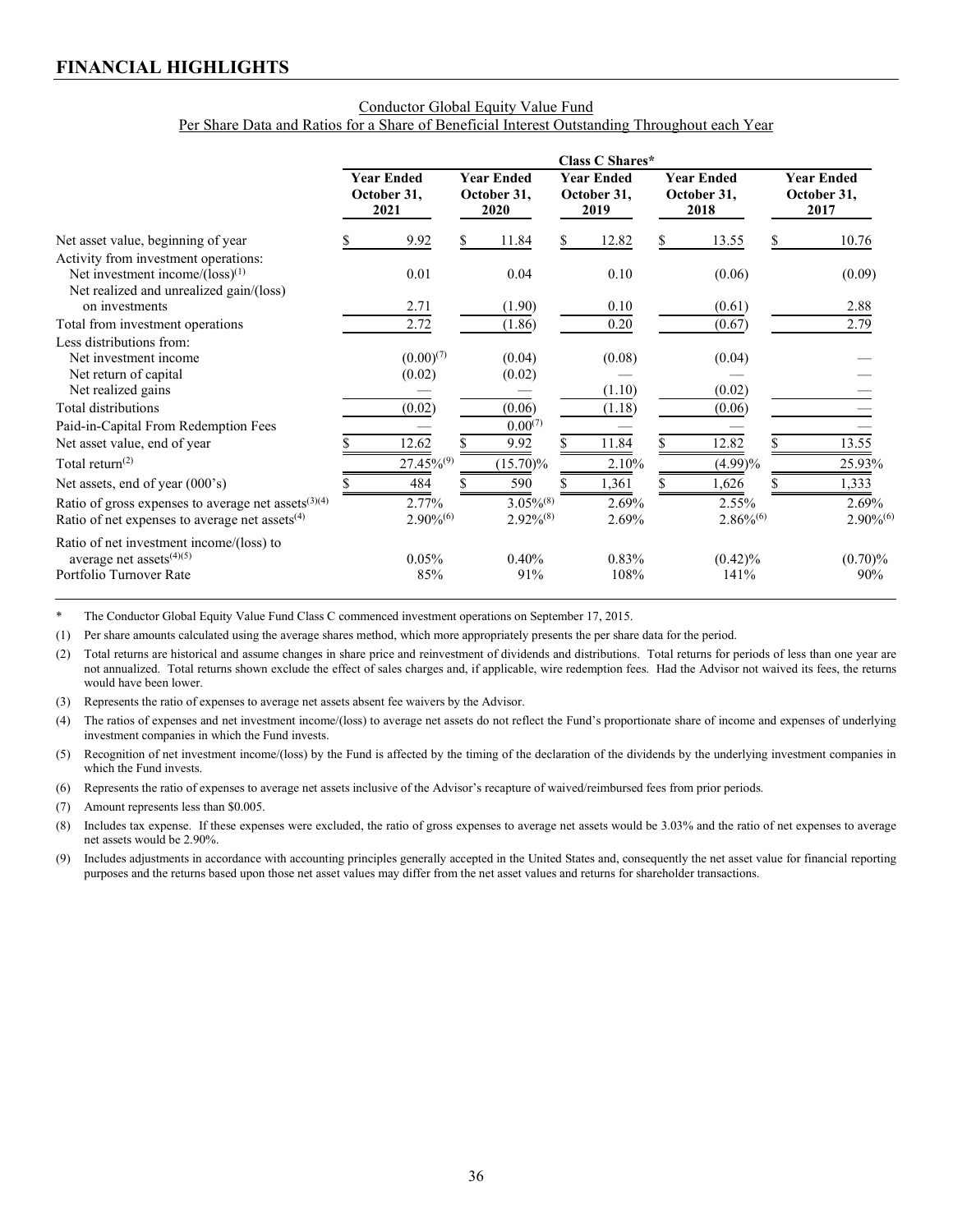## FINANCIAL HIGHLIGHTS

Conductor Global Equity Value Fund
Per Share Data and Ratios for a Share of Beneficial Interest Outstanding Throughout each Year

| | Class C Shares* | | | | |
|---|---|---|---|---|---|
| | Year Ended October 31, 2021 | Year Ended October 31, 2020 | Year Ended October 31, 2019 | Year Ended October 31, 2018 | Year Ended October 31, 2017 |
| Net asset value, beginning of year | $ 9.92 | $ 11.84 | $ 12.82 | $ 13.55 | $ 10.76 |
| Activity from investment operations: | | | | | |
| Net investment income/(loss)[1] | 0.01 | 0.04 | 0.10 | (0.06) | (0.09) |
| Net realized and unrealized gain/(loss) on investments | 2.71 | (1.90) | 0.10 | (0.61) | 2.88 |
| Total from investment operations | 2.72 | (1.86) | 0.20 | (0.67) | 2.79 |
| Less distributions from: | | | | | |
| Net investment income | (0.00)[7] | (0.04) | (0.08) | (0.04) | — |
| Net return of capital | (0.02) | (0.02) | — | — | — |
| Net realized gains | — | — | (1.10) | (0.02) | — |
| Total distributions | (0.02) | (0.06) | (1.18) | (0.06) | — |
| Paid-in-Capital From Redemption Fees | — | 0.00[7] | — | — | — |
| Net asset value, end of year | $ 12.62 | $ 9.92 | $ 11.84 | $ 12.82 | $ 13.55 |
| Total return[2] | 27.45%[9] | (15.70)% | 2.10% | (4.99)% | 25.93% |
| Net assets, end of year (000's) | $ 484 | $ 590 | $ 1,361 | $ 1,626 | $ 1,333 |
| Ratio of gross expenses to average net assets[3][4] | 2.77% | 3.05%[8] | 2.69% | 2.55% | 2.69% |
| Ratio of net expenses to average net assets[4] | 2.90%[6] | 2.92%[8] | 2.69% | 2.86%[6] | 2.90%[6] |
| Ratio of net investment income/(loss) to average net assets[4][5] | 0.05% | 0.40% | 0.83% | (0.42)% | (0.70)% |
| Portfolio Turnover Rate | 85% | 91% | 108% | 141% | 90% |

\* The Conductor Global Equity Value Fund Class C commenced investment operations on September 17, 2015.

(1) Per share amounts calculated using the average shares method, which more appropriately presents the per share data for the period.

(2) Total returns are historical and assume changes in share price and reinvestment of dividends and distributions. Total returns for periods of less than one year are not annualized. Total returns shown exclude the effect of sales charges and, if applicable, wire redemption fees. Had the Advisor not waived its fees, the returns would have been lower.

(3) Represents the ratio of expenses to average net assets absent fee waivers by the Advisor.

(4) The ratios of expenses and net investment income/(loss) to average net assets do not reflect the Fund's proportionate share of income and expenses of underlying investment companies in which the Fund invests.

(5) Recognition of net investment income/(loss) by the Fund is affected by the timing of the declaration of the dividends by the underlying investment companies in which the Fund invests.

(6) Represents the ratio of expenses to average net assets inclusive of the Advisor's recapture of waived/reimbursed fees from prior periods.

(7) Amount represents less than $0.005.

(8) Includes tax expense. If these expenses were excluded, the ratio of gross expenses to average net assets would be 3.03% and the ratio of net expenses to average net assets would be 2.90%.

(9) Includes adjustments in accordance with accounting principles generally accepted in the United States and, consequently the net asset value for financial reporting purposes and the returns based upon those net asset values may differ from the net asset values and returns for shareholder transactions.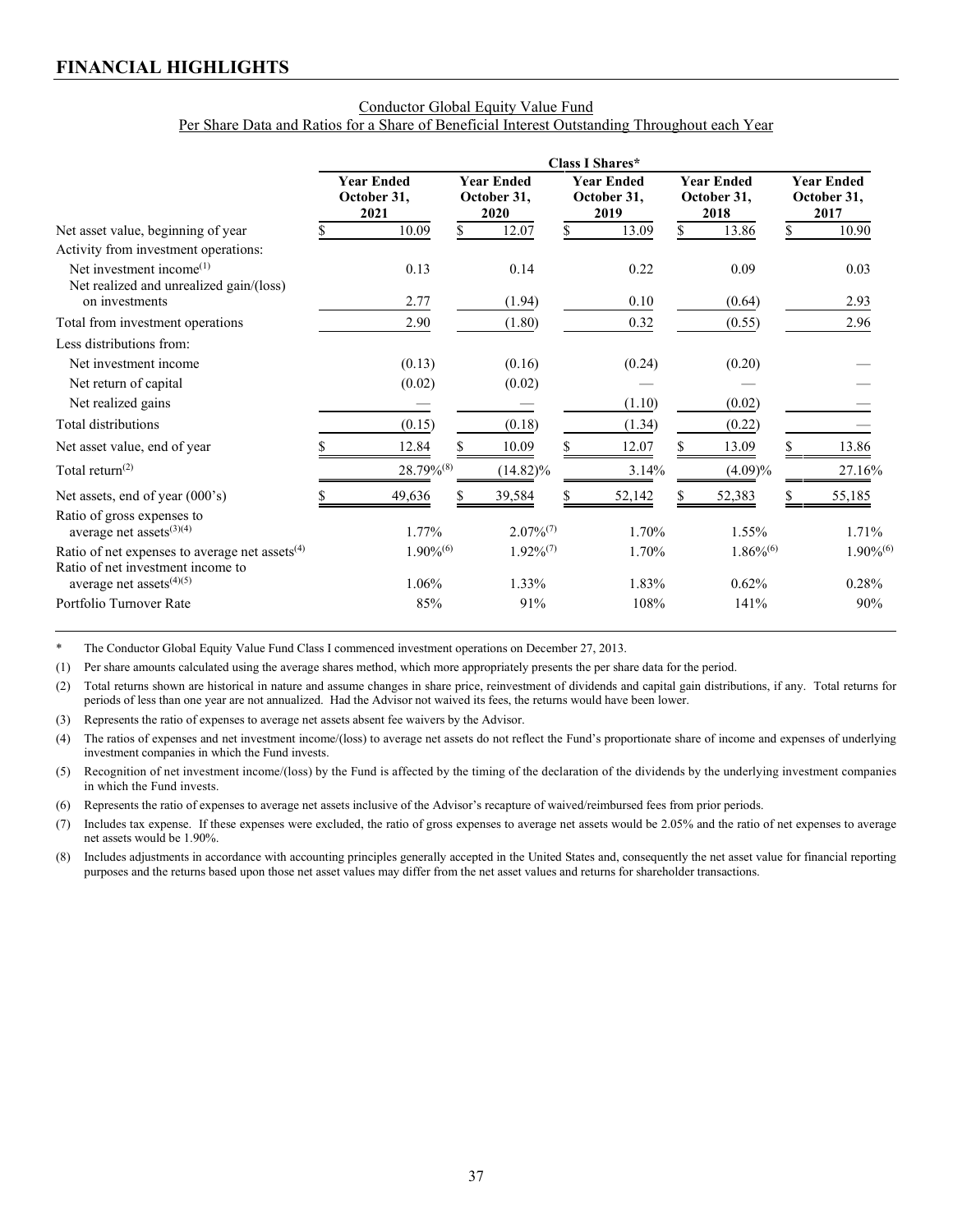## FINANCIAL HIGHLIGHTS

Conductor Global Equity Value Fund
Per Share Data and Ratios for a Share of Beneficial Interest Outstanding Throughout each Year

| | Class I Shares* | | | | |
|---|---|---|---|---|---|
| | Year Ended October 31, 2021 | Year Ended October 31, 2020 | Year Ended October 31, 2019 | Year Ended October 31, 2018 | Year Ended October 31, 2017 |
| Net asset value, beginning of year | $ 10.09 | $ 12.07 | $ 13.09 | $ 13.86 | $ 10.90 |
| Activity from investment operations: | | | | | |
| Net investment income[(1)] | 0.13 | 0.14 | 0.22 | 0.09 | 0.03 |
| Net realized and unrealized gain/(loss) on investments | 2.77 | (1.94) | 0.10 | (0.64) | 2.93 |
| Total from investment operations | 2.90 | (1.80) | 0.32 | (0.55) | 2.96 |
| Less distributions from: | | | | | |
| Net investment income | (0.13) | (0.16) | (0.24) | (0.20) | — |
| Net return of capital | (0.02) | (0.02) | — | — | — |
| Net realized gains | — | — | (1.10) | (0.02) | — |
| Total distributions | (0.15) | (0.18) | (1.34) | (0.22) | — |
| Net asset value, end of year | $ 12.84 | $ 10.09 | $ 12.07 | $ 13.09 | $ 13.86 |
| Total return[(2)] | 28.79%[(8)] | (14.82)% | 3.14% | (4.09)% | 27.16% |
| Net assets, end of year (000's) | $ 49,636 | $ 39,584 | $ 52,142 | $ 52,383 | $ 55,185 |
| Ratio of gross expenses to average net assets[(3)(4)] | 1.77% | 2.07%[(7)] | 1.70% | 1.55% | 1.71% |
| Ratio of net expenses to average net assets[(4)] | 1.90%[(6)] | 1.92%[(7)] | 1.70% | 1.86%[(6)] | 1.90%[(6)] |
| Ratio of net investment income to average net assets[(4)(5)] | 1.06% | 1.33% | 1.83% | 0.62% | 0.28% |
| Portfolio Turnover Rate | 85% | 91% | 108% | 141% | 90% |

\* The Conductor Global Equity Value Fund Class I commenced investment operations on December 27, 2013.

(1) Per share amounts calculated using the average shares method, which more appropriately presents the per share data for the period.

(2) Total returns shown are historical in nature and assume changes in share price, reinvestment of dividends and capital gain distributions, if any. Total returns for periods of less than one year are not annualized. Had the Advisor not waived its fees, the returns would have been lower.

(3) Represents the ratio of expenses to average net assets absent fee waivers by the Advisor.

(4) The ratios of expenses and net investment income/(loss) to average net assets do not reflect the Fund's proportionate share of income and expenses of underlying investment companies in which the Fund invests.

(5) Recognition of net investment income/(loss) by the Fund is affected by the timing of the declaration of the dividends by the underlying investment companies in which the Fund invests.

(6) Represents the ratio of expenses to average net assets inclusive of the Advisor's recapture of waived/reimbursed fees from prior periods.

(7) Includes tax expense. If these expenses were excluded, the ratio of gross expenses to average net assets would be 2.05% and the ratio of net expenses to average net assets would be 1.90%.

(8) Includes adjustments in accordance with accounting principles generally accepted in the United States and, consequently the net asset value for financial reporting purposes and the returns based upon those net asset values may differ from the net asset values and returns for shareholder transactions.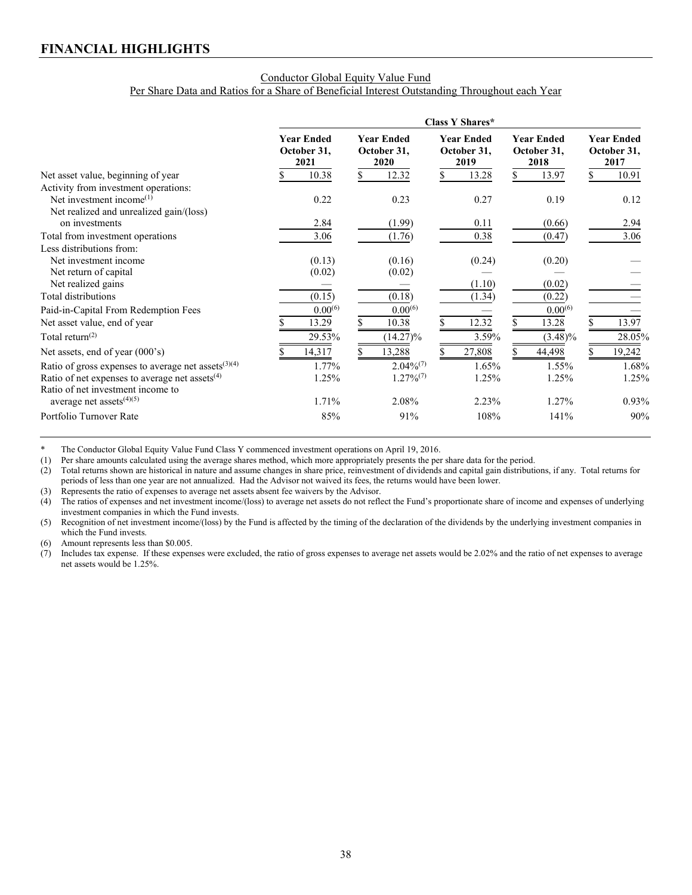## FINANCIAL HIGHLIGHTS

Conductor Global Equity Value Fund
Per Share Data and Ratios for a Share of Beneficial Interest Outstanding Throughout each Year

| | Class Y Shares* | | | | |
|---|---|---|---|---|---|
| | Year Ended October 31, 2021 | Year Ended October 31, 2020 | Year Ended October 31, 2019 | Year Ended October 31, 2018 | Year Ended October 31, 2017 |
| Net asset value, beginning of year | $ 10.38 | $ 12.32 | $ 13.28 | $ 13.97 | $ 10.91 |
| Activity from investment operations: | | | | | |
| Net investment income[1] | 0.22 | 0.23 | 0.27 | 0.19 | 0.12 |
| Net realized and unrealized gain/(loss) on investments | 2.84 | (1.99) | 0.11 | (0.66) | 2.94 |
| Total from investment operations | 3.06 | (1.76) | 0.38 | (0.47) | 3.06 |
| Less distributions from: | | | | | |
| Net investment income | (0.13) | (0.16) | (0.24) | (0.20) | — |
| Net return of capital | (0.02) | (0.02) | — | — | — |
| Net realized gains | — | — | (1.10) | (0.02) | — |
| Total distributions | (0.15) | (0.18) | (1.34) | (0.22) | — |
| Paid-in-Capital From Redemption Fees | 0.00[6] | 0.00[6] | — | 0.00[6] | — |
| Net asset value, end of year | $ 13.29 | $ 10.38 | $ 12.32 | $ 13.28 | $ 13.97 |
| Total return[2] | 29.53% | (14.27)% | 3.59% | (3.48)% | 28.05% |
| Net assets, end of year (000's) | $ 14,317 | $ 13,288 | $ 27,808 | $ 44,498 | $ 19,242 |
| Ratio of gross expenses to average net assets[3][4] | 1.77% | 2.04%[7] | 1.65% | 1.55% | 1.68% |
| Ratio of net expenses to average net assets[4] | 1.25% | 1.27%[7] | 1.25% | 1.25% | 1.25% |
| Ratio of net investment income to average net assets[4][5] | 1.71% | 2.08% | 2.23% | 1.27% | 0.93% |
| Portfolio Turnover Rate | 85% | 91% | 108% | 141% | 90% |

\* The Conductor Global Equity Value Fund Class Y commenced investment operations on April 19, 2016.

(1) Per share amounts calculated using the average shares method, which more appropriately presents the per share data for the period.

(2) Total returns shown are historical in nature and assume changes in share price, reinvestment of dividends and capital gain distributions, if any. Total returns for periods of less than one year are not annualized. Had the Advisor not waived its fees, the returns would have been lower.

(3) Represents the ratio of expenses to average net assets absent fee waivers by the Advisor.

(4) The ratios of expenses and net investment income/(loss) to average net assets do not reflect the Fund's proportionate share of income and expenses of underlying investment companies in which the Fund invests.

(5) Recognition of net investment income/(loss) by the Fund is affected by the timing of the declaration of the dividends by the underlying investment companies in which the Fund invests.

(6) Amount represents less than $0.005.

(7) Includes tax expense. If these expenses were excluded, the ratio of gross expenses to average net assets would be 2.02% and the ratio of net expenses to average net assets would be 1.25%.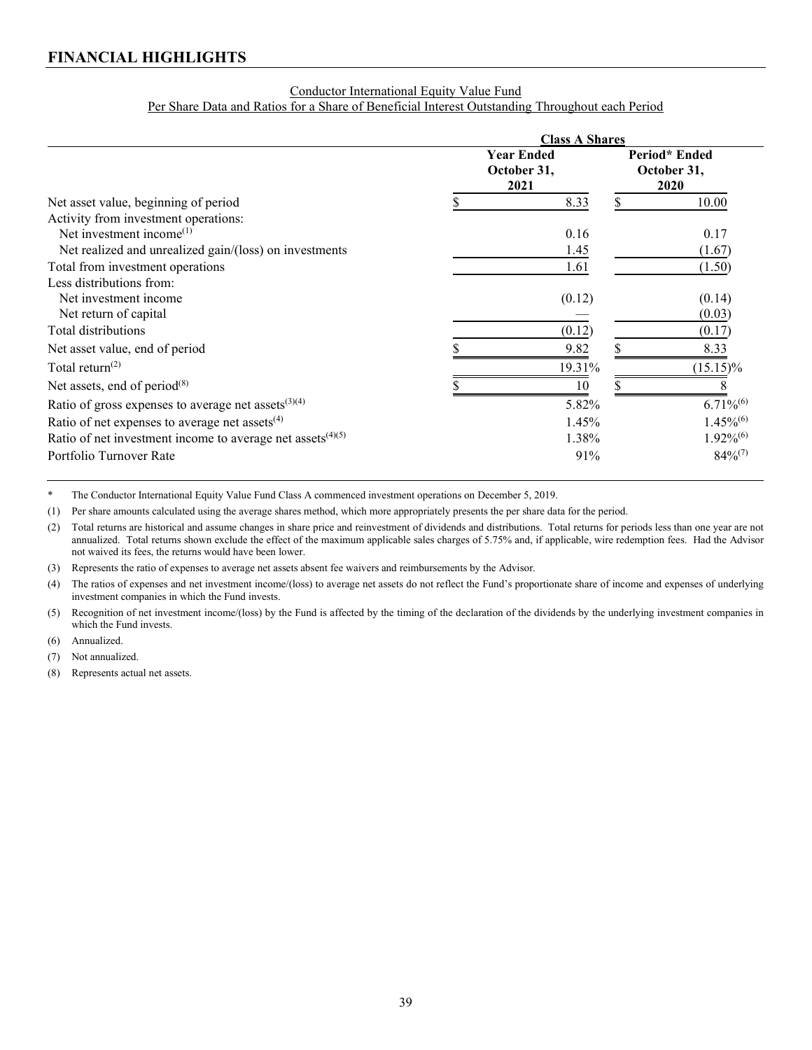## FINANCIAL HIGHLIGHTS

Conductor International Equity Value Fund
Per Share Data and Ratios for a Share of Beneficial Interest Outstanding Throughout each Period

| | Class A Shares | |
|---|---|---|
| | Year Ended October 31, 2021 | Period* Ended October 31, 2020 |
| Net asset value, beginning of period | $ 8.33 | $ 10.00 |
| Activity from investment operations: | | |
| Net investment income[1] | 0.16 | 0.17 |
| Net realized and unrealized gain/(loss) on investments | 1.45 | (1.67) |
| Total from investment operations | 1.61 | (1.50) |
| Less distributions from: | | |
| Net investment income | (0.12) | (0.14) |
| Net return of capital | — | (0.03) |
| Total distributions | (0.12) | (0.17) |
| Net asset value, end of period | $ 9.82 | $ 8.33 |
| Total return[2] | 19.31% | (15.15)% |
| Net assets, end of period[8] | $ 10 | $ 8 |
| Ratio of gross expenses to average net assets[3][4] | 5.82% | 6.71%[6] |
| Ratio of net expenses to average net assets[4] | 1.45% | 1.45%[6] |
| Ratio of net investment income to average net assets[4][5] | 1.38% | 1.92%[6] |
| Portfolio Turnover Rate | 91% | 84%[7] |

\* The Conductor International Equity Value Fund Class A commenced investment operations on December 5, 2019.

(1) Per share amounts calculated using the average shares method, which more appropriately presents the per share data for the period.

(2) Total returns are historical and assume changes in share price and reinvestment of dividends and distributions. Total returns for periods less than one year are not annualized. Total returns shown exclude the effect of the maximum applicable sales charges of 5.75% and, if applicable, wire redemption fees. Had the Advisor not waived its fees, the returns would have been lower.

(3) Represents the ratio of expenses to average net assets absent fee waivers and reimbursements by the Advisor.

(4) The ratios of expenses and net investment income/(loss) to average net assets do not reflect the Fund's proportionate share of income and expenses of underlying investment companies in which the Fund invests.

(5) Recognition of net investment income/(loss) by the Fund is affected by the timing of the declaration of the dividends by the underlying investment companies in which the Fund invests.

(6) Annualized.

(7) Not annualized.

(8) Represents actual net assets.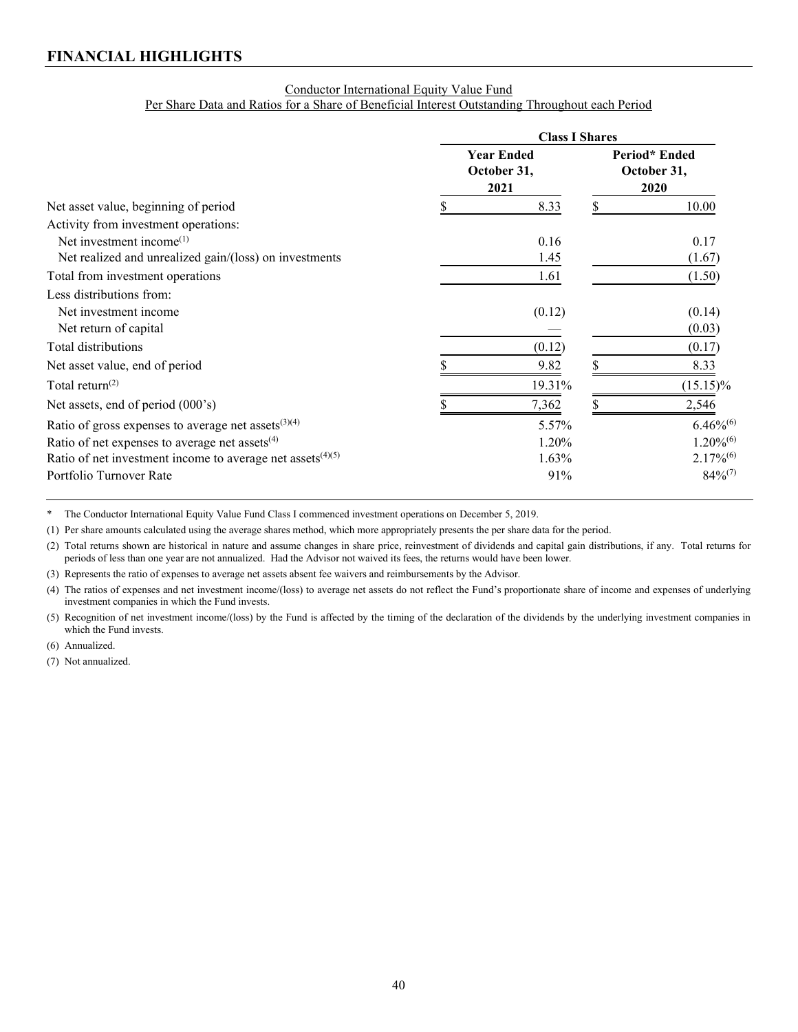## FINANCIAL HIGHLIGHTS

Conductor International Equity Value Fund
Per Share Data and Ratios for a Share of Beneficial Interest Outstanding Throughout each Period

| | Class I Shares | |
|---|---|---|
| | Year Ended October 31, 2021 | Period* Ended October 31, 2020 |
| Net asset value, beginning of period | $ 8.33 | $ 10.00 |
| Activity from investment operations: | | |
| Net investment income[(1)] | 0.16 | 0.17 |
| Net realized and unrealized gain/(loss) on investments | 1.45 | (1.67) |
| Total from investment operations | 1.61 | (1.50) |
| Less distributions from: | | |
| Net investment income | (0.12) | (0.14) |
| Net return of capital | — | (0.03) |
| Total distributions | (0.12) | (0.17) |
| Net asset value, end of period | $ 9.82 | $ 8.33 |
| Total return[(2)] | 19.31% | (15.15)% |
| Net assets, end of period (000's) | $ 7,362 | $ 2,546 |
| Ratio of gross expenses to average net assets[(3)(4)] | 5.57% | 6.46%[(6)] |
| Ratio of net expenses to average net assets[(4)] | 1.20% | 1.20%[(6)] |
| Ratio of net investment income to average net assets[(4)(5)] | 1.63% | 2.17%[(6)] |
| Portfolio Turnover Rate | 91% | 84%[(7)] |

\* The Conductor International Equity Value Fund Class I commenced investment operations on December 5, 2019.

(1) Per share amounts calculated using the average shares method, which more appropriately presents the per share data for the period.

(2) Total returns shown are historical in nature and assume changes in share price, reinvestment of dividends and capital gain distributions, if any. Total returns for periods of less than one year are not annualized. Had the Advisor not waived its fees, the returns would have been lower.

(3) Represents the ratio of expenses to average net assets absent fee waivers and reimbursements by the Advisor.

(4) The ratios of expenses and net investment income/(loss) to average net assets do not reflect the Fund's proportionate share of income and expenses of underlying investment companies in which the Fund invests.

(5) Recognition of net investment income/(loss) by the Fund is affected by the timing of the declaration of the dividends by the underlying investment companies in which the Fund invests.

(6) Annualized.

(7) Not annualized.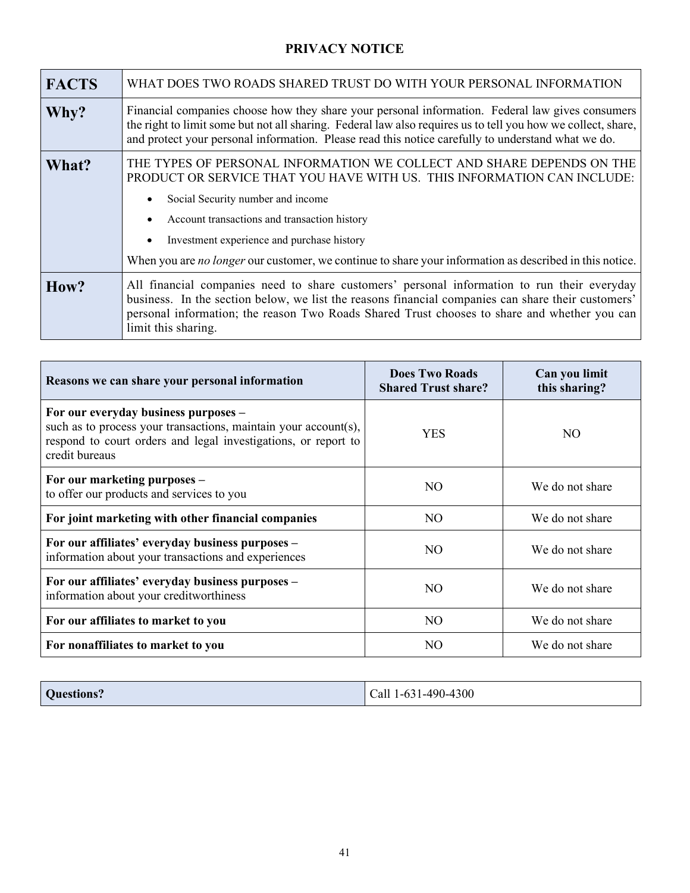# PRIVACY NOTICE

| **FACTS** | WHAT DOES TWO ROADS SHARED TRUST DO WITH YOUR PERSONAL INFORMATION |
|---|---|
| **Why?** | Financial companies choose how they share your personal information. Federal law gives consumers the right to limit some but not all sharing. Federal law also requires us to tell you how we collect, share, and protect your personal information. Please read this notice carefully to understand what we do. |
| **What?** | THE TYPES OF PERSONAL INFORMATION WE COLLECT AND SHARE DEPENDS ON THE PRODUCT OR SERVICE THAT YOU HAVE WITH US. THIS INFORMATION CAN INCLUDE: <br>• Social Security number and income <br>• Account transactions and transaction history <br>• Investment experience and purchase history <br>When you are *no longer* our customer, we continue to share your information as described in this notice. |
| **How?** | All financial companies need to share customers' personal information to run their everyday business. In the section below, we list the reasons financial companies can share their customers' personal information; the reason Two Roads Shared Trust chooses to share and whether you can limit this sharing. |

| **Reasons we can share your personal information** | **Does Two Roads Shared Trust share?** | **Can you limit this sharing?** |
|---|---|---|
| **For our everyday business purposes –** such as to process your transactions, maintain your account(s), respond to court orders and legal investigations, or report to credit bureaus | YES | NO |
| **For our marketing purposes –** to offer our products and services to you | NO | We do not share |
| **For joint marketing with other financial companies** | NO | We do not share |
| **For our affiliates' everyday business purposes –** information about your transactions and experiences | NO | We do not share |
| **For our affiliates' everyday business purposes –** information about your creditworthiness | NO | We do not share |
| **For our affiliates to market to you** | NO | We do not share |
| **For nonaffiliates to market to you** | NO | We do not share |

| **Questions?** | Call 1-631-490-4300 |
|---|---|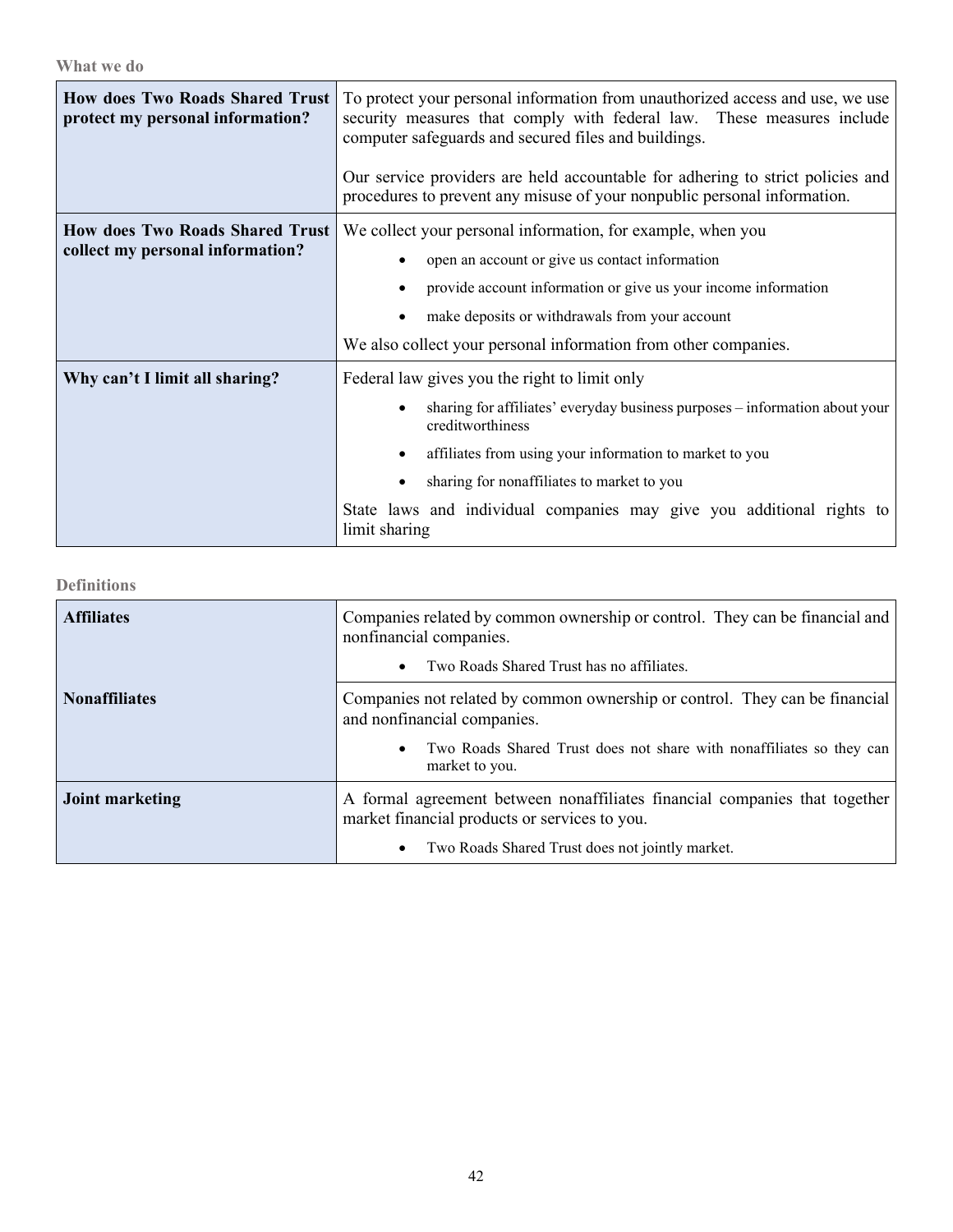### What we do

| | |
|---|---|
| **How does Two Roads Shared Trust protect my personal information?** | To protect your personal information from unauthorized access and use, we use security measures that comply with federal law. These measures include computer safeguards and secured files and buildings.<br><br>Our service providers are held accountable for adhering to strict policies and procedures to prevent any misuse of your nonpublic personal information. |
| **How does Two Roads Shared Trust collect my personal information?** | We collect your personal information, for example, when you<br>• open an account or give us contact information<br>• provide account information or give us your income information<br>• make deposits or withdrawals from your account<br><br>We also collect your personal information from other companies. |
| **Why can't I limit all sharing?** | Federal law gives you the right to limit only<br>• sharing for affiliates' everyday business purposes – information about your creditworthiness<br>• affiliates from using your information to market to you<br>• sharing for nonaffiliates to market to you<br><br>State laws and individual companies may give you additional rights to limit sharing |

### Definitions

| | |
|---|---|
| **Affiliates** | Companies related by common ownership or control. They can be financial and nonfinancial companies.<br>• Two Roads Shared Trust has no affiliates. |
| **Nonaffiliates** | Companies not related by common ownership or control. They can be financial and nonfinancial companies.<br>• Two Roads Shared Trust does not share with nonaffiliates so they can market to you. |
| **Joint marketing** | A formal agreement between nonaffiliates financial companies that together market financial products or services to you.<br>• Two Roads Shared Trust does not jointly market. |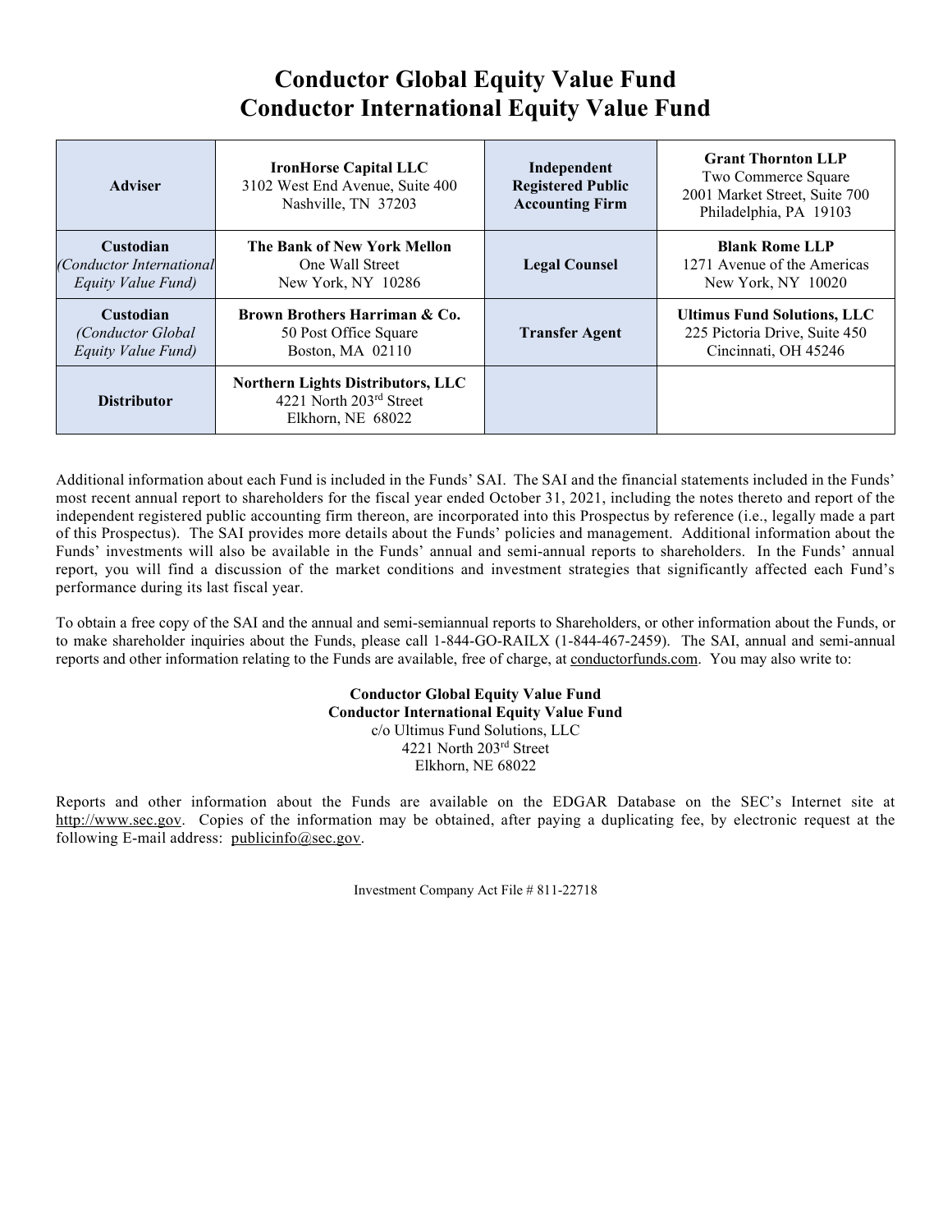# Conductor Global Equity Value Fund
# Conductor International Equity Value Fund

| | | | |
|---|---|---|---|
| **Adviser** | **IronHorse Capital LLC**<br>3102 West End Avenue, Suite 400<br>Nashville, TN 37203 | **Independent Registered Public Accounting Firm** | **Grant Thornton LLP**<br>Two Commerce Square<br>2001 Market Street, Suite 700<br>Philadelphia, PA 19103 |
| **Custodian**<br>*(Conductor International Equity Value Fund)* | **The Bank of New York Mellon**<br>One Wall Street<br>New York, NY 10286 | **Legal Counsel** | **Blank Rome LLP**<br>1271 Avenue of the Americas<br>New York, NY 10020 |
| **Custodian**<br>*(Conductor Global Equity Value Fund)* | **Brown Brothers Harriman & Co.**<br>50 Post Office Square<br>Boston, MA 02110 | **Transfer Agent** | **Ultimus Fund Solutions, LLC**<br>225 Pictoria Drive, Suite 450<br>Cincinnati, OH 45246 |
| **Distributor** | **Northern Lights Distributors, LLC**<br>4221 North 203rd Street<br>Elkhorn, NE 68022 | | |

Additional information about each Fund is included in the Funds' SAI. The SAI and the financial statements included in the Funds' most recent annual report to shareholders for the fiscal year ended October 31, 2021, including the notes thereto and report of the independent registered public accounting firm thereon, are incorporated into this Prospectus by reference (i.e., legally made a part of this Prospectus). The SAI provides more details about the Funds' policies and management. Additional information about the Funds' investments will also be available in the Funds' annual and semi-annual reports to shareholders. In the Funds' annual report, you will find a discussion of the market conditions and investment strategies that significantly affected each Fund's performance during its last fiscal year.

To obtain a free copy of the SAI and the annual and semi-semiannual reports to Shareholders, or other information about the Funds, or to make shareholder inquiries about the Funds, please call 1-844-GO-RAILX (1-844-467-2459). The SAI, annual and semi-annual reports and other information relating to the Funds are available, free of charge, at conductorfunds.com. You may also write to:

**Conductor Global Equity Value Fund**
**Conductor International Equity Value Fund**
c/o Ultimus Fund Solutions, LLC
4221 North 203rd Street
Elkhorn, NE 68022

Reports and other information about the Funds are available on the EDGAR Database on the SEC's Internet site at http://www.sec.gov. Copies of the information may be obtained, after paying a duplicating fee, by electronic request at the following E-mail address: publicinfo@sec.gov.

Investment Company Act File # 811-22718